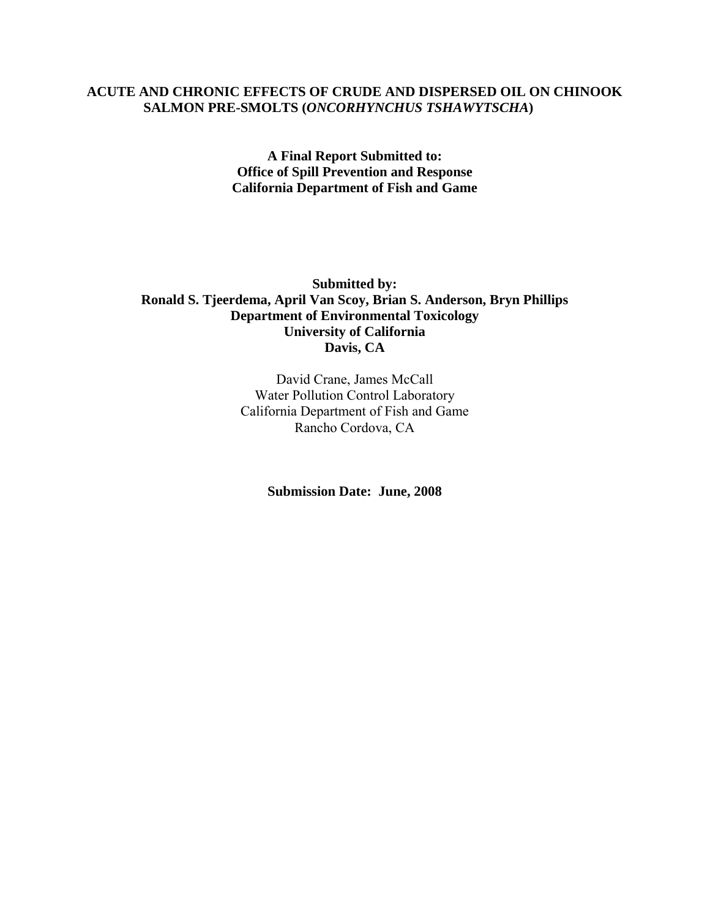# ACUTE AND CHRONIC EFFECTS OF CRUDE AND DISPERSED OIL ON CHINOOK SALMON PRE-SMOLTS (*ONCORHYNCHUS TSHAWYTSCHA*)

**A Final Report Submitted to:**
**Office of Spill Prevention and Response**
**California Department of Fish and Game**

**Submitted by:**
**Ronald S. Tjeerdema, April Van Scoy, Brian S. Anderson, Bryn Phillips**
**Department of Environmental Toxicology**
**University of California**
**Davis, CA**

David Crane, James McCall
Water Pollution Control Laboratory
California Department of Fish and Game
Rancho Cordova, CA

**Submission Date: June, 2008**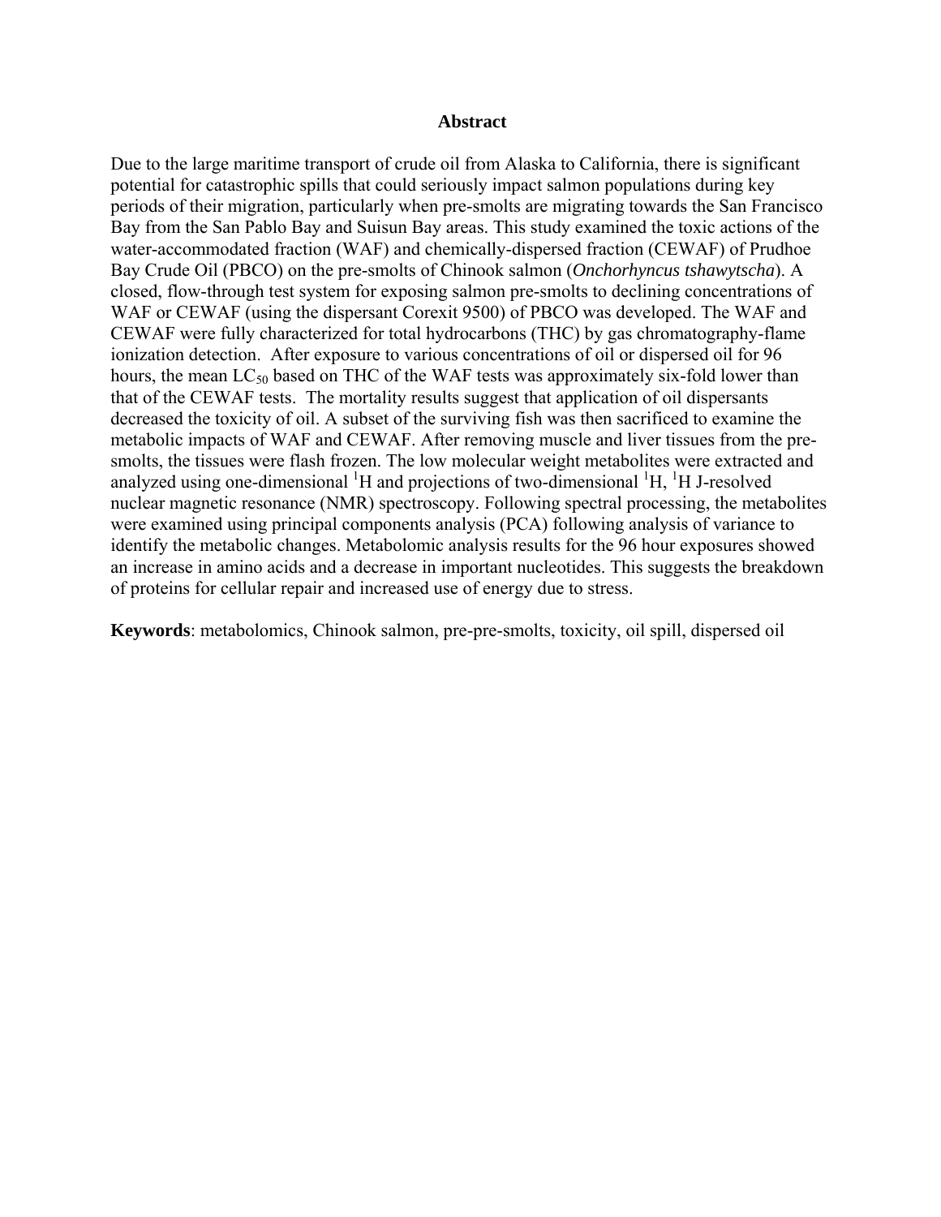# Abstract

Due to the large maritime transport of crude oil from Alaska to California, there is significant potential for catastrophic spills that could seriously impact salmon populations during key periods of their migration, particularly when pre-smolts are migrating towards the San Francisco Bay from the San Pablo Bay and Suisun Bay areas. This study examined the toxic actions of the water-accommodated fraction (WAF) and chemically-dispersed fraction (CEWAF) of Prudhoe Bay Crude Oil (PBCO) on the pre-smolts of Chinook salmon (*Onchorhyncus tshawytscha*). A closed, flow-through test system for exposing salmon pre-smolts to declining concentrations of WAF or CEWAF (using the dispersant Corexit 9500) of PBCO was developed. The WAF and CEWAF were fully characterized for total hydrocarbons (THC) by gas chromatography-flame ionization detection. After exposure to various concentrations of oil or dispersed oil for 96 hours, the mean $LC_{50}$ based on THC of the WAF tests was approximately six-fold lower than that of the CEWAF tests. The mortality results suggest that application of oil dispersants decreased the toxicity of oil. A subset of the surviving fish was then sacrificed to examine the metabolic impacts of WAF and CEWAF. After removing muscle and liver tissues from the pre-smolts, the tissues were flash frozen. The low molecular weight metabolites were extracted and analyzed using one-dimensional $^{1}$H and projections of two-dimensional $^{1}$H, $^{1}$H J-resolved nuclear magnetic resonance (NMR) spectroscopy. Following spectral processing, the metabolites were examined using principal components analysis (PCA) following analysis of variance to identify the metabolic changes. Metabolomic analysis results for the 96 hour exposures showed an increase in amino acids and a decrease in important nucleotides. This suggests the breakdown of proteins for cellular repair and increased use of energy due to stress.

**Keywords**: metabolomics, Chinook salmon, pre-pre-smolts, toxicity, oil spill, dispersed oil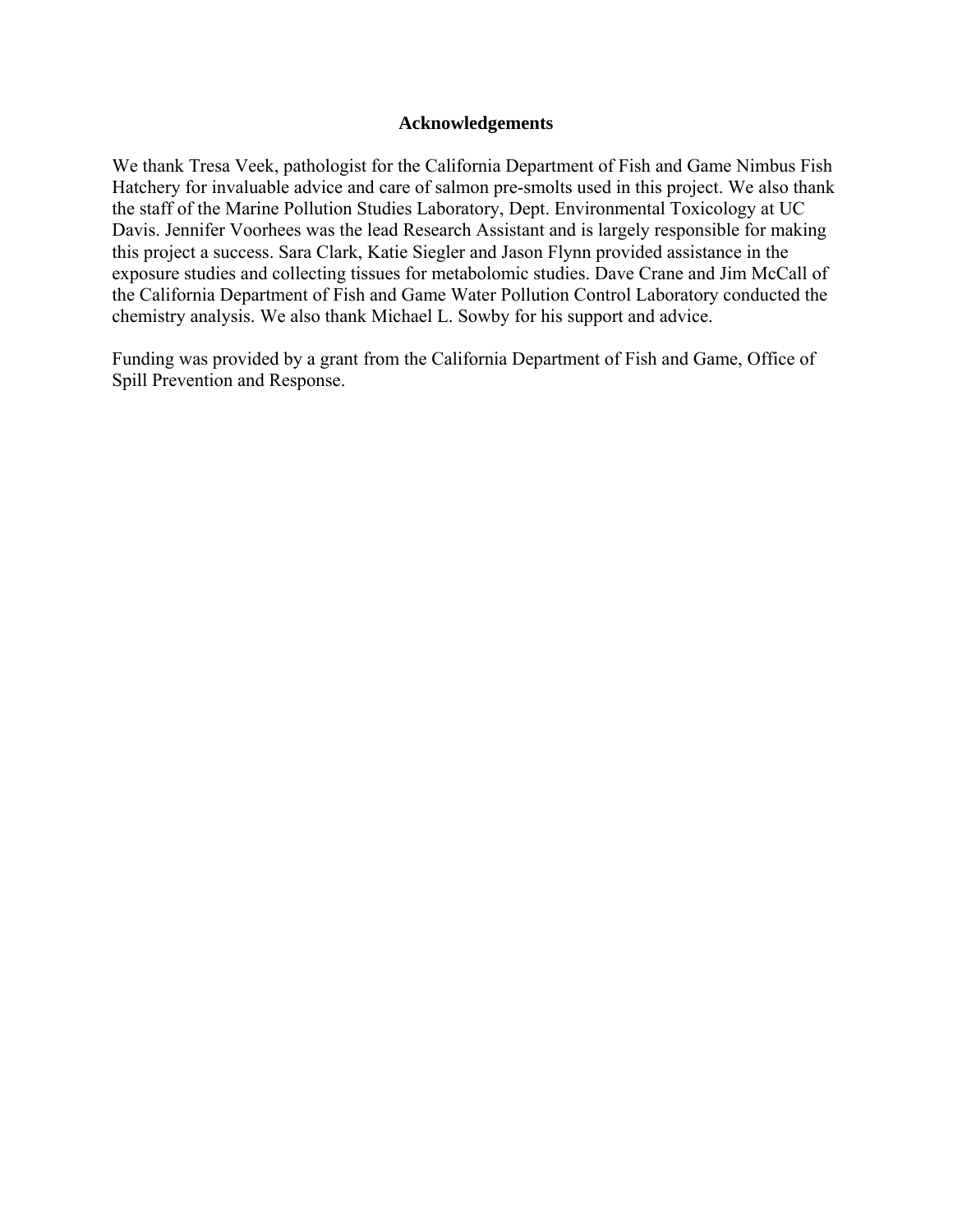## Acknowledgements

We thank Tresa Veek, pathologist for the California Department of Fish and Game Nimbus Fish Hatchery for invaluable advice and care of salmon pre-smolts used in this project. We also thank the staff of the Marine Pollution Studies Laboratory, Dept. Environmental Toxicology at UC Davis. Jennifer Voorhees was the lead Research Assistant and is largely responsible for making this project a success. Sara Clark, Katie Siegler and Jason Flynn provided assistance in the exposure studies and collecting tissues for metabolomic studies. Dave Crane and Jim McCall of the California Department of Fish and Game Water Pollution Control Laboratory conducted the chemistry analysis. We also thank Michael L. Sowby for his support and advice.

Funding was provided by a grant from the California Department of Fish and Game, Office of Spill Prevention and Response.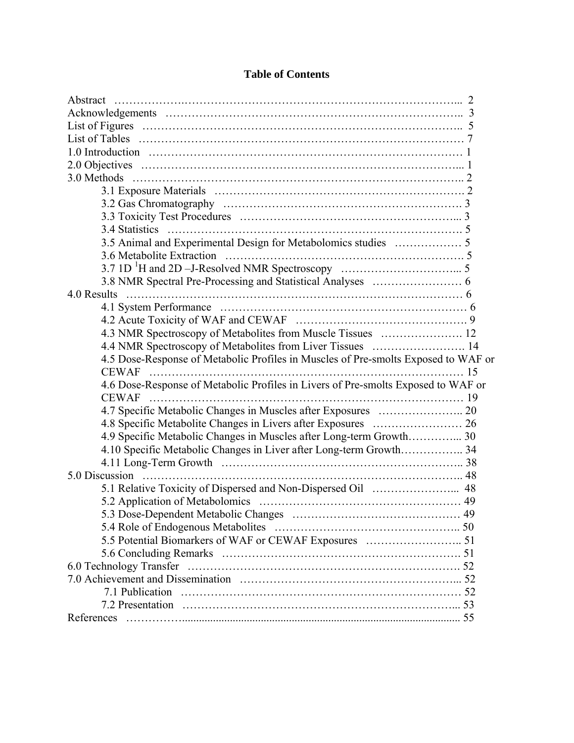## Table of Contents

Abstract ………………………………………………………………………………... 2
Acknowledgements ………………………………………………………………….. 3
List of Figures ……………………………………………………………………….. 5
List of Tables ………………………………………………………………………… 7
1.0 Introduction ………………………………………………………………………… 1
2.0 Objectives ………………………………………………………………………... 1
3.0 Methods ………………………………………………………………………….. 2
- 3.1 Exposure Materials ………………………………………………………. 2
- 3.2 Gas Chromatography ……………………………………………………. 3
- 3.3 Toxicity Test Procedures ………………………………………………... 3
- 3.4 Statistics …………………………………………………………………. 5
- 3.5 Animal and Experimental Design for Metabolomics studies ……………… 5
- 3.6 Metabolite Extraction ……………………………………………………. 5
- 3.7 1D $^1$H and 2D –J-Resolved NMR Spectroscopy ………………………... 5
- 3.8 NMR Spectral Pre-Processing and Statistical Analyses …………………… 6

4.0 Results ……………………………………………………………………………… 6
- 4.1 System Performance ……………………………………………………… 6
- 4.2 Acute Toxicity of WAF and CEWAF ……………………………………… 9
- 4.3 NMR Spectroscopy of Metabolites from Muscle Tissues …………………. 12
- 4.4 NMR Spectroscopy of Metabolites from Liver Tissues ……………………. 14
- 4.5 Dose-Response of Metabolic Profiles in Muscles of Pre-smolts Exposed to WAF or CEWAF ……………………………………………………………………… 15
- 4.6 Dose-Response of Metabolic Profiles in Livers of Pre-smolts Exposed to WAF or CEWAF ……………………………………………………………………… 19
- 4.7 Specific Metabolic Changes in Muscles after Exposures ………………….. 20
- 4.8 Specific Metabolite Changes in Livers after Exposures …………………… 26
- 4.9 Specific Metabolic Changes in Muscles after Long-term Growth………….. 30
- 4.10 Specific Metabolic Changes in Liver after Long-term Growth…………….. 34
- 4.11 Long-Term Growth …………………………………………………….. 38

5.0 Discussion ……………………………………………………………………….. 48
- 5.1 Relative Toxicity of Dispersed and Non-Dispersed Oil …………………... 48
- 5.2 Application of Metabolomics ……………………………………………… 49
- 5.3 Dose-Dependent Metabolic Changes ……………………………………… 49
- 5.4 Role of Endogenous Metabolites ………………………………………….. 50
- 5.5 Potential Biomarkers of WAF or CEWAF Exposures …………………….. 51
- 5.6 Concluding Remarks ……………………………………………………… 51

6.0 Technology Transfer ……………………………………………………………… 52
7.0 Achievement and Dissemination ………………………………………………... 52
- 7.1 Publication ……………………………………………………………… 52
- 7.2 Presentation ……………………………………………………………... 53

References ……………................................................................................................ 55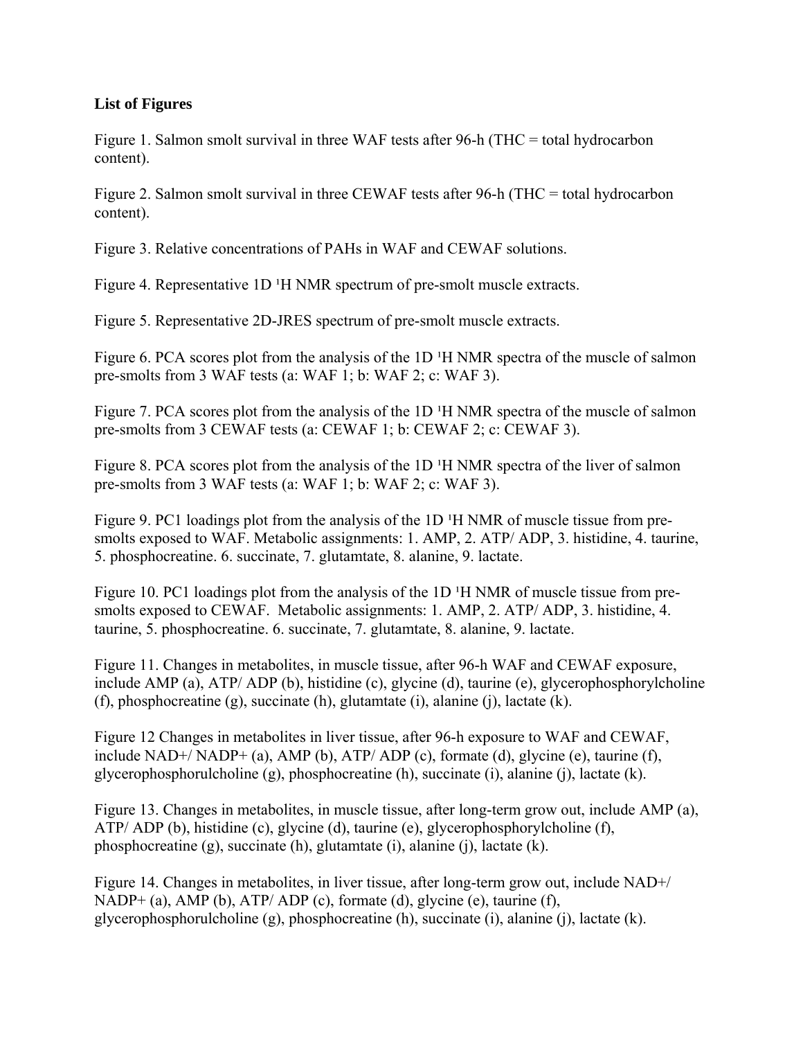**List of Figures**

Figure 1. Salmon smolt survival in three WAF tests after 96-h (THC = total hydrocarbon content).

Figure 2. Salmon smolt survival in three CEWAF tests after 96-h (THC = total hydrocarbon content).

Figure 3. Relative concentrations of PAHs in WAF and CEWAF solutions.

Figure 4. Representative 1D ¹H NMR spectrum of pre-smolt muscle extracts.

Figure 5. Representative 2D-JRES spectrum of pre-smolt muscle extracts.

Figure 6. PCA scores plot from the analysis of the 1D ¹H NMR spectra of the muscle of salmon pre-smolts from 3 WAF tests (a: WAF 1; b: WAF 2; c: WAF 3).

Figure 7. PCA scores plot from the analysis of the 1D ¹H NMR spectra of the muscle of salmon pre-smolts from 3 CEWAF tests (a: CEWAF 1; b: CEWAF 2; c: CEWAF 3).

Figure 8. PCA scores plot from the analysis of the 1D ¹H NMR spectra of the liver of salmon pre-smolts from 3 WAF tests (a: WAF 1; b: WAF 2; c: WAF 3).

Figure 9. PC1 loadings plot from the analysis of the 1D ¹H NMR of muscle tissue from pre-smolts exposed to WAF. Metabolic assignments: 1. AMP, 2. ATP/ ADP, 3. histidine, 4. taurine, 5. phosphocreatine. 6. succinate, 7. glutamtate, 8. alanine, 9. lactate.

Figure 10. PC1 loadings plot from the analysis of the 1D ¹H NMR of muscle tissue from pre-smolts exposed to CEWAF. Metabolic assignments: 1. AMP, 2. ATP/ ADP, 3. histidine, 4. taurine, 5. phosphocreatine. 6. succinate, 7. glutamtate, 8. alanine, 9. lactate.

Figure 11. Changes in metabolites, in muscle tissue, after 96-h WAF and CEWAF exposure, include AMP (a), ATP/ ADP (b), histidine (c), glycine (d), taurine (e), glycerophosphorylcholine (f), phosphocreatine (g), succinate (h), glutamtate (i), alanine (j), lactate (k).

Figure 12 Changes in metabolites in liver tissue, after 96-h exposure to WAF and CEWAF, include NAD+/ NADP+ (a), AMP (b), ATP/ ADP (c), formate (d), glycine (e), taurine (f), glycerophosphorulcholine (g), phosphocreatine (h), succinate (i), alanine (j), lactate (k).

Figure 13. Changes in metabolites, in muscle tissue, after long-term grow out, include AMP (a), ATP/ ADP (b), histidine (c), glycine (d), taurine (e), glycerophosphorylcholine (f), phosphocreatine (g), succinate (h), glutamtate (i), alanine (j), lactate (k).

Figure 14. Changes in metabolites, in liver tissue, after long-term grow out, include NAD+/ NADP+ (a), AMP (b), ATP/ ADP (c), formate (d), glycine (e), taurine (f), glycerophosphorulcholine (g), phosphocreatine (h), succinate (i), alanine (j), lactate (k).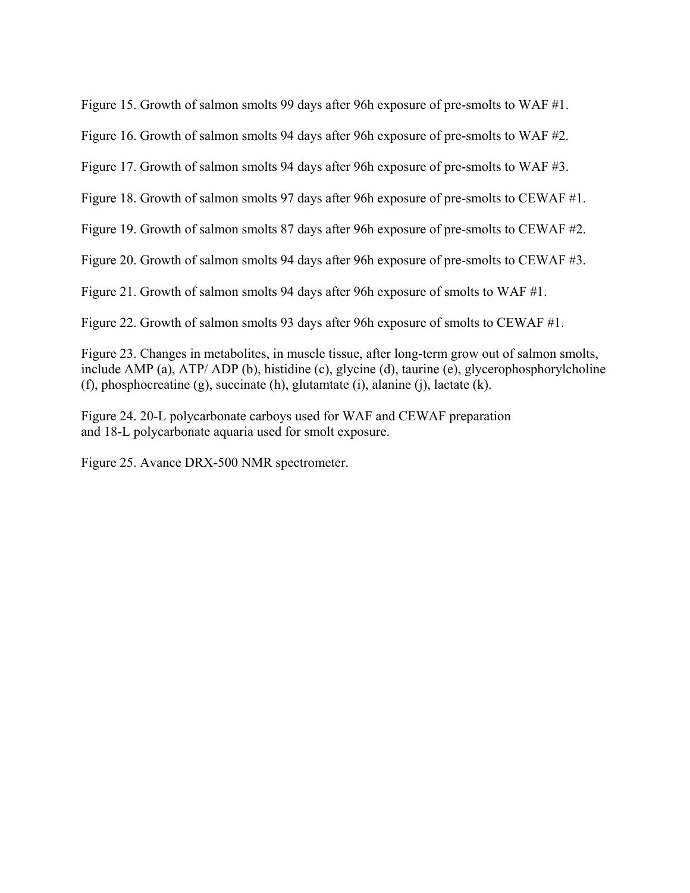Figure 15. Growth of salmon smolts 99 days after 96h exposure of pre-smolts to WAF #1.

Figure 16. Growth of salmon smolts 94 days after 96h exposure of pre-smolts to WAF #2.

Figure 17. Growth of salmon smolts 94 days after 96h exposure of pre-smolts to WAF #3.

Figure 18. Growth of salmon smolts 97 days after 96h exposure of pre-smolts to CEWAF #1.

Figure 19. Growth of salmon smolts 87 days after 96h exposure of pre-smolts to CEWAF #2.

Figure 20. Growth of salmon smolts 94 days after 96h exposure of pre-smolts to CEWAF #3.

Figure 21. Growth of salmon smolts 94 days after 96h exposure of smolts to WAF #1.

Figure 22. Growth of salmon smolts 93 days after 96h exposure of smolts to CEWAF #1.

Figure 23. Changes in metabolites, in muscle tissue, after long-term grow out of salmon smolts, include AMP (a), ATP/ ADP (b), histidine (c), glycine (d), taurine (e), glycerophosphorylcholine (f), phosphocreatine (g), succinate (h), glutamtate (i), alanine (j), lactate (k).

Figure 24. 20-L polycarbonate carboys used for WAF and CEWAF preparation and 18-L polycarbonate aquaria used for smolt exposure.

Figure 25. Avance DRX-500 NMR spectrometer.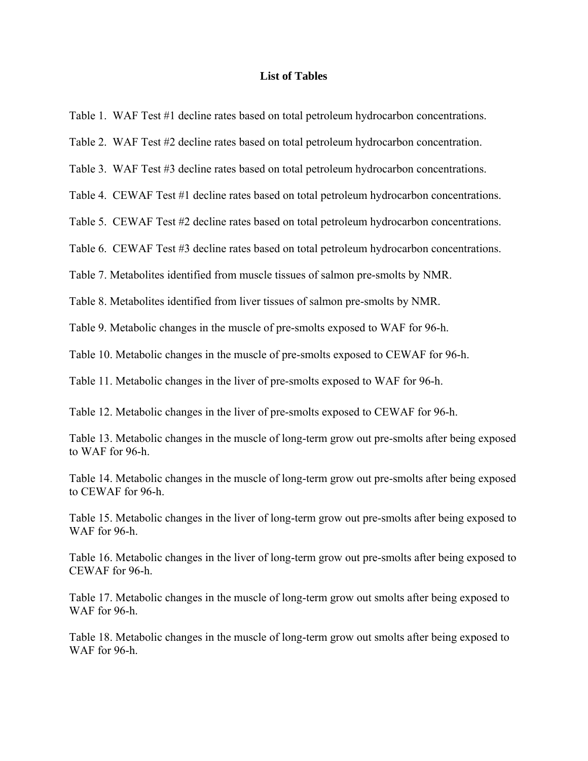## List of Tables

Table 1. WAF Test #1 decline rates based on total petroleum hydrocarbon concentrations.

Table 2. WAF Test #2 decline rates based on total petroleum hydrocarbon concentration.

Table 3. WAF Test #3 decline rates based on total petroleum hydrocarbon concentrations.

Table 4. CEWAF Test #1 decline rates based on total petroleum hydrocarbon concentrations.

Table 5. CEWAF Test #2 decline rates based on total petroleum hydrocarbon concentrations.

Table 6. CEWAF Test #3 decline rates based on total petroleum hydrocarbon concentrations.

Table 7. Metabolites identified from muscle tissues of salmon pre-smolts by NMR.

Table 8. Metabolites identified from liver tissues of salmon pre-smolts by NMR.

Table 9. Metabolic changes in the muscle of pre-smolts exposed to WAF for 96-h.

Table 10. Metabolic changes in the muscle of pre-smolts exposed to CEWAF for 96-h.

Table 11. Metabolic changes in the liver of pre-smolts exposed to WAF for 96-h.

Table 12. Metabolic changes in the liver of pre-smolts exposed to CEWAF for 96-h.

Table 13. Metabolic changes in the muscle of long-term grow out pre-smolts after being exposed to WAF for 96-h.

Table 14. Metabolic changes in the muscle of long-term grow out pre-smolts after being exposed to CEWAF for 96-h.

Table 15. Metabolic changes in the liver of long-term grow out pre-smolts after being exposed to WAF for 96-h.

Table 16. Metabolic changes in the liver of long-term grow out pre-smolts after being exposed to CEWAF for 96-h.

Table 17. Metabolic changes in the muscle of long-term grow out smolts after being exposed to WAF for 96-h.

Table 18. Metabolic changes in the muscle of long-term grow out smolts after being exposed to WAF for 96-h.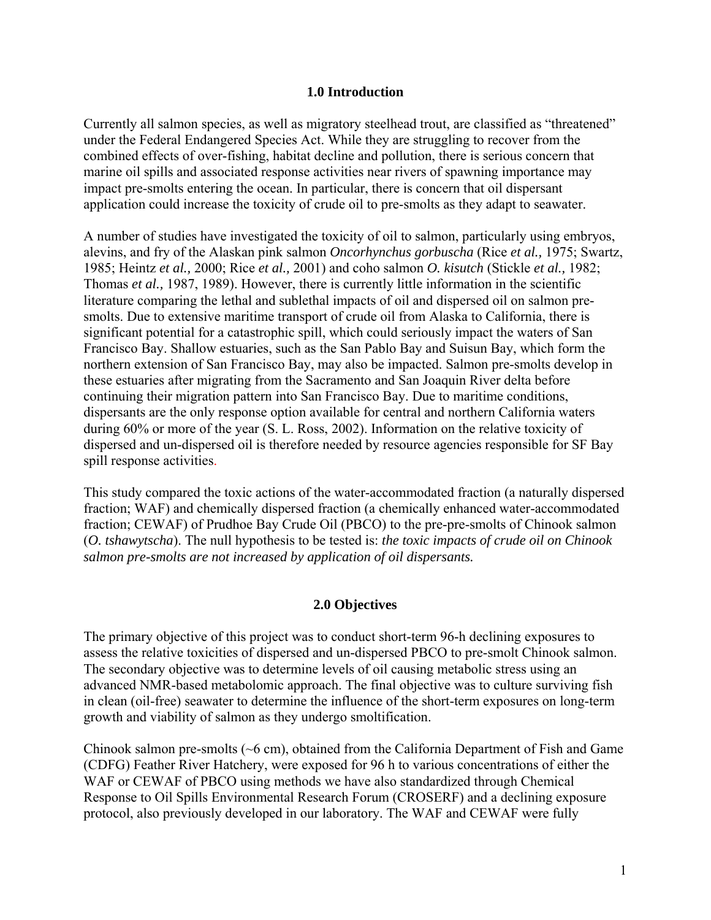## 1.0 Introduction

Currently all salmon species, as well as migratory steelhead trout, are classified as "threatened" under the Federal Endangered Species Act. While they are struggling to recover from the combined effects of over-fishing, habitat decline and pollution, there is serious concern that marine oil spills and associated response activities near rivers of spawning importance may impact pre-smolts entering the ocean. In particular, there is concern that oil dispersant application could increase the toxicity of crude oil to pre-smolts as they adapt to seawater.

A number of studies have investigated the toxicity of oil to salmon, particularly using embryos, alevins, and fry of the Alaskan pink salmon *Oncorhynchus gorbuscha* (Rice *et al.,* 1975; Swartz, 1985; Heintz *et al.,* 2000; Rice *et al.,* 2001) and coho salmon *O. kisutch* (Stickle *et al.,* 1982; Thomas *et al.,* 1987, 1989). However, there is currently little information in the scientific literature comparing the lethal and sublethal impacts of oil and dispersed oil on salmon pre-smolts. Due to extensive maritime transport of crude oil from Alaska to California, there is significant potential for a catastrophic spill, which could seriously impact the waters of San Francisco Bay. Shallow estuaries, such as the San Pablo Bay and Suisun Bay, which form the northern extension of San Francisco Bay, may also be impacted. Salmon pre-smolts develop in these estuaries after migrating from the Sacramento and San Joaquin River delta before continuing their migration pattern into San Francisco Bay. Due to maritime conditions, dispersants are the only response option available for central and northern California waters during 60% or more of the year (S. L. Ross, 2002). Information on the relative toxicity of dispersed and un-dispersed oil is therefore needed by resource agencies responsible for SF Bay spill response activities.

This study compared the toxic actions of the water-accommodated fraction (a naturally dispersed fraction; WAF) and chemically dispersed fraction (a chemically enhanced water-accommodated fraction; CEWAF) of Prudhoe Bay Crude Oil (PBCO) to the pre-pre-smolts of Chinook salmon (*O. tshawytscha*). The null hypothesis to be tested is: ***the toxic impacts of crude oil on Chinook salmon pre-smolts are not increased by application of oil dispersants.***

## 2.0 Objectives

The primary objective of this project was to conduct short-term 96-h declining exposures to assess the relative toxicities of dispersed and un-dispersed PBCO to pre-smolt Chinook salmon. The secondary objective was to determine levels of oil causing metabolic stress using an advanced NMR-based metabolomic approach. The final objective was to culture surviving fish in clean (oil-free) seawater to determine the influence of the short-term exposures on long-term growth and viability of salmon as they undergo smoltification.

Chinook salmon pre-smolts (~6 cm), obtained from the California Department of Fish and Game (CDFG) Feather River Hatchery, were exposed for 96 h to various concentrations of either the WAF or CEWAF of PBCO using methods we have also standardized through Chemical Response to Oil Spills Environmental Research Forum (CROSERF) and a declining exposure protocol, also previously developed in our laboratory. The WAF and CEWAF were fully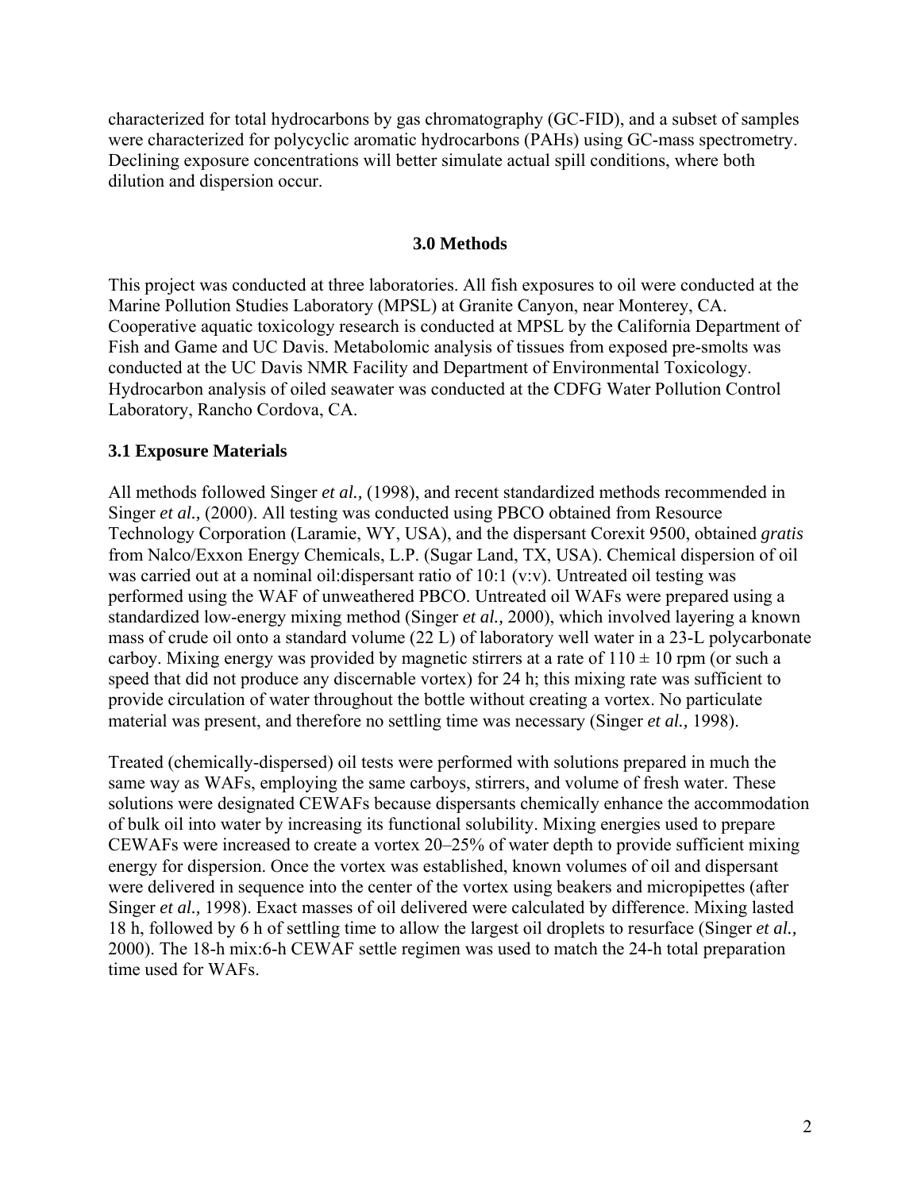characterized for total hydrocarbons by gas chromatography (GC-FID), and a subset of samples were characterized for polycyclic aromatic hydrocarbons (PAHs) using GC-mass spectrometry. Declining exposure concentrations will better simulate actual spill conditions, where both dilution and dispersion occur.

## 3.0 Methods

This project was conducted at three laboratories. All fish exposures to oil were conducted at the Marine Pollution Studies Laboratory (MPSL) at Granite Canyon, near Monterey, CA. Cooperative aquatic toxicology research is conducted at MPSL by the California Department of Fish and Game and UC Davis. Metabolomic analysis of tissues from exposed pre-smolts was conducted at the UC Davis NMR Facility and Department of Environmental Toxicology. Hydrocarbon analysis of oiled seawater was conducted at the CDFG Water Pollution Control Laboratory, Rancho Cordova, CA.

### 3.1 Exposure Materials

All methods followed Singer *et al.,* (1998), and recent standardized methods recommended in Singer *et al.,* (2000). All testing was conducted using PBCO obtained from Resource Technology Corporation (Laramie, WY, USA), and the dispersant Corexit 9500, obtained *gratis* from Nalco/Exxon Energy Chemicals, L.P. (Sugar Land, TX, USA). Chemical dispersion of oil was carried out at a nominal oil:dispersant ratio of 10:1 (v:v). Untreated oil testing was performed using the WAF of unweathered PBCO. Untreated oil WAFs were prepared using a standardized low-energy mixing method (Singer *et al.,* 2000), which involved layering a known mass of crude oil onto a standard volume (22 L) of laboratory well water in a 23-L polycarbonate carboy. Mixing energy was provided by magnetic stirrers at a rate of $110 \pm 10$ rpm (or such a speed that did not produce any discernable vortex) for 24 h; this mixing rate was sufficient to provide circulation of water throughout the bottle without creating a vortex. No particulate material was present, and therefore no settling time was necessary (Singer *et al.,* 1998).

Treated (chemically-dispersed) oil tests were performed with solutions prepared in much the same way as WAFs, employing the same carboys, stirrers, and volume of fresh water. These solutions were designated CEWAFs because dispersants chemically enhance the accommodation of bulk oil into water by increasing its functional solubility. Mixing energies used to prepare CEWAFs were increased to create a vortex 20–25% of water depth to provide sufficient mixing energy for dispersion. Once the vortex was established, known volumes of oil and dispersant were delivered in sequence into the center of the vortex using beakers and micropipettes (after Singer *et al.,* 1998). Exact masses of oil delivered were calculated by difference. Mixing lasted 18 h, followed by 6 h of settling time to allow the largest oil droplets to resurface (Singer *et al.,* 2000). The 18-h mix:6-h CEWAF settle regimen was used to match the 24-h total preparation time used for WAFs.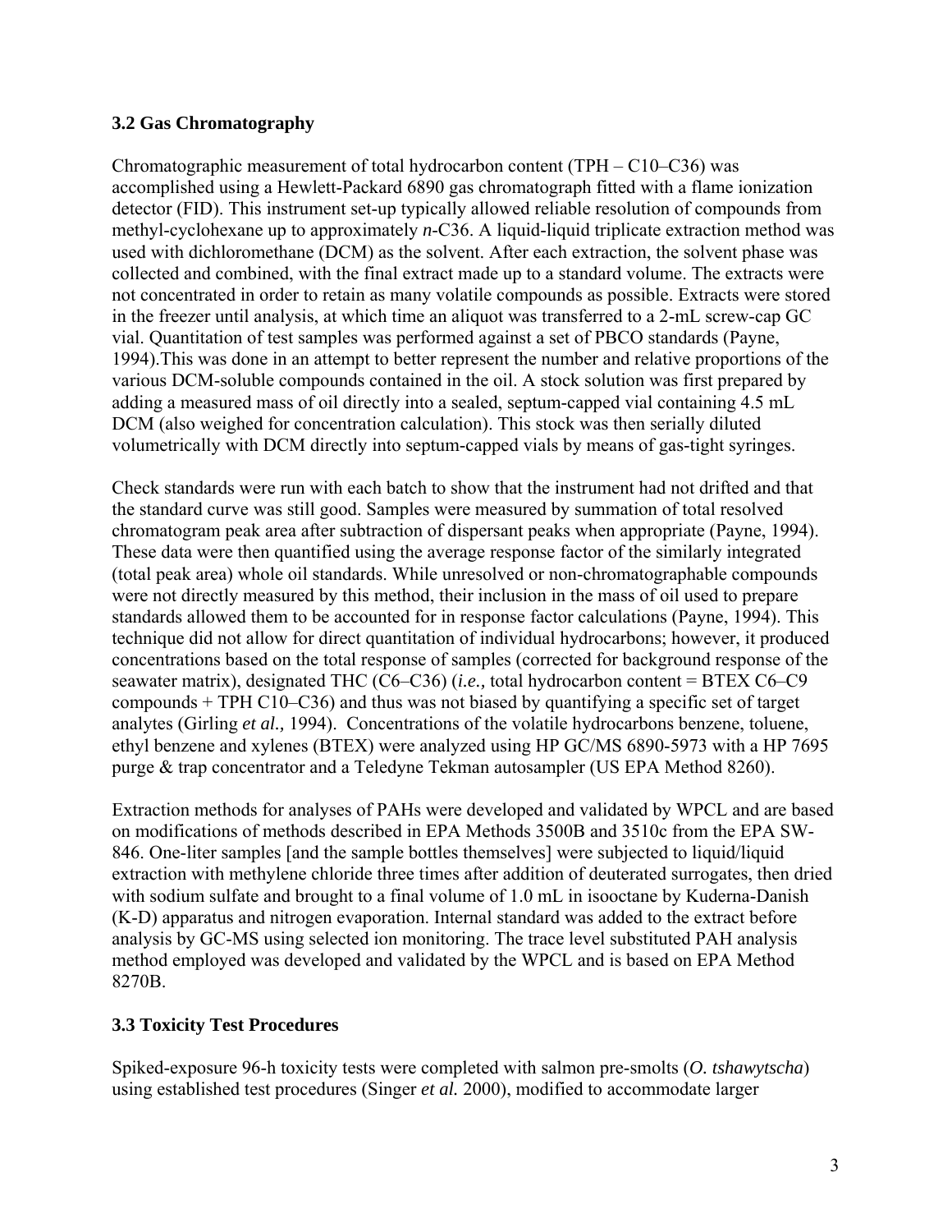### 3.2 Gas Chromatography

Chromatographic measurement of total hydrocarbon content (TPH – C10–C36) was accomplished using a Hewlett-Packard 6890 gas chromatograph fitted with a flame ionization detector (FID). This instrument set-up typically allowed reliable resolution of compounds from methyl-cyclohexane up to approximately *n*-C36. A liquid-liquid triplicate extraction method was used with dichloromethane (DCM) as the solvent. After each extraction, the solvent phase was collected and combined, with the final extract made up to a standard volume. The extracts were not concentrated in order to retain as many volatile compounds as possible. Extracts were stored in the freezer until analysis, at which time an aliquot was transferred to a 2-mL screw-cap GC vial. Quantitation of test samples was performed against a set of PBCO standards (Payne, 1994).This was done in an attempt to better represent the number and relative proportions of the various DCM-soluble compounds contained in the oil. A stock solution was first prepared by adding a measured mass of oil directly into a sealed, septum-capped vial containing 4.5 mL DCM (also weighed for concentration calculation). This stock was then serially diluted volumetrically with DCM directly into septum-capped vials by means of gas-tight syringes.

Check standards were run with each batch to show that the instrument had not drifted and that the standard curve was still good. Samples were measured by summation of total resolved chromatogram peak area after subtraction of dispersant peaks when appropriate (Payne, 1994). These data were then quantified using the average response factor of the similarly integrated (total peak area) whole oil standards. While unresolved or non-chromatographable compounds were not directly measured by this method, their inclusion in the mass of oil used to prepare standards allowed them to be accounted for in response factor calculations (Payne, 1994). This technique did not allow for direct quantitation of individual hydrocarbons; however, it produced concentrations based on the total response of samples (corrected for background response of the seawater matrix), designated THC (C6–C36) (*i.e.,* total hydrocarbon content = BTEX C6–C9 compounds + TPH C10–C36) and thus was not biased by quantifying a specific set of target analytes (Girling *et al.,* 1994). Concentrations of the volatile hydrocarbons benzene, toluene, ethyl benzene and xylenes (BTEX) were analyzed using HP GC/MS 6890-5973 with a HP 7695 purge & trap concentrator and a Teledyne Tekman autosampler (US EPA Method 8260).

Extraction methods for analyses of PAHs were developed and validated by WPCL and are based on modifications of methods described in EPA Methods 3500B and 3510c from the EPA SW-846. One-liter samples [and the sample bottles themselves] were subjected to liquid/liquid extraction with methylene chloride three times after addition of deuterated surrogates, then dried with sodium sulfate and brought to a final volume of 1.0 mL in isooctane by Kuderna-Danish (K-D) apparatus and nitrogen evaporation. Internal standard was added to the extract before analysis by GC-MS using selected ion monitoring. The trace level substituted PAH analysis method employed was developed and validated by the WPCL and is based on EPA Method 8270B.

### 3.3 Toxicity Test Procedures

Spiked-exposure 96-h toxicity tests were completed with salmon pre-smolts (*O. tshawytscha*) using established test procedures (Singer *et al.* 2000), modified to accommodate larger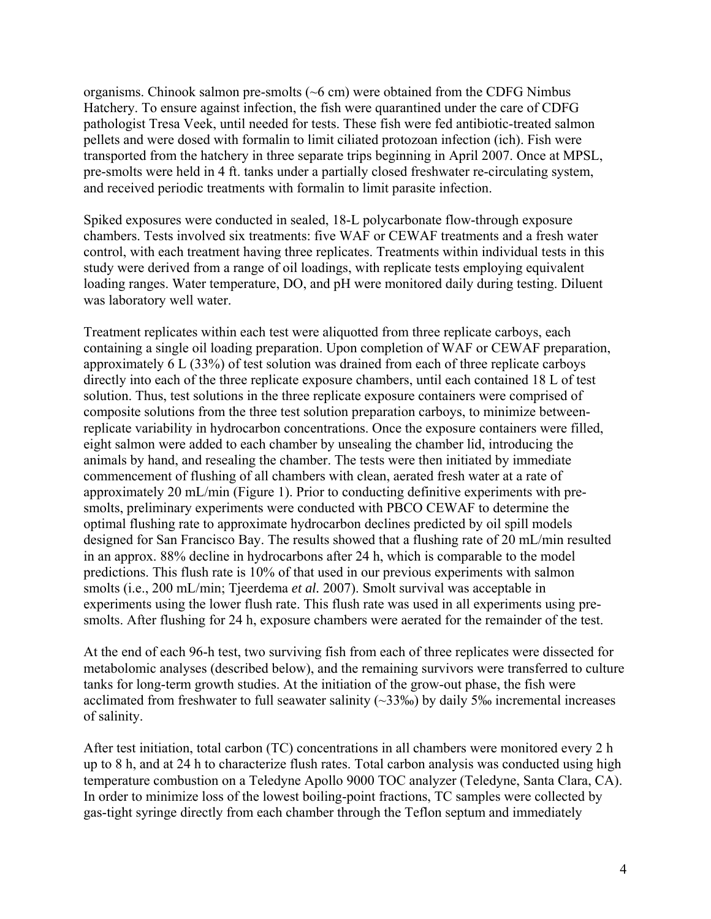organisms. Chinook salmon pre-smolts (~6 cm) were obtained from the CDFG Nimbus Hatchery. To ensure against infection, the fish were quarantined under the care of CDFG pathologist Tresa Veek, until needed for tests. These fish were fed antibiotic-treated salmon pellets and were dosed with formalin to limit ciliated protozoan infection (ich). Fish were transported from the hatchery in three separate trips beginning in April 2007. Once at MPSL, pre-smolts were held in 4 ft. tanks under a partially closed freshwater re-circulating system, and received periodic treatments with formalin to limit parasite infection.

Spiked exposures were conducted in sealed, 18-L polycarbonate flow-through exposure chambers. Tests involved six treatments: five WAF or CEWAF treatments and a fresh water control, with each treatment having three replicates. Treatments within individual tests in this study were derived from a range of oil loadings, with replicate tests employing equivalent loading ranges. Water temperature, DO, and pH were monitored daily during testing. Diluent was laboratory well water.

Treatment replicates within each test were aliquotted from three replicate carboys, each containing a single oil loading preparation. Upon completion of WAF or CEWAF preparation, approximately 6 L (33%) of test solution was drained from each of three replicate carboys directly into each of the three replicate exposure chambers, until each contained 18 L of test solution. Thus, test solutions in the three replicate exposure containers were comprised of composite solutions from the three test solution preparation carboys, to minimize between-replicate variability in hydrocarbon concentrations. Once the exposure containers were filled, eight salmon were added to each chamber by unsealing the chamber lid, introducing the animals by hand, and resealing the chamber. The tests were then initiated by immediate commencement of flushing of all chambers with clean, aerated fresh water at a rate of approximately 20 mL/min (Figure 1). Prior to conducting definitive experiments with pre-smolts, preliminary experiments were conducted with PBCO CEWAF to determine the optimal flushing rate to approximate hydrocarbon declines predicted by oil spill models designed for San Francisco Bay. The results showed that a flushing rate of 20 mL/min resulted in an approx. 88% decline in hydrocarbons after 24 h, which is comparable to the model predictions. This flush rate is 10% of that used in our previous experiments with salmon smolts (i.e., 200 mL/min; Tjeerdema *et al.* 2007). Smolt survival was acceptable in experiments using the lower flush rate. This flush rate was used in all experiments using pre-smolts. After flushing for 24 h, exposure chambers were aerated for the remainder of the test.

At the end of each 96-h test, two surviving fish from each of three replicates were dissected for metabolomic analyses (described below), and the remaining survivors were transferred to culture tanks for long-term growth studies. At the initiation of the grow-out phase, the fish were acclimated from freshwater to full seawater salinity (~33‰) by daily 5‰ incremental increases of salinity.

After test initiation, total carbon (TC) concentrations in all chambers were monitored every 2 h up to 8 h, and at 24 h to characterize flush rates. Total carbon analysis was conducted using high temperature combustion on a Teledyne Apollo 9000 TOC analyzer (Teledyne, Santa Clara, CA). In order to minimize loss of the lowest boiling-point fractions, TC samples were collected by gas-tight syringe directly from each chamber through the Teflon septum and immediately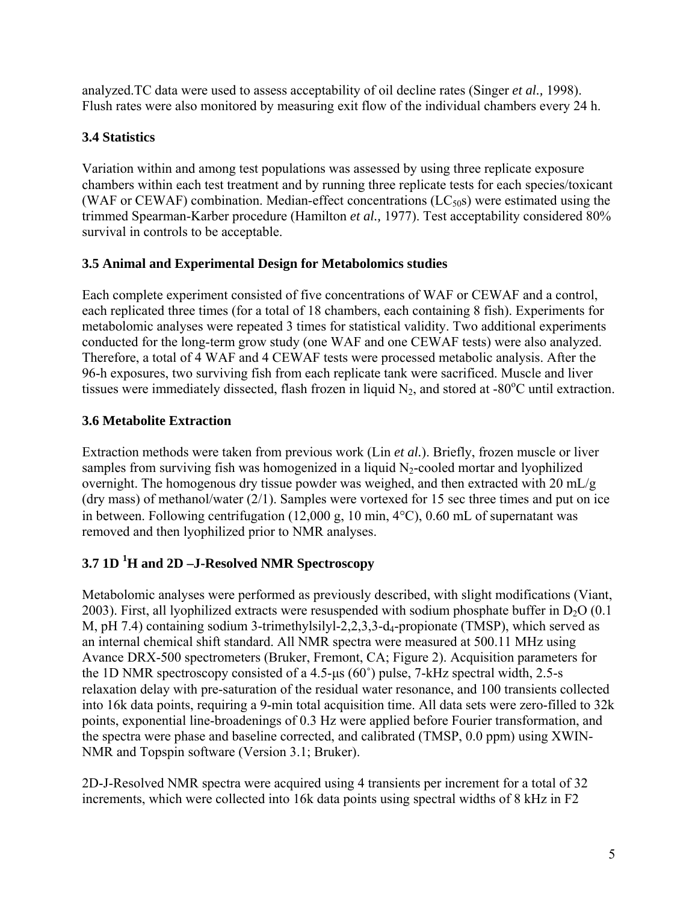analyzed.TC data were used to assess acceptability of oil decline rates (Singer *et al.,* 1998). Flush rates were also monitored by measuring exit flow of the individual chambers every 24 h.

### 3.4 Statistics

Variation within and among test populations was assessed by using three replicate exposure chambers within each test treatment and by running three replicate tests for each species/toxicant (WAF or CEWAF) combination. Median-effect concentrations ($LC_{50}$s) were estimated using the trimmed Spearman-Karber procedure (Hamilton *et al.,* 1977). Test acceptability considered 80% survival in controls to be acceptable.

### 3.5 Animal and Experimental Design for Metabolomics studies

Each complete experiment consisted of five concentrations of WAF or CEWAF and a control, each replicated three times (for a total of 18 chambers, each containing 8 fish). Experiments for metabolomic analyses were repeated 3 times for statistical validity. Two additional experiments conducted for the long-term grow study (one WAF and one CEWAF tests) were also analyzed. Therefore, a total of 4 WAF and 4 CEWAF tests were processed metabolic analysis. After the 96-h exposures, two surviving fish from each replicate tank were sacrificed. Muscle and liver tissues were immediately dissected, flash frozen in liquid $N_2$, and stored at -80°C until extraction.

### 3.6 Metabolite Extraction

Extraction methods were taken from previous work (Lin *et al.*). Briefly, frozen muscle or liver samples from surviving fish was homogenized in a liquid $N_2$-cooled mortar and lyophilized overnight. The homogenous dry tissue powder was weighed, and then extracted with 20 mL/g (dry mass) of methanol/water (2/1). Samples were vortexed for 15 sec three times and put on ice in between. Following centrifugation (12,000 g, 10 min, 4°C), 0.60 mL of supernatant was removed and then lyophilized prior to NMR analyses.

### 3.7 1D $^1$H and 2D –J-Resolved NMR Spectroscopy

Metabolomic analyses were performed as previously described, with slight modifications (Viant, 2003). First, all lyophilized extracts were resuspended with sodium phosphate buffer in $D_2O$ (0.1 M, pH 7.4) containing sodium 3-trimethylsilyl-2,2,3,3-$d_4$-propionate (TMSP), which served as an internal chemical shift standard. All NMR spectra were measured at 500.11 MHz using Avance DRX-500 spectrometers (Bruker, Fremont, CA; Figure 2). Acquisition parameters for the 1D NMR spectroscopy consisted of a 4.5-μs (60˚) pulse, 7-kHz spectral width, 2.5-s relaxation delay with pre-saturation of the residual water resonance, and 100 transients collected into 16k data points, requiring a 9-min total acquisition time. All data sets were zero-filled to 32k points, exponential line-broadenings of 0.3 Hz were applied before Fourier transformation, and the spectra were phase and baseline corrected, and calibrated (TMSP, 0.0 ppm) using XWIN-NMR and Topspin software (Version 3.1; Bruker).

2D-J-Resolved NMR spectra were acquired using 4 transients per increment for a total of 32 increments, which were collected into 16k data points using spectral widths of 8 kHz in F2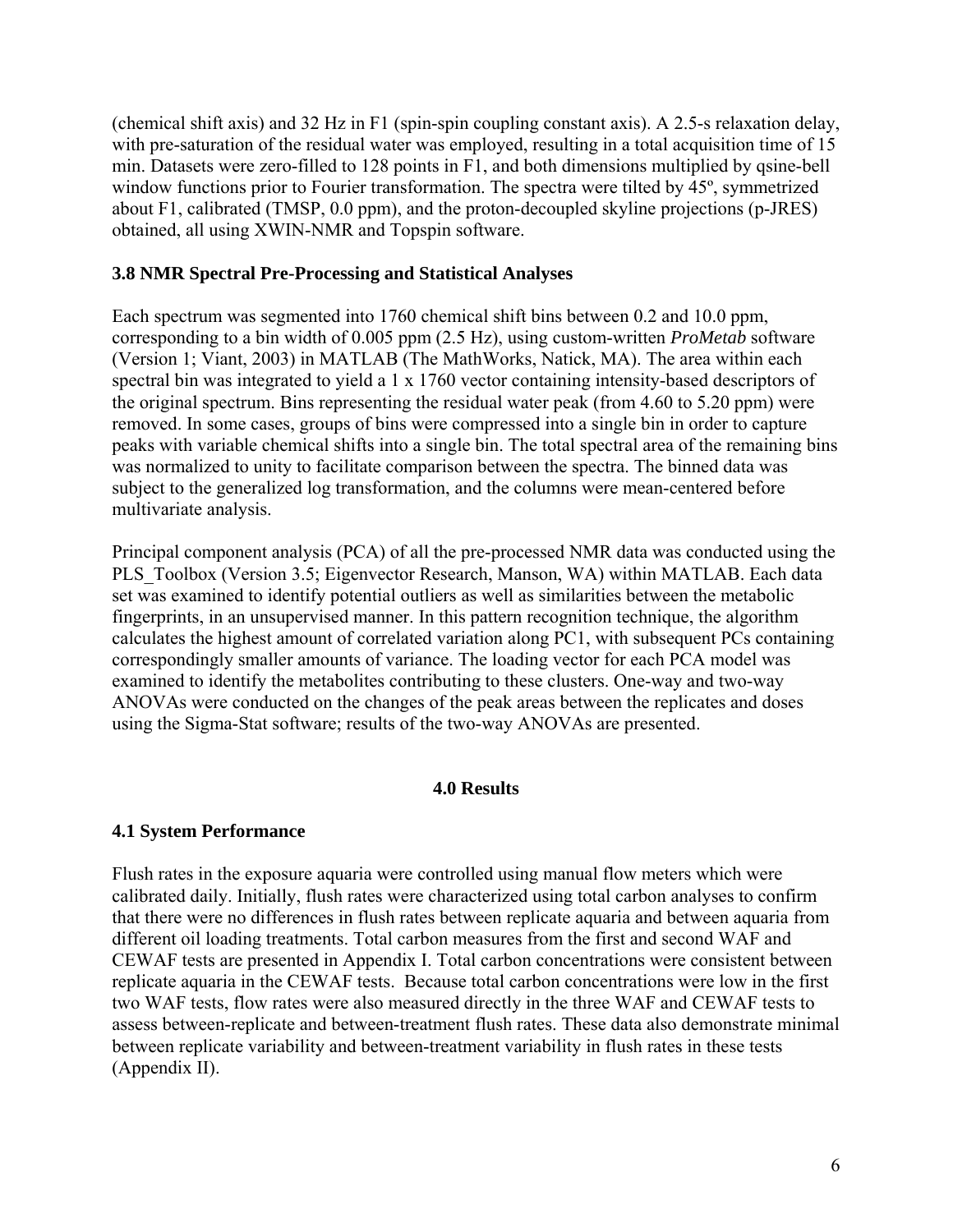(chemical shift axis) and 32 Hz in F1 (spin-spin coupling constant axis). A 2.5-s relaxation delay, with pre-saturation of the residual water was employed, resulting in a total acquisition time of 15 min. Datasets were zero-filled to 128 points in F1, and both dimensions multiplied by qsine-bell window functions prior to Fourier transformation. The spectra were tilted by 45º, symmetrized about F1, calibrated (TMSP, 0.0 ppm), and the proton-decoupled skyline projections (p-JRES) obtained, all using XWIN-NMR and Topspin software.

### 3.8 NMR Spectral Pre-Processing and Statistical Analyses

Each spectrum was segmented into 1760 chemical shift bins between 0.2 and 10.0 ppm, corresponding to a bin width of 0.005 ppm (2.5 Hz), using custom-written *ProMetab* software (Version 1; Viant, 2003) in MATLAB (The MathWorks, Natick, MA). The area within each spectral bin was integrated to yield a 1 x 1760 vector containing intensity-based descriptors of the original spectrum. Bins representing the residual water peak (from 4.60 to 5.20 ppm) were removed. In some cases, groups of bins were compressed into a single bin in order to capture peaks with variable chemical shifts into a single bin. The total spectral area of the remaining bins was normalized to unity to facilitate comparison between the spectra. The binned data was subject to the generalized log transformation, and the columns were mean-centered before multivariate analysis.

Principal component analysis (PCA) of all the pre-processed NMR data was conducted using the PLS_Toolbox (Version 3.5; Eigenvector Research, Manson, WA) within MATLAB. Each data set was examined to identify potential outliers as well as similarities between the metabolic fingerprints, in an unsupervised manner. In this pattern recognition technique, the algorithm calculates the highest amount of correlated variation along PC1, with subsequent PCs containing correspondingly smaller amounts of variance. The loading vector for each PCA model was examined to identify the metabolites contributing to these clusters. One-way and two-way ANOVAs were conducted on the changes of the peak areas between the replicates and doses using the Sigma-Stat software; results of the two-way ANOVAs are presented.

## 4.0 Results

### 4.1 System Performance

Flush rates in the exposure aquaria were controlled using manual flow meters which were calibrated daily. Initially, flush rates were characterized using total carbon analyses to confirm that there were no differences in flush rates between replicate aquaria and between aquaria from different oil loading treatments. Total carbon measures from the first and second WAF and CEWAF tests are presented in Appendix I. Total carbon concentrations were consistent between replicate aquaria in the CEWAF tests. Because total carbon concentrations were low in the first two WAF tests, flow rates were also measured directly in the three WAF and CEWAF tests to assess between-replicate and between-treatment flush rates. These data also demonstrate minimal between replicate variability and between-treatment variability in flush rates in these tests (Appendix II).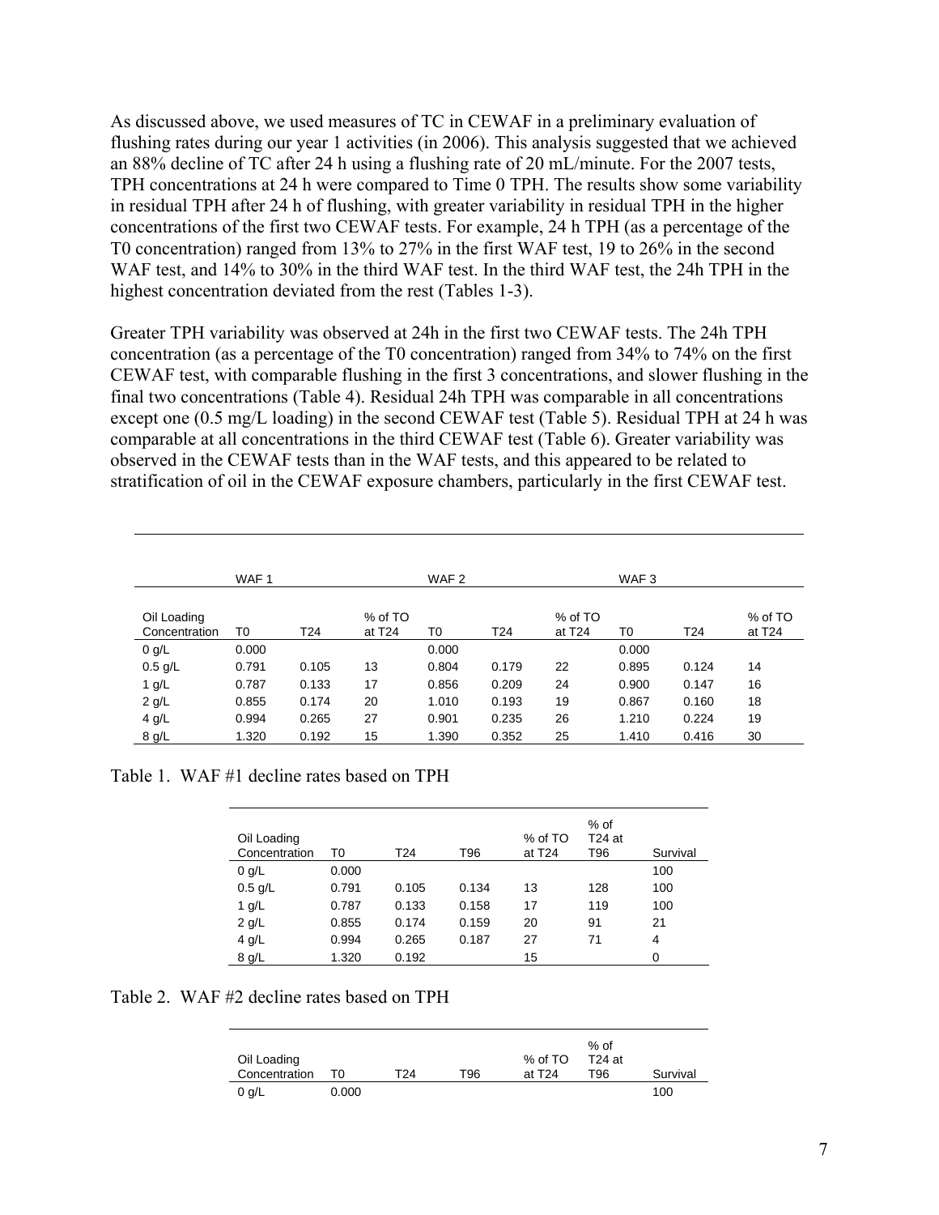As discussed above, we used measures of TC in CEWAF in a preliminary evaluation of flushing rates during our year 1 activities (in 2006). This analysis suggested that we achieved an 88% decline of TC after 24 h using a flushing rate of 20 mL/minute. For the 2007 tests, TPH concentrations at 24 h were compared to Time 0 TPH. The results show some variability in residual TPH after 24 h of flushing, with greater variability in residual TPH in the higher concentrations of the first two CEWAF tests. For example, 24 h TPH (as a percentage of the T0 concentration) ranged from 13% to 27% in the first WAF test, 19 to 26% in the second WAF test, and 14% to 30% in the third WAF test. In the third WAF test, the 24h TPH in the highest concentration deviated from the rest (Tables 1-3).

Greater TPH variability was observed at 24h in the first two CEWAF tests. The 24h TPH concentration (as a percentage of the T0 concentration) ranged from 34% to 74% on the first CEWAF test, with comparable flushing in the first 3 concentrations, and slower flushing in the final two concentrations (Table 4). Residual 24h TPH was comparable in all concentrations except one (0.5 mg/L loading) in the second CEWAF test (Table 5). Residual TPH at 24 h was comparable at all concentrations in the third CEWAF test (Table 6). Greater variability was observed in the CEWAF tests than in the WAF tests, and this appeared to be related to stratification of oil in the CEWAF exposure chambers, particularly in the first CEWAF test.

| | WAF 1 | | | WAF 2 | | | WAF 3 | | |
|---|---|---|---|---|---|---|---|---|---|
| Oil Loading Concentration | T0 | T24 | % of TO at T24 | T0 | T24 | % of TO at T24 | T0 | T24 | % of TO at T24 |
| 0 g/L | 0.000 | | | 0.000 | | | 0.000 | | |
| 0.5 g/L | 0.791 | 0.105 | 13 | 0.804 | 0.179 | 22 | 0.895 | 0.124 | 14 |
| 1 g/L | 0.787 | 0.133 | 17 | 0.856 | 0.209 | 24 | 0.900 | 0.147 | 16 |
| 2 g/L | 0.855 | 0.174 | 20 | 1.010 | 0.193 | 19 | 0.867 | 0.160 | 18 |
| 4 g/L | 0.994 | 0.265 | 27 | 0.901 | 0.235 | 26 | 1.210 | 0.224 | 19 |
| 8 g/L | 1.320 | 0.192 | 15 | 1.390 | 0.352 | 25 | 1.410 | 0.416 | 30 |

Table 1. WAF #1 decline rates based on TPH

| Oil Loading Concentration | T0 | T24 | T96 | % of TO at T24 | % of T24 at T96 | Survival |
|---|---|---|---|---|---|---|
| 0 g/L | 0.000 | | | | | 100 |
| 0.5 g/L | 0.791 | 0.105 | 0.134 | 13 | 128 | 100 |
| 1 g/L | 0.787 | 0.133 | 0.158 | 17 | 119 | 100 |
| 2 g/L | 0.855 | 0.174 | 0.159 | 20 | 91 | 21 |
| 4 g/L | 0.994 | 0.265 | 0.187 | 27 | 71 | 4 |
| 8 g/L | 1.320 | 0.192 | | 15 | | 0 |

Table 2. WAF #2 decline rates based on TPH

| Oil Loading Concentration | T0 | T24 | T96 | % of TO at T24 | % of T24 at T96 | Survival |
|---|---|---|---|---|---|---|
| 0 g/L | 0.000 | | | | | 100 |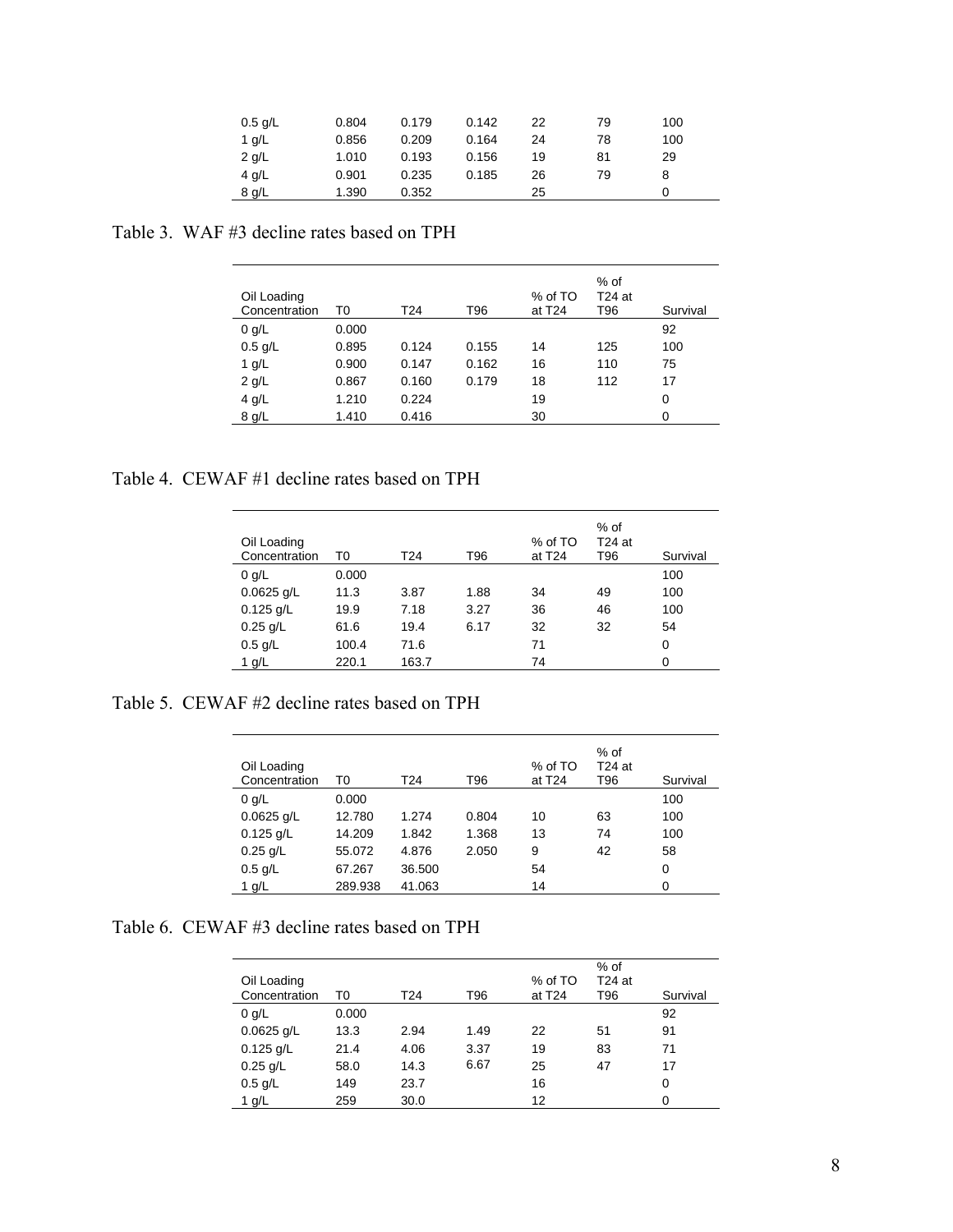| | | | | | | |
|---|---|---|---|---|---|---|
| 0.5 g/L | 0.804 | 0.179 | 0.142 | 22 | 79 | 100 |
| 1 g/L | 0.856 | 0.209 | 0.164 | 24 | 78 | 100 |
| 2 g/L | 1.010 | 0.193 | 0.156 | 19 | 81 | 29 |
| 4 g/L | 0.901 | 0.235 | 0.185 | 26 | 79 | 8 |
| 8 g/L | 1.390 | 0.352 | | 25 | | 0 |

Table 3. WAF #3 decline rates based on TPH

| Oil Loading Concentration | T0 | T24 | T96 | % of TO at T24 | % of T24 at T96 | Survival |
|---|---|---|---|---|---|---|
| 0 g/L | 0.000 | | | | | 92 |
| 0.5 g/L | 0.895 | 0.124 | 0.155 | 14 | 125 | 100 |
| 1 g/L | 0.900 | 0.147 | 0.162 | 16 | 110 | 75 |
| 2 g/L | 0.867 | 0.160 | 0.179 | 18 | 112 | 17 |
| 4 g/L | 1.210 | 0.224 | | 19 | | 0 |
| 8 g/L | 1.410 | 0.416 | | 30 | | 0 |

Table 4. CEWAF #1 decline rates based on TPH

| Oil Loading Concentration | T0 | T24 | T96 | % of TO at T24 | % of T24 at T96 | Survival |
|---|---|---|---|---|---|---|
| 0 g/L | 0.000 | | | | | 100 |
| 0.0625 g/L | 11.3 | 3.87 | 1.88 | 34 | 49 | 100 |
| 0.125 g/L | 19.9 | 7.18 | 3.27 | 36 | 46 | 100 |
| 0.25 g/L | 61.6 | 19.4 | 6.17 | 32 | 32 | 54 |
| 0.5 g/L | 100.4 | 71.6 | | 71 | | 0 |
| 1 g/L | 220.1 | 163.7 | | 74 | | 0 |

Table 5. CEWAF #2 decline rates based on TPH

| Oil Loading Concentration | T0 | T24 | T96 | % of TO at T24 | % of T24 at T96 | Survival |
|---|---|---|---|---|---|---|
| 0 g/L | 0.000 | | | | | 100 |
| 0.0625 g/L | 12.780 | 1.274 | 0.804 | 10 | 63 | 100 |
| 0.125 g/L | 14.209 | 1.842 | 1.368 | 13 | 74 | 100 |
| 0.25 g/L | 55.072 | 4.876 | 2.050 | 9 | 42 | 58 |
| 0.5 g/L | 67.267 | 36.500 | | 54 | | 0 |
| 1 g/L | 289.938 | 41.063 | | 14 | | 0 |

Table 6. CEWAF #3 decline rates based on TPH

| Oil Loading Concentration | T0 | T24 | T96 | % of TO at T24 | % of T24 at T96 | Survival |
|---|---|---|---|---|---|---|
| 0 g/L | 0.000 | | | | | 92 |
| 0.0625 g/L | 13.3 | 2.94 | 1.49 | 22 | 51 | 91 |
| 0.125 g/L | 21.4 | 4.06 | 3.37 | 19 | 83 | 71 |
| 0.25 g/L | 58.0 | 14.3 | 6.67 | 25 | 47 | 17 |
| 0.5 g/L | 149 | 23.7 | | 16 | | 0 |
| 1 g/L | 259 | 30.0 | | 12 | | 0 |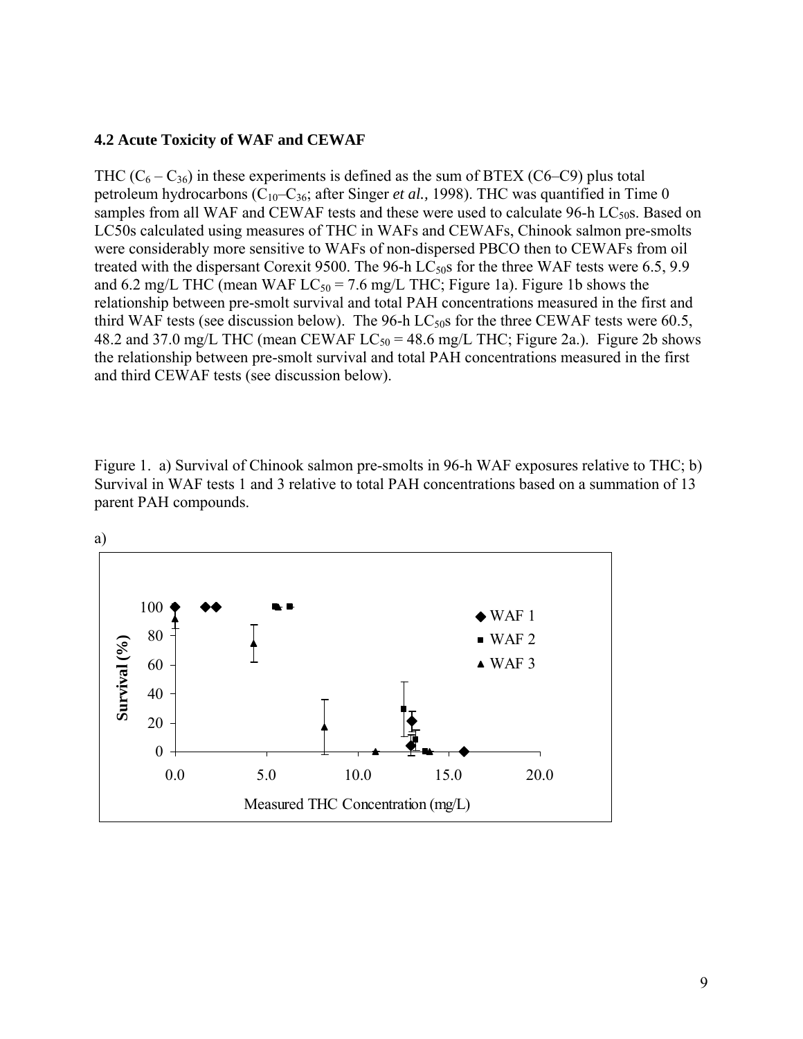### 4.2 Acute Toxicity of WAF and CEWAF

THC ($C_6 – C_{36}$) in these experiments is defined as the sum of BTEX (C6–C9) plus total petroleum hydrocarbons ($C_{10}–C_{36}$; after Singer *et al.,* 1998). THC was quantified in Time 0 samples from all WAF and CEWAF tests and these were used to calculate 96-h $LC_{50}$s. Based on LC50s calculated using measures of THC in WAFs and CEWAFs, Chinook salmon pre-smolts were considerably more sensitive to WAFs of non-dispersed PBCO then to CEWAFs from oil treated with the dispersant Corexit 9500. The 96-h $LC_{50}$s for the three WAF tests were 6.5, 9.9 and 6.2 mg/L THC (mean WAF $LC_{50}$ = 7.6 mg/L THC; Figure 1a). Figure 1b shows the relationship between pre-smolt survival and total PAH concentrations measured in the first and third WAF tests (see discussion below). The 96-h $LC_{50}$s for the three CEWAF tests were 60.5, 48.2 and 37.0 mg/L THC (mean CEWAF $LC_{50}$ = 48.6 mg/L THC; Figure 2a.). Figure 2b shows the relationship between pre-smolt survival and total PAH concentrations measured in the first and third CEWAF tests (see discussion below).

Figure 1. a) Survival of Chinook salmon pre-smolts in 96-h WAF exposures relative to THC; b) Survival in WAF tests 1 and 3 relative to total PAH concentrations based on a summation of 13 parent PAH compounds.

a)

Survival (%)

Measured THC Concentration (mg/L)

WAF 1
WAF 2
WAF 3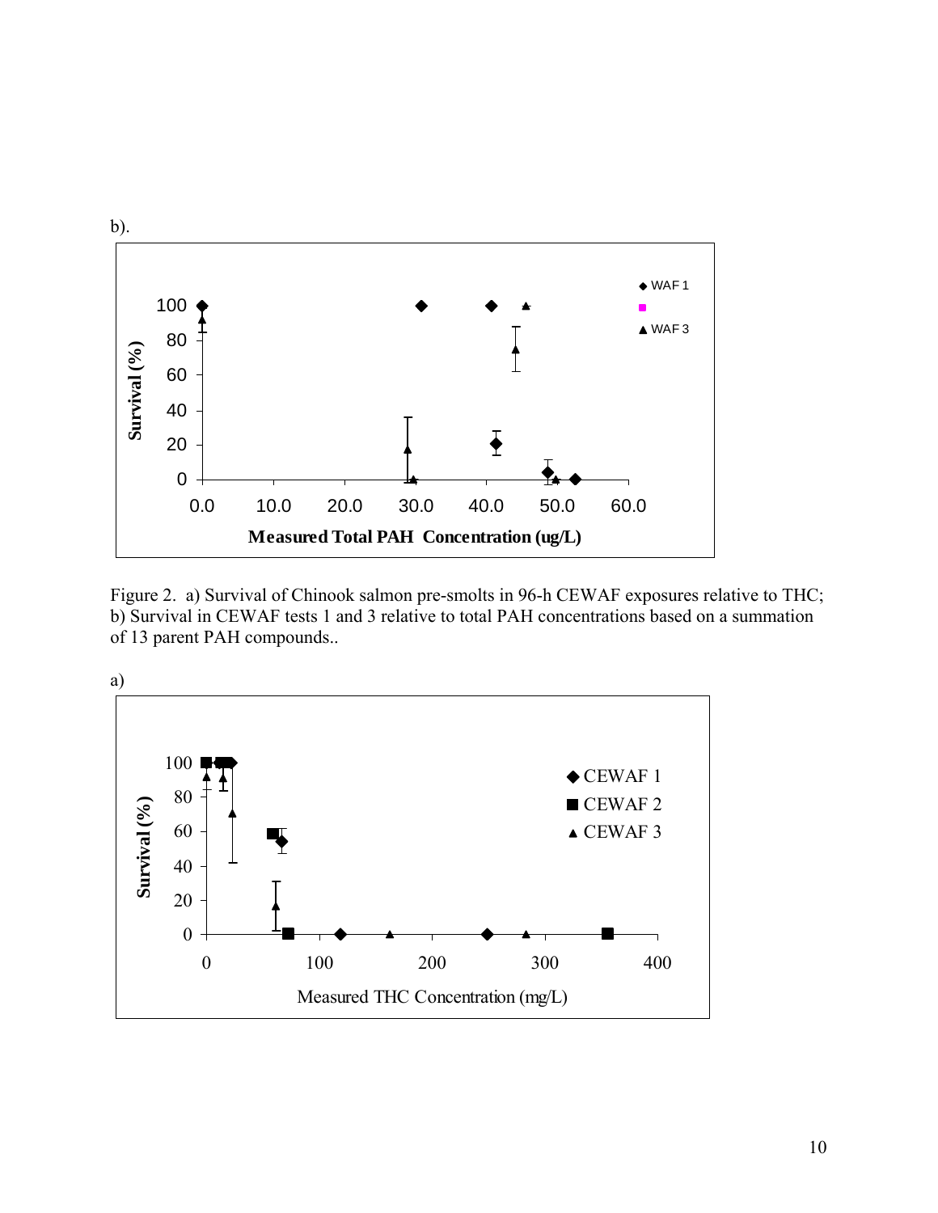b).

Figure 2. a) Survival of Chinook salmon pre-smolts in 96-h CEWAF exposures relative to THC; b) Survival in CEWAF tests 1 and 3 relative to total PAH concentrations based on a summation of 13 parent PAH compounds..

a)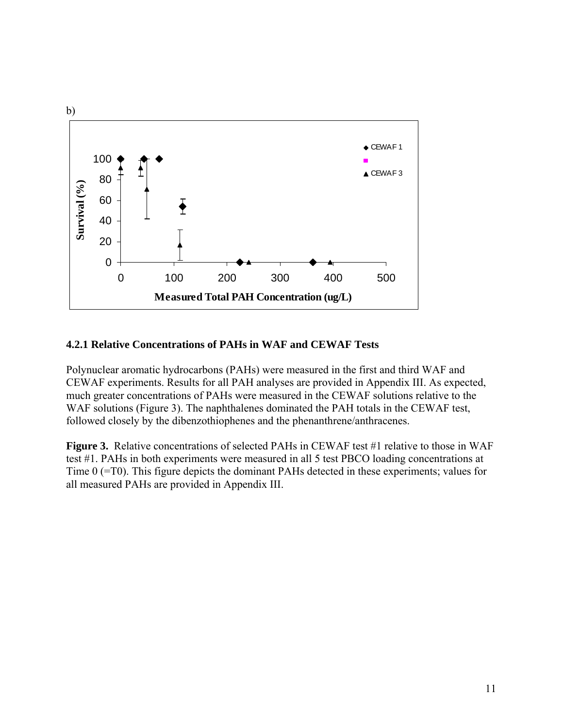b)

### 4.2.1 Relative Concentrations of PAHs in WAF and CEWAF Tests

Polynuclear aromatic hydrocarbons (PAHs) were measured in the first and third WAF and CEWAF experiments. Results for all PAH analyses are provided in Appendix III. As expected, much greater concentrations of PAHs were measured in the CEWAF solutions relative to the WAF solutions (Figure 3). The naphthalenes dominated the PAH totals in the CEWAF test, followed closely by the dibenzothiophenes and the phenanthrene/anthracenes.

**Figure 3.** Relative concentrations of selected PAHs in CEWAF test #1 relative to those in WAF test #1. PAHs in both experiments were measured in all 5 test PBCO loading concentrations at Time 0 (=T0). This figure depicts the dominant PAHs detected in these experiments; values for all measured PAHs are provided in Appendix III.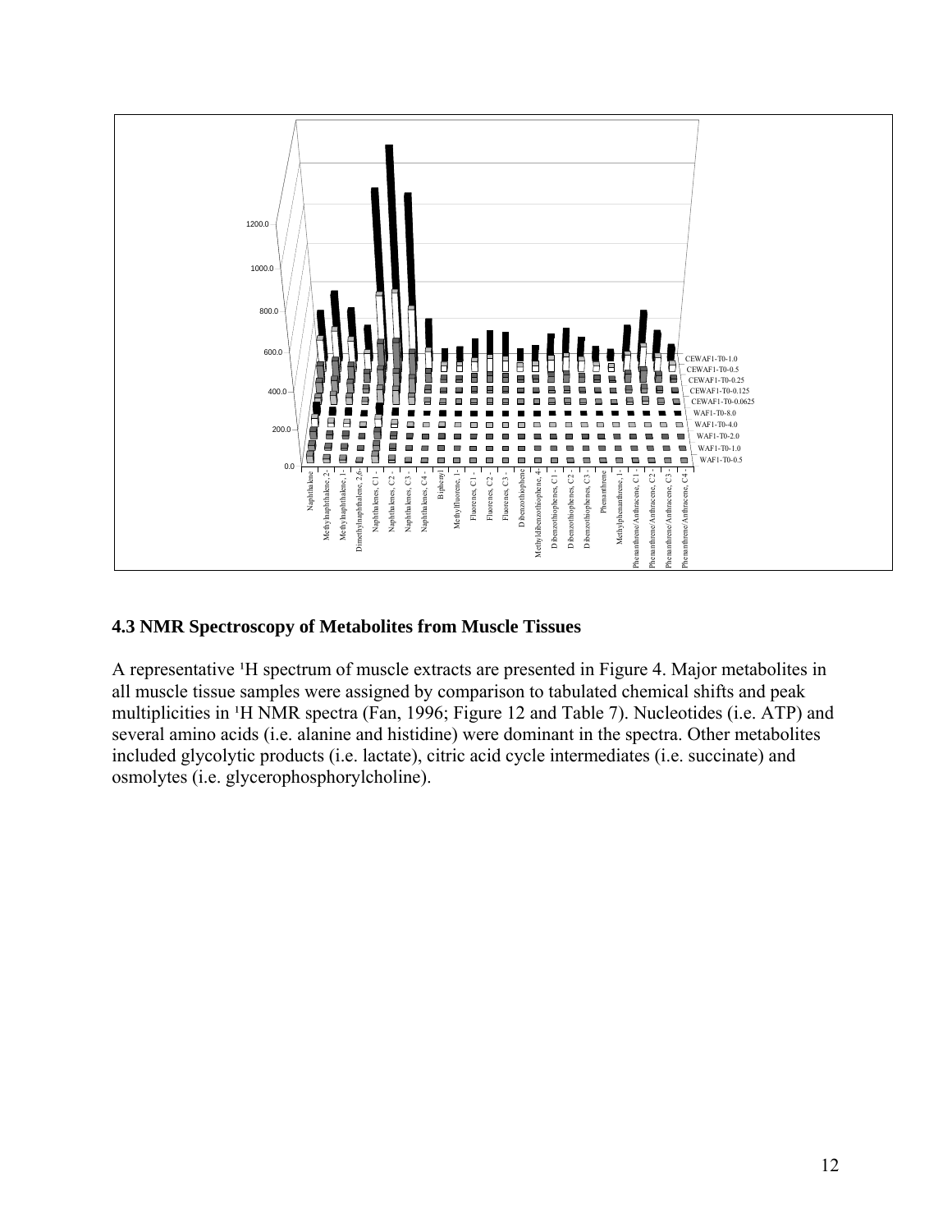## 4.3 NMR Spectroscopy of Metabolites from Muscle Tissues

A representative ¹H spectrum of muscle extracts are presented in Figure 4. Major metabolites in all muscle tissue samples were assigned by comparison to tabulated chemical shifts and peak multiplicities in ¹H NMR spectra (Fan, 1996; Figure 12 and Table 7). Nucleotides (i.e. ATP) and several amino acids (i.e. alanine and histidine) were dominant in the spectra. Other metabolites included glycolytic products (i.e. lactate), citric acid cycle intermediates (i.e. succinate) and osmolytes (i.e. glycerophosphorylcholine).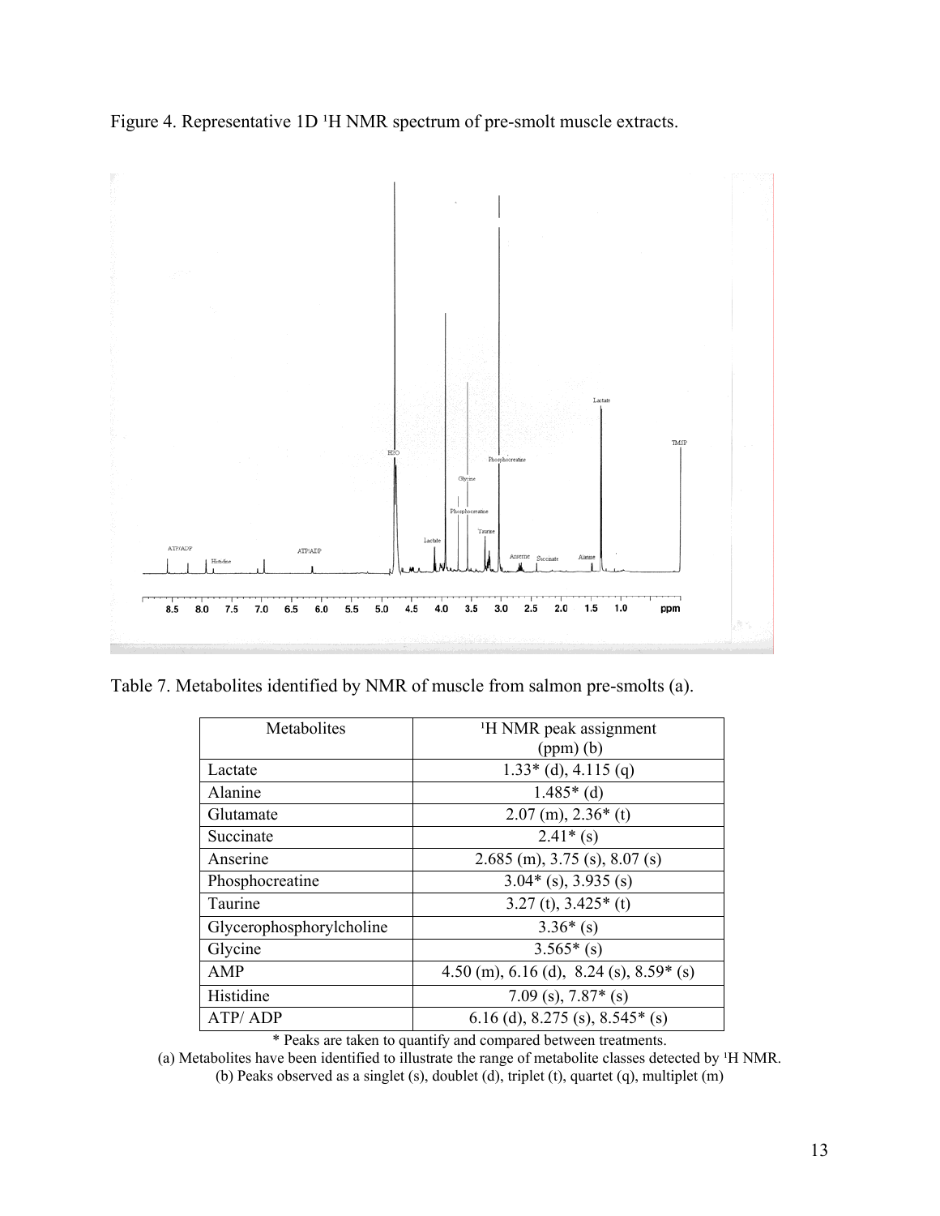Figure 4. Representative 1D $^{1}$H NMR spectrum of pre-smolt muscle extracts.

Table 7. Metabolites identified by NMR of muscle from salmon pre-smolts (a).

| Metabolites | $^{1}$H NMR peak assignment (ppm) (b) |
|---|---|
| Lactate | 1.33* (d), 4.115 (q) |
| Alanine | 1.485* (d) |
| Glutamate | 2.07 (m), 2.36* (t) |
| Succinate | 2.41* (s) |
| Anserine | 2.685 (m), 3.75 (s), 8.07 (s) |
| Phosphocreatine | 3.04* (s), 3.935 (s) |
| Taurine | 3.27 (t), 3.425* (t) |
| Glycerophosphorylcholine | 3.36* (s) |
| Glycine | 3.565* (s) |
| AMP | 4.50 (m), 6.16 (d), 8.24 (s), 8.59* (s) |
| Histidine | 7.09 (s), 7.87* (s) |
| ATP/ ADP | 6.16 (d), 8.275 (s), 8.545* (s) |

\* Peaks are taken to quantify and compared between treatments.

(a) Metabolites have been identified to illustrate the range of metabolite classes detected by $^{1}$H NMR.

(b) Peaks observed as a singlet (s), doublet (d), triplet (t), quartet (q), multiplet (m)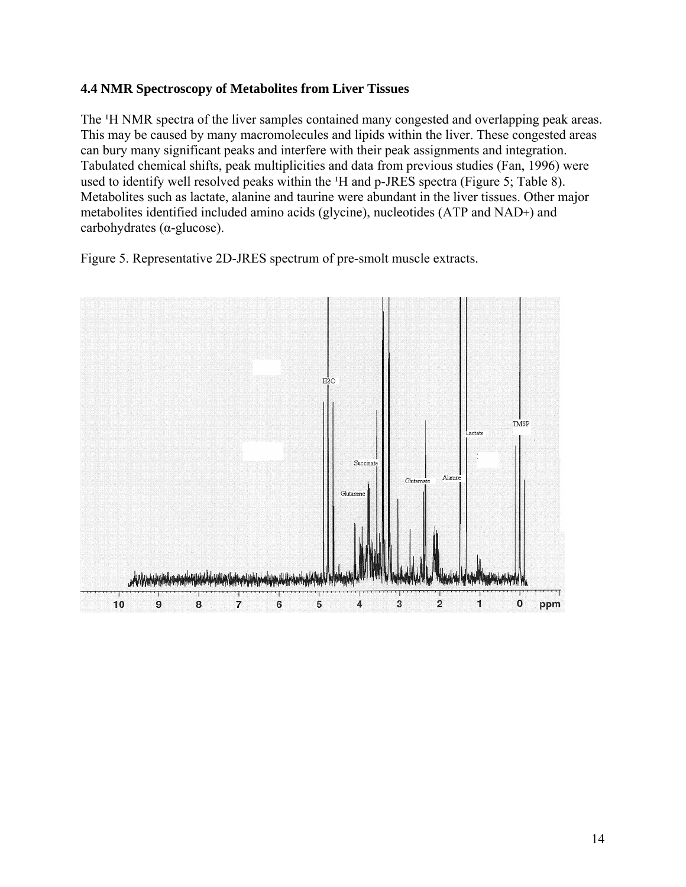### 4.4 NMR Spectroscopy of Metabolites from Liver Tissues

The ¹H NMR spectra of the liver samples contained many congested and overlapping peak areas. This may be caused by many macromolecules and lipids within the liver. These congested areas can bury many significant peaks and interfere with their peak assignments and integration. Tabulated chemical shifts, peak multiplicities and data from previous studies (Fan, 1996) were used to identify well resolved peaks within the ¹H and p-JRES spectra (Figure 5; Table 8). Metabolites such as lactate, alanine and taurine were abundant in the liver tissues. Other major metabolites identified included amino acids (glycine), nucleotides (ATP and NAD+) and carbohydrates (α-glucose).

Figure 5. Representative 2D-JRES spectrum of pre-smolt muscle extracts.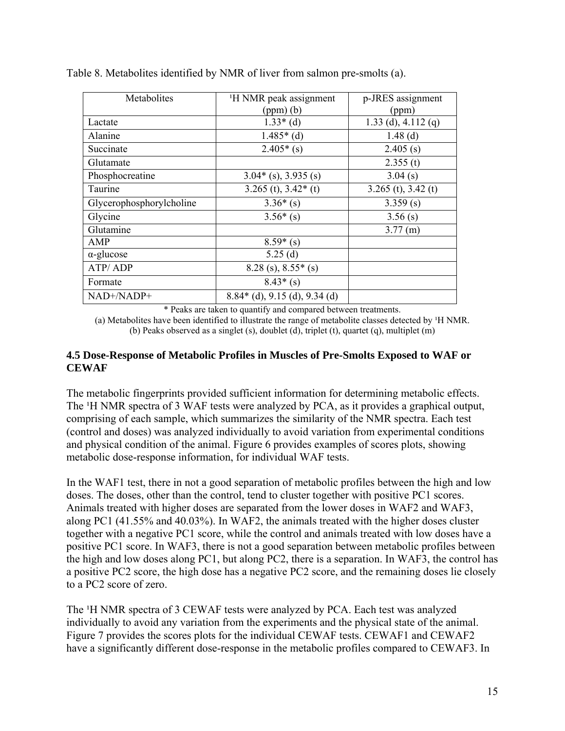Table 8. Metabolites identified by NMR of liver from salmon pre-smolts (a).

| Metabolites | ¹H NMR peak assignment (ppm) (b) | p-JRES assignment (ppm) |
| --- | --- | --- |
| Lactate | 1.33* (d) | 1.33 (d), 4.112 (q) |
| Alanine | 1.485* (d) | 1.48 (d) |
| Succinate | 2.405* (s) | 2.405 (s) |
| Glutamate | | 2.355 (t) |
| Phosphocreatine | 3.04* (s), 3.935 (s) | 3.04 (s) |
| Taurine | 3.265 (t), 3.42* (t) | 3.265 (t), 3.42 (t) |
| Glycerophosphorylcholine | 3.36* (s) | 3.359 (s) |
| Glycine | 3.56* (s) | 3.56 (s) |
| Glutamine | | 3.77 (m) |
| AMP | 8.59* (s) | |
| α-glucose | 5.25 (d) | |
| ATP/ ADP | 8.28 (s), 8.55* (s) | |
| Formate | 8.43* (s) | |
| NAD+/NADP+ | 8.84* (d), 9.15 (d), 9.34 (d) | |

\* Peaks are taken to quantify and compared between treatments.

(a) Metabolites have been identified to illustrate the range of metabolite classes detected by ¹H NMR.

(b) Peaks observed as a singlet (s), doublet (d), triplet (t), quartet (q), multiplet (m)

### 4.5 Dose-Response of Metabolic Profiles in Muscles of Pre-Smolts Exposed to WAF or CEWAF

The metabolic fingerprints provided sufficient information for determining metabolic effects. The ¹H NMR spectra of 3 WAF tests were analyzed by PCA, as it provides a graphical output, comprising of each sample, which summarizes the similarity of the NMR spectra. Each test (control and doses) was analyzed individually to avoid variation from experimental conditions and physical condition of the animal. Figure 6 provides examples of scores plots, showing metabolic dose-response information, for individual WAF tests.

In the WAF1 test, there in not a good separation of metabolic profiles between the high and low doses. The doses, other than the control, tend to cluster together with positive PC1 scores. Animals treated with higher doses are separated from the lower doses in WAF2 and WAF3, along PC1 (41.55% and 40.03%). In WAF2, the animals treated with the higher doses cluster together with a negative PC1 score, while the control and animals treated with low doses have a positive PC1 score. In WAF3, there is not a good separation between metabolic profiles between the high and low doses along PC1, but along PC2, there is a separation. In WAF3, the control has a positive PC2 score, the high dose has a negative PC2 score, and the remaining doses lie closely to a PC2 score of zero.

The ¹H NMR spectra of 3 CEWAF tests were analyzed by PCA. Each test was analyzed individually to avoid any variation from the experiments and the physical state of the animal. Figure 7 provides the scores plots for the individual CEWAF tests. CEWAF1 and CEWAF2 have a significantly different dose-response in the metabolic profiles compared to CEWAF3. In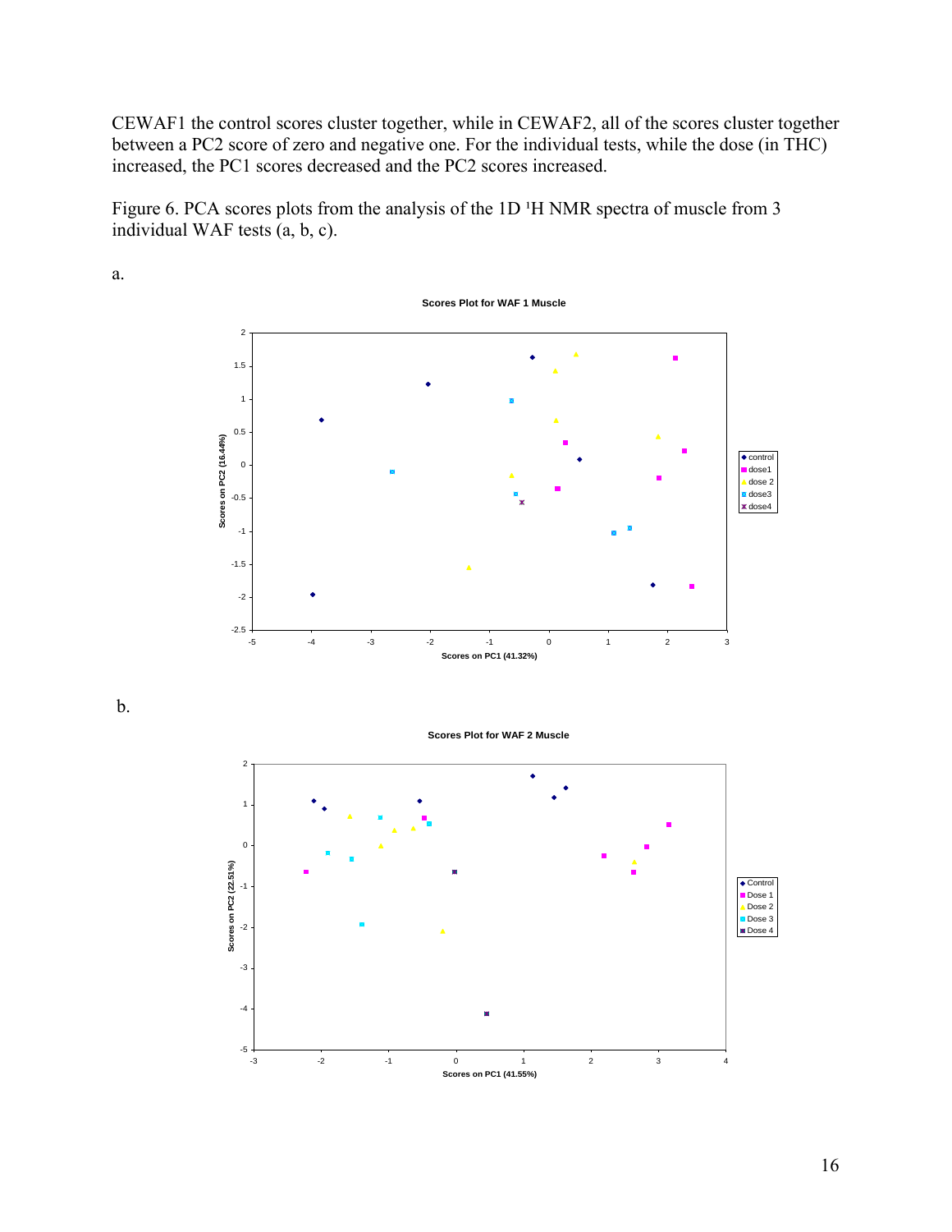CEWAF1 the control scores cluster together, while in CEWAF2, all of the scores cluster together between a PC2 score of zero and negative one. For the individual tests, while the dose (in THC) increased, the PC1 scores decreased and the PC2 scores increased.

Figure 6. PCA scores plots from the analysis of the 1D $^{1}$H NMR spectra of muscle from 3 individual WAF tests (a, b, c).

a.

b.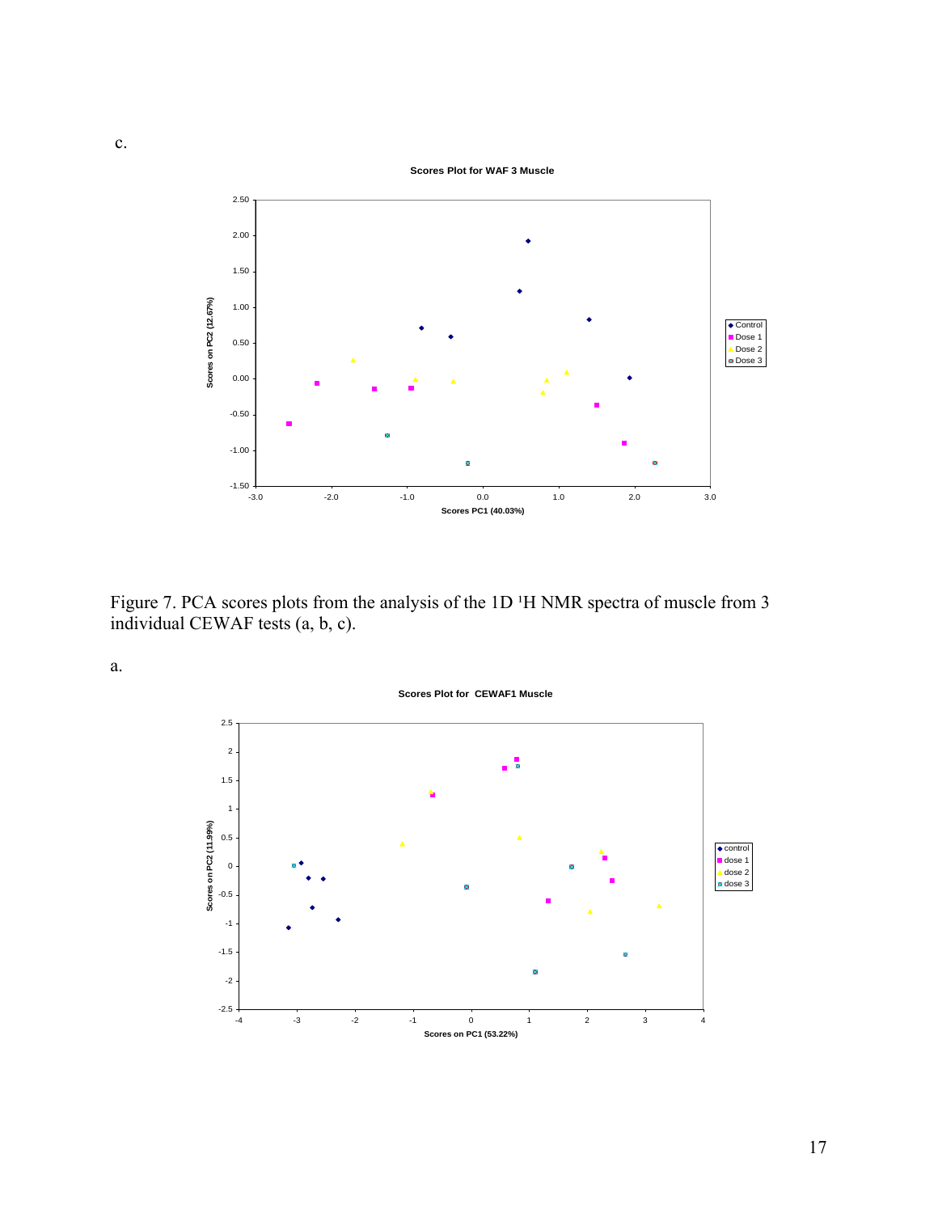c.

Figure 7. PCA scores plots from the analysis of the 1D $^1$H NMR spectra of muscle from 3 individual CEWAF tests (a, b, c).

a.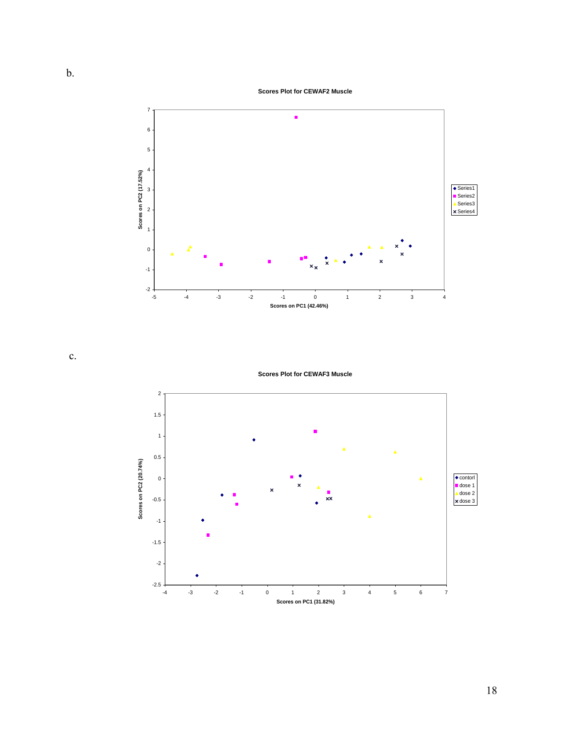b.

**Scores Plot for CEWAF2 Muscle**

Scores on PC2 (17.52%)

Scores on PC1 (42.46%)

Series1
Series2
Series3
Series4

c.

**Scores Plot for CEWAF3 Muscle**

Scores on PC2 (20.74%)

Scores on PC1 (31.82%)

contorl
dose 1
dose 2
dose 3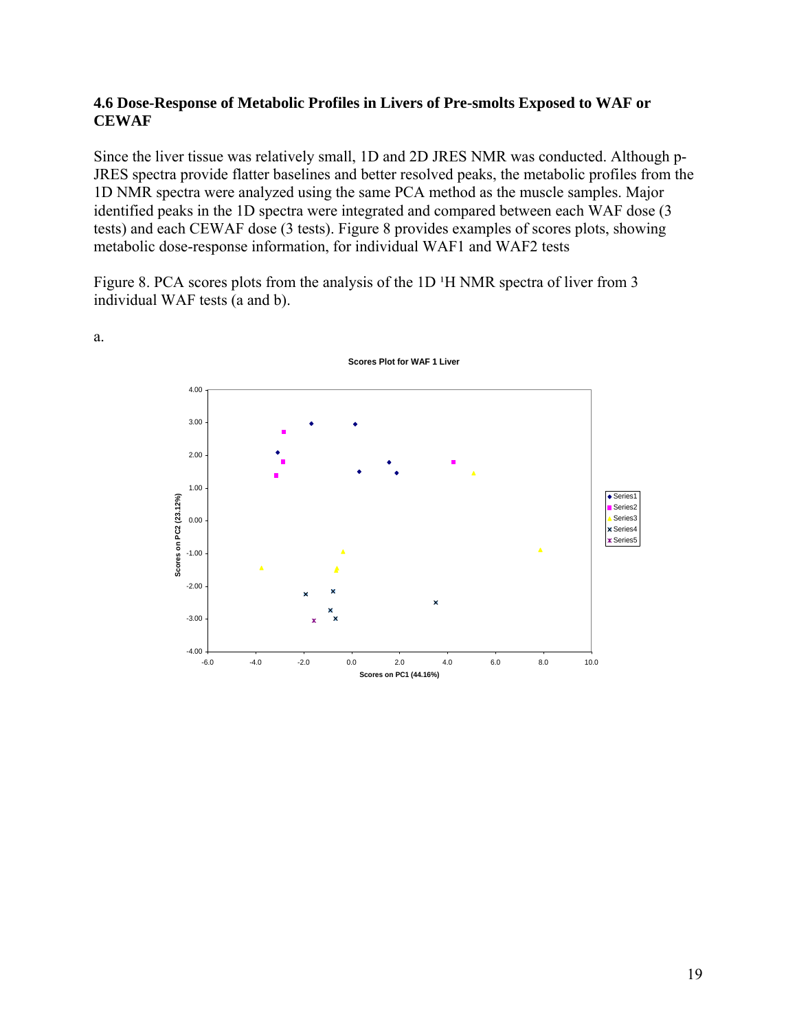### 4.6 Dose-Response of Metabolic Profiles in Livers of Pre-smolts Exposed to WAF or CEWAF

Since the liver tissue was relatively small, 1D and 2D JRES NMR was conducted. Although p-JRES spectra provide flatter baselines and better resolved peaks, the metabolic profiles from the 1D NMR spectra were analyzed using the same PCA method as the muscle samples. Major identified peaks in the 1D spectra were integrated and compared between each WAF dose (3 tests) and each CEWAF dose (3 tests). Figure 8 provides examples of scores plots, showing metabolic dose-response information, for individual WAF1 and WAF2 tests

Figure 8. PCA scores plots from the analysis of the 1D $^1$H NMR spectra of liver from 3 individual WAF tests (a and b).

a.

Scores Plot for WAF 1 Liver

Scores on PC1 (44.16%)

Scores on PC2 (23.12%)

Series1, Series2, Series3, Series4, Series5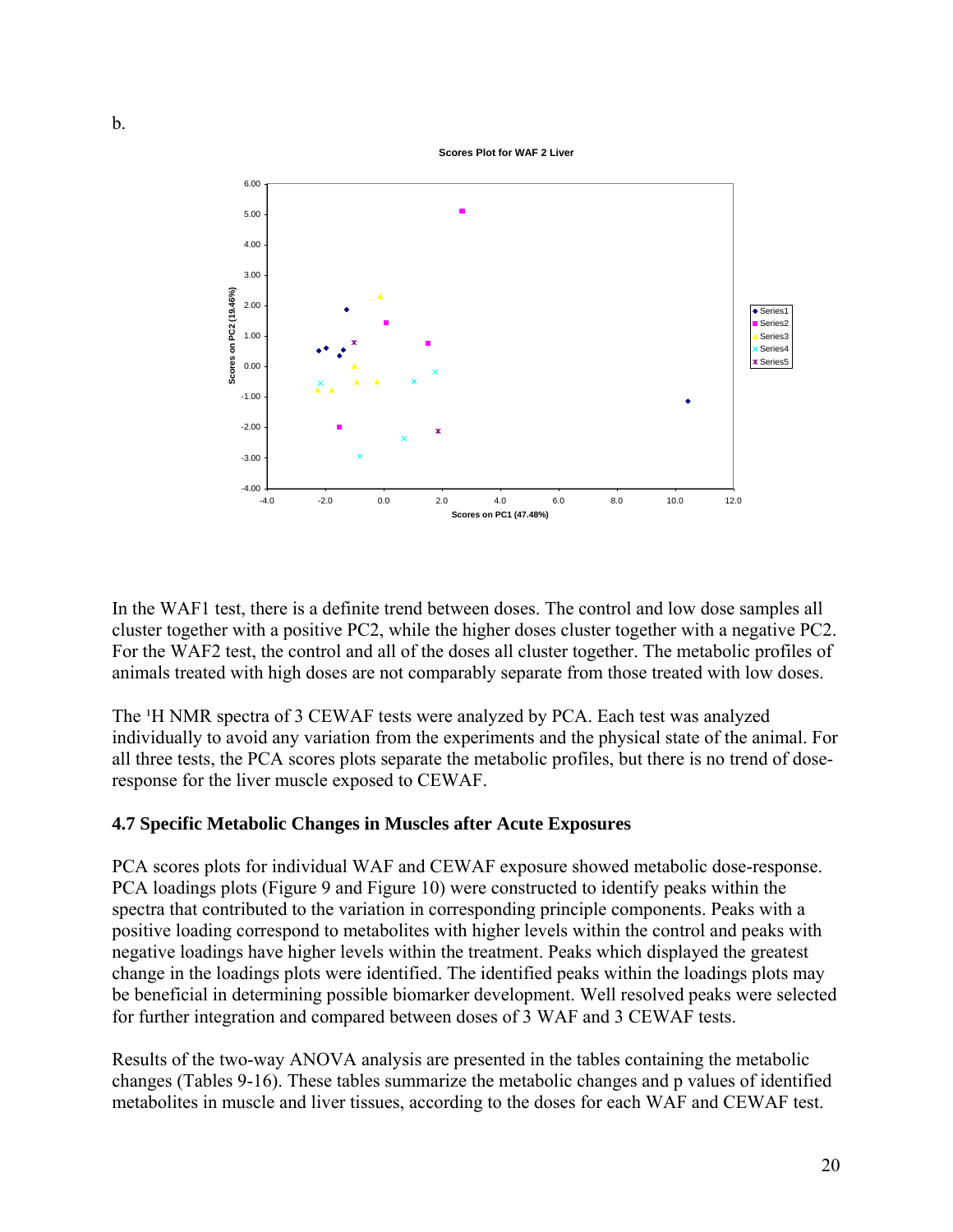b.

In the WAF1 test, there is a definite trend between doses. The control and low dose samples all cluster together with a positive PC2, while the higher doses cluster together with a negative PC2. For the WAF2 test, the control and all of the doses all cluster together. The metabolic profiles of animals treated with high doses are not comparably separate from those treated with low doses.

The $^1$H NMR spectra of 3 CEWAF tests were analyzed by PCA. Each test was analyzed individually to avoid any variation from the experiments and the physical state of the animal. For all three tests, the PCA scores plots separate the metabolic profiles, but there is no trend of dose-response for the liver muscle exposed to CEWAF.

### 4.7 Specific Metabolic Changes in Muscles after Acute Exposures

PCA scores plots for individual WAF and CEWAF exposure showed metabolic dose-response. PCA loadings plots (Figure 9 and Figure 10) were constructed to identify peaks within the spectra that contributed to the variation in corresponding principle components. Peaks with a positive loading correspond to metabolites with higher levels within the control and peaks with negative loadings have higher levels within the treatment. Peaks which displayed the greatest change in the loadings plots were identified. The identified peaks within the loadings plots may be beneficial in determining possible biomarker development. Well resolved peaks were selected for further integration and compared between doses of 3 WAF and 3 CEWAF tests.

Results of the two-way ANOVA analysis are presented in the tables containing the metabolic changes (Tables 9-16). These tables summarize the metabolic changes and p values of identified metabolites in muscle and liver tissues, according to the doses for each WAF and CEWAF test.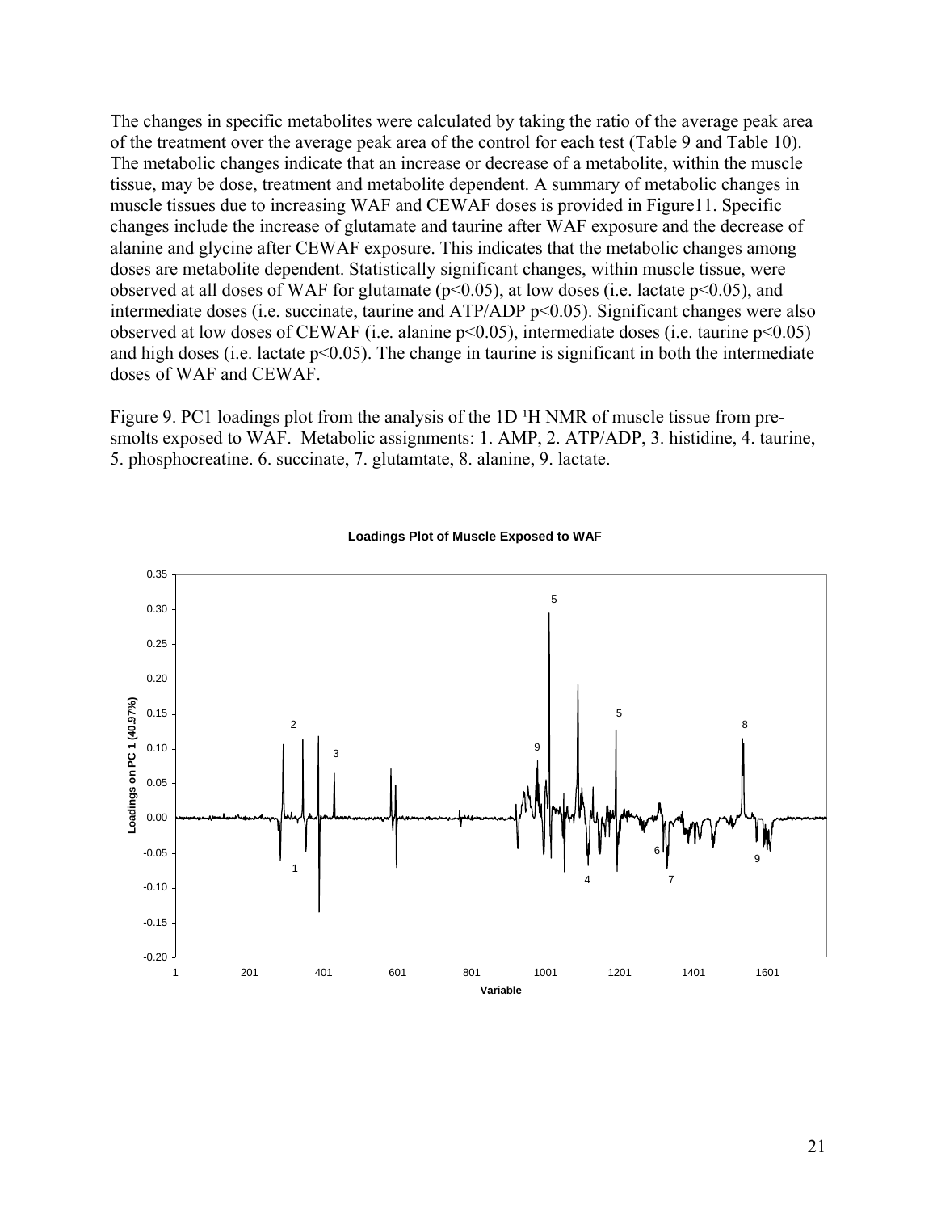The changes in specific metabolites were calculated by taking the ratio of the average peak area of the treatment over the average peak area of the control for each test (Table 9 and Table 10). The metabolic changes indicate that an increase or decrease of a metabolite, within the muscle tissue, may be dose, treatment and metabolite dependent. A summary of metabolic changes in muscle tissues due to increasing WAF and CEWAF doses is provided in Figure11. Specific changes include the increase of glutamate and taurine after WAF exposure and the decrease of alanine and glycine after CEWAF exposure. This indicates that the metabolic changes among doses are metabolite dependent. Statistically significant changes, within muscle tissue, were observed at all doses of WAF for glutamate ($p<0.05$), at low doses (i.e. lactate $p<0.05$), and intermediate doses (i.e. succinate, taurine and ATP/ADP $p<0.05$). Significant changes were also observed at low doses of CEWAF (i.e. alanine $p<0.05$), intermediate doses (i.e. taurine $p<0.05$) and high doses (i.e. lactate $p<0.05$). The change in taurine is significant in both the intermediate doses of WAF and CEWAF.

Figure 9. PC1 loadings plot from the analysis of the 1D $^1$H NMR of muscle tissue from pre-smolts exposed to WAF. Metabolic assignments: 1. AMP, 2. ATP/ADP, 3. histidine, 4. taurine, 5. phosphocreatine. 6. succinate, 7. glutamtate, 8. alanine, 9. lactate.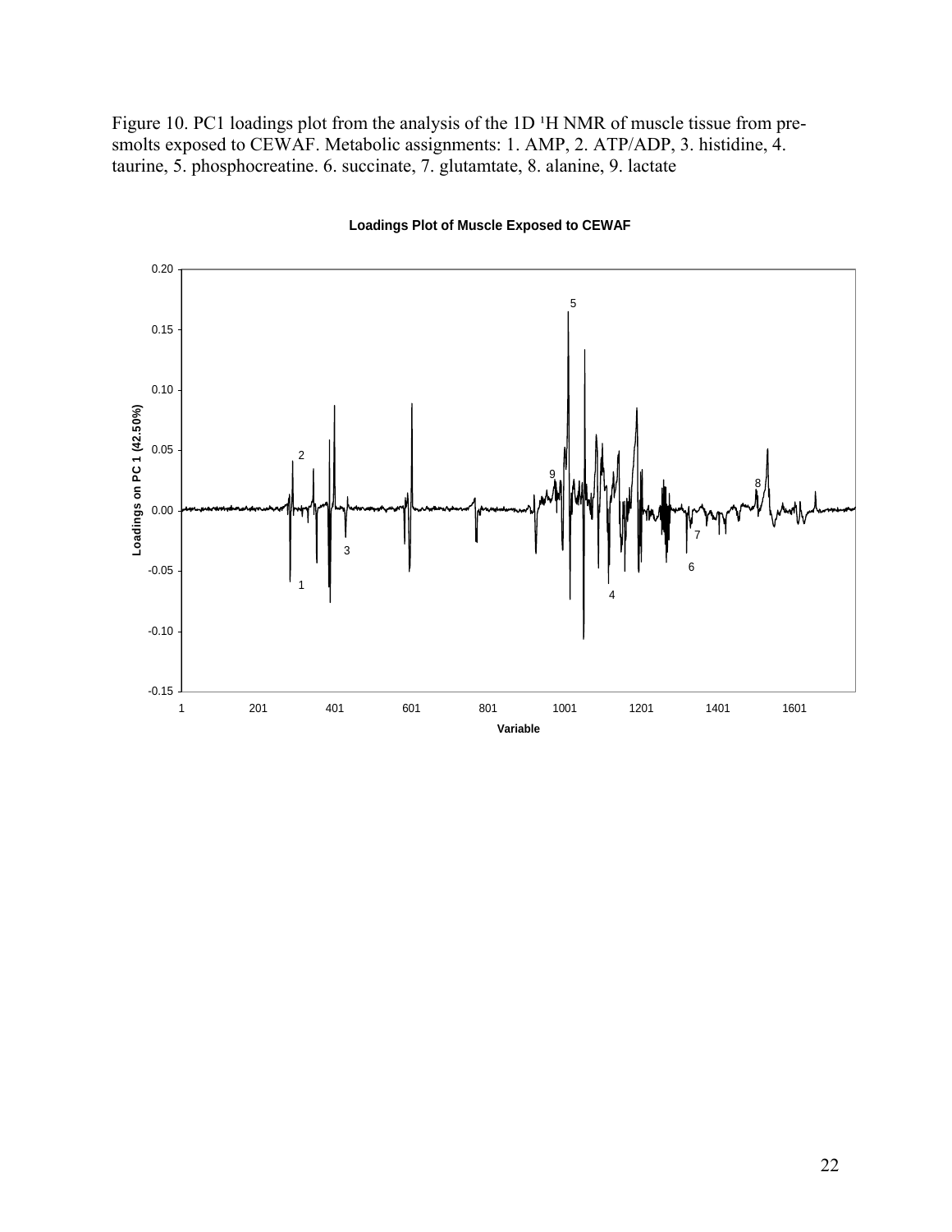Figure 10. PC1 loadings plot from the analysis of the 1D $^1$H NMR of muscle tissue from pre-smolts exposed to CEWAF. Metabolic assignments: 1. AMP, 2. ATP/ADP, 3. histidine, 4. taurine, 5. phosphocreatine. 6. succinate, 7. glutamtate, 8. alanine, 9. lactate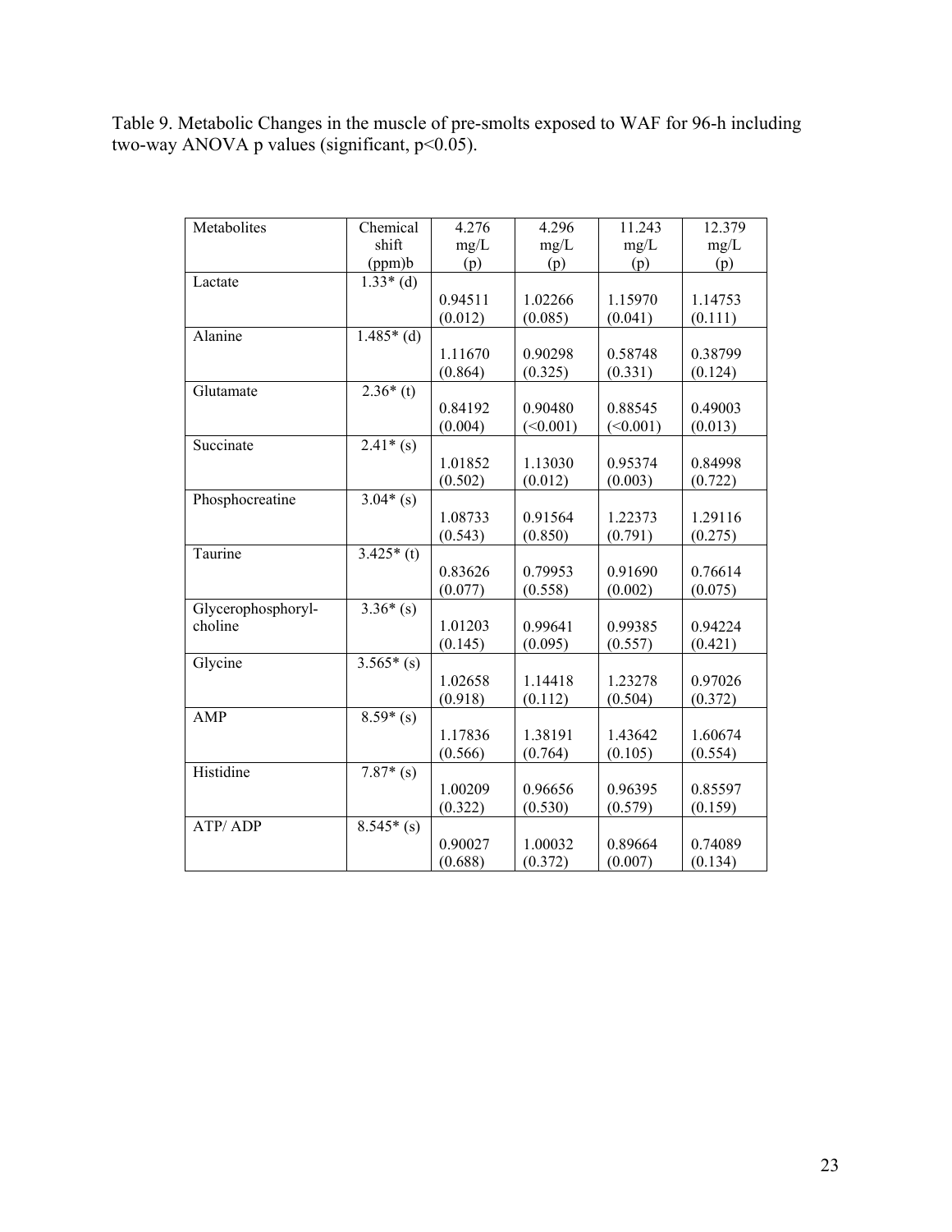Table 9. Metabolic Changes in the muscle of pre-smolts exposed to WAF for 96-h including two-way ANOVA p values (significant, $p<0.05$).

| Metabolites | Chemical shift (ppm)b | 4.276 mg/L (p) | 4.296 mg/L (p) | 11.243 mg/L (p) | 12.379 mg/L (p) |
|---|---|---|---|---|---|
| Lactate | 1.33* (d) | 0.94511 (0.012) | 1.02266 (0.085) | 1.15970 (0.041) | 1.14753 (0.111) |
| Alanine | 1.485* (d) | 1.11670 (0.864) | 0.90298 (0.325) | 0.58748 (0.331) | 0.38799 (0.124) |
| Glutamate | 2.36* (t) | 0.84192 (0.004) | 0.90480 (<0.001) | 0.88545 (<0.001) | 0.49003 (0.013) |
| Succinate | 2.41* (s) | 1.01852 (0.502) | 1.13030 (0.012) | 0.95374 (0.003) | 0.84998 (0.722) |
| Phosphocreatine | 3.04* (s) | 1.08733 (0.543) | 0.91564 (0.850) | 1.22373 (0.791) | 1.29116 (0.275) |
| Taurine | 3.425* (t) | 0.83626 (0.077) | 0.79953 (0.558) | 0.91690 (0.002) | 0.76614 (0.075) |
| Glycerophosphoryl-choline | 3.36* (s) | 1.01203 (0.145) | 0.99641 (0.095) | 0.99385 (0.557) | 0.94224 (0.421) |
| Glycine | 3.565* (s) | 1.02658 (0.918) | 1.14418 (0.112) | 1.23278 (0.504) | 0.97026 (0.372) |
| AMP | 8.59* (s) | 1.17836 (0.566) | 1.38191 (0.764) | 1.43642 (0.105) | 1.60674 (0.554) |
| Histidine | 7.87* (s) | 1.00209 (0.322) | 0.96656 (0.530) | 0.96395 (0.579) | 0.85597 (0.159) |
| ATP/ ADP | 8.545* (s) | 0.90027 (0.688) | 1.00032 (0.372) | 0.89664 (0.007) | 0.74089 (0.134) |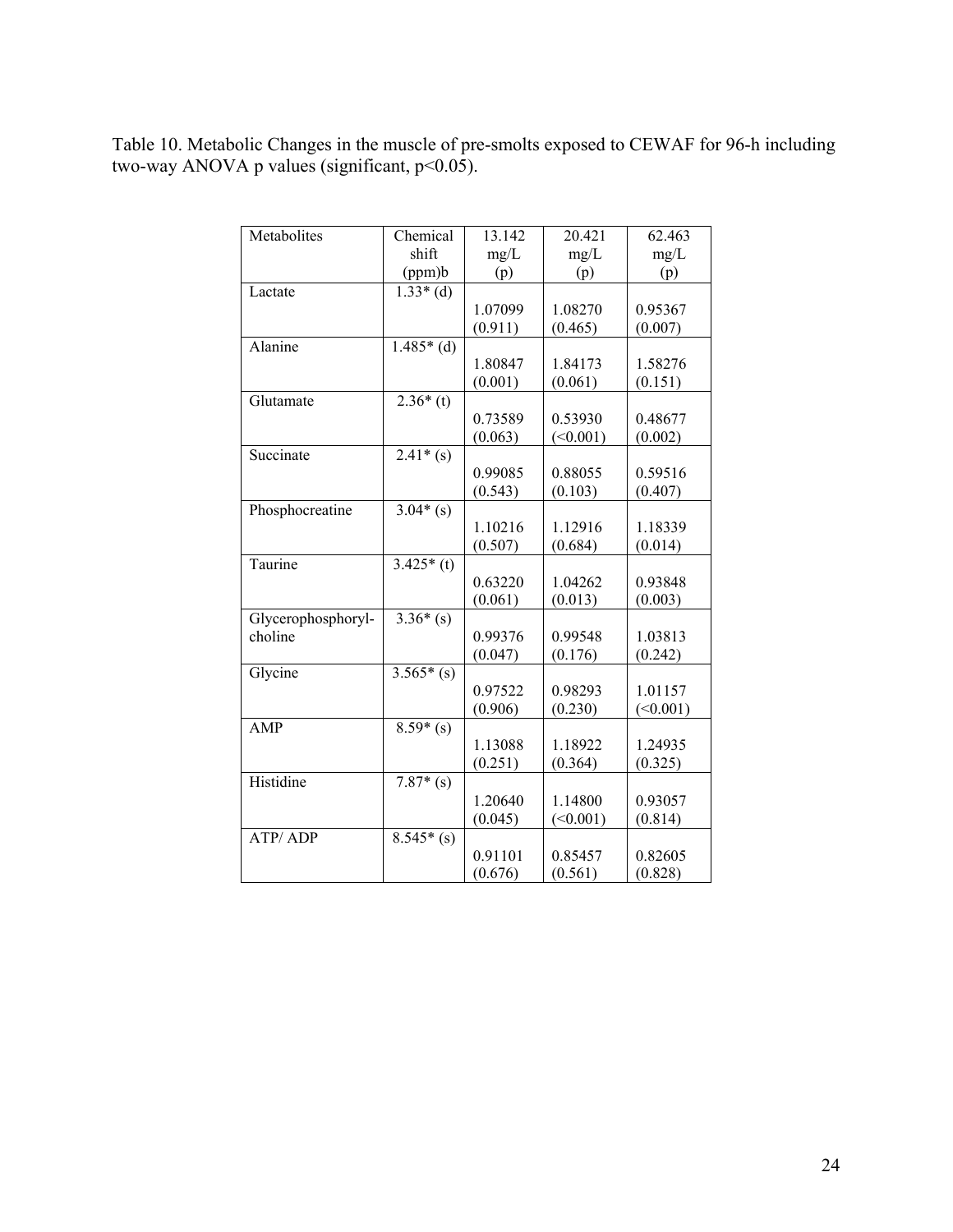Table 10. Metabolic Changes in the muscle of pre-smolts exposed to CEWAF for 96-h including two-way ANOVA p values (significant, $p<0.05$).

| Metabolites | Chemical shift (ppm)b | 13.142 mg/L (p) | 20.421 mg/L (p) | 62.463 mg/L (p) |
|---|---|---|---|---|
| Lactate | 1.33* (d) | 1.07099 (0.911) | 1.08270 (0.465) | 0.95367 (0.007) |
| Alanine | 1.485* (d) | 1.80847 (0.001) | 1.84173 (0.061) | 1.58276 (0.151) |
| Glutamate | 2.36* (t) | 0.73589 (0.063) | 0.53930 (<0.001) | 0.48677 (0.002) |
| Succinate | 2.41* (s) | 0.99085 (0.543) | 0.88055 (0.103) | 0.59516 (0.407) |
| Phosphocreatine | 3.04* (s) | 1.10216 (0.507) | 1.12916 (0.684) | 1.18339 (0.014) |
| Taurine | 3.425* (t) | 0.63220 (0.061) | 1.04262 (0.013) | 0.93848 (0.003) |
| Glycerophosphoryl-choline | 3.36* (s) | 0.99376 (0.047) | 0.99548 (0.176) | 1.03813 (0.242) |
| Glycine | 3.565* (s) | 0.97522 (0.906) | 0.98293 (0.230) | 1.01157 (<0.001) |
| AMP | 8.59* (s) | 1.13088 (0.251) | 1.18922 (0.364) | 1.24935 (0.325) |
| Histidine | 7.87* (s) | 1.20640 (0.045) | 1.14800 (<0.001) | 0.93057 (0.814) |
| ATP/ ADP | 8.545* (s) | 0.91101 (0.676) | 0.85457 (0.561) | 0.82605 (0.828) |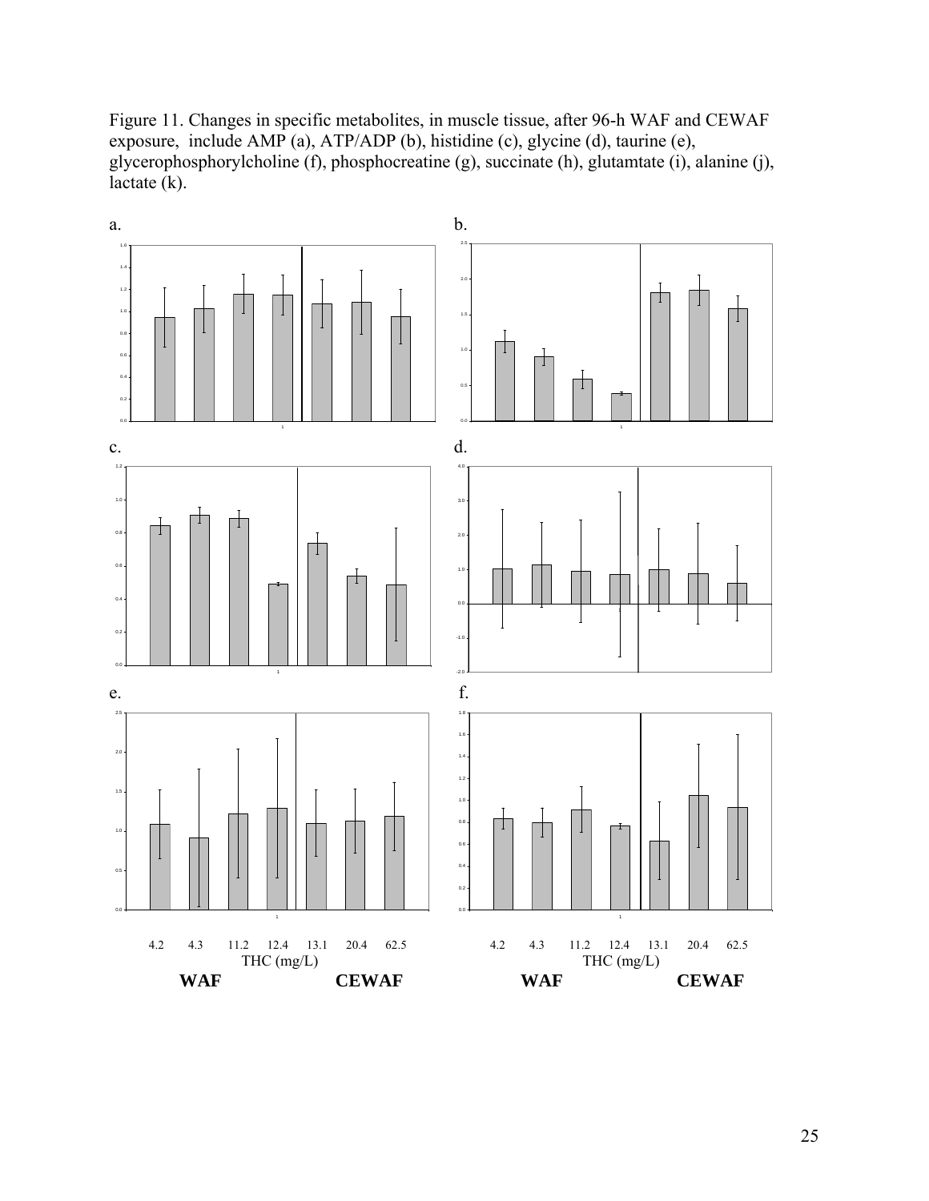Figure 11. Changes in specific metabolites, in muscle tissue, after 96-h WAF and CEWAF exposure, include AMP (a), ATP/ADP (b), histidine (c), glycine (d), taurine (e), glycerophosphorylcholine (f), phosphocreatine (g), succinate (h), glutamtate (i), alanine (j), lactate (k).

a.

b.

c.

d.

e.

f.

4.2 4.3 11.2 12.4 13.1 20.4 62.5
THC (mg/L)
**WAF** **CEWAF**

4.2 4.3 11.2 12.4 13.1 20.4 62.5
THC (mg/L)
**WAF** **CEWAF**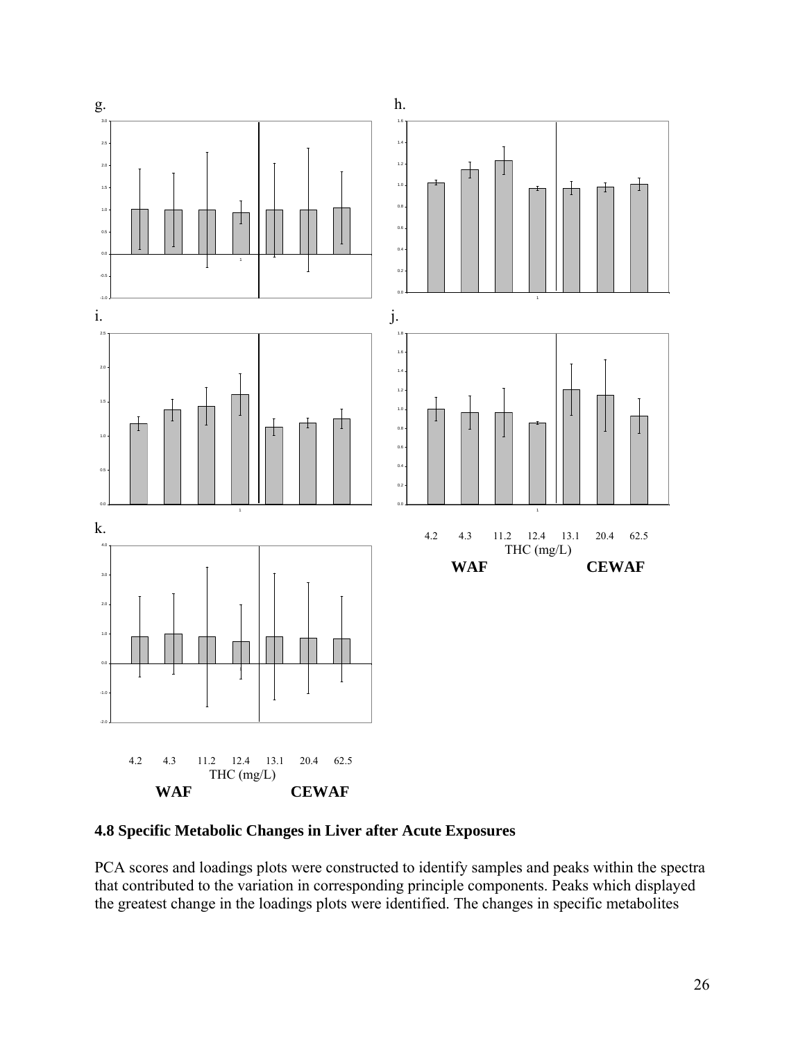g.

h.

i.

j.

4.2 4.3 11.2 12.4 13.1 20.4 62.5

THC (mg/L)

**WAF** **CEWAF**

k.

4.2 4.3 11.2 12.4 13.1 20.4 62.5

THC (mg/L)

**WAF** **CEWAF**

### 4.8 Specific Metabolic Changes in Liver after Acute Exposures

PCA scores and loadings plots were constructed to identify samples and peaks within the spectra that contributed to the variation in corresponding principle components. Peaks which displayed the greatest change in the loadings plots were identified. The changes in specific metabolites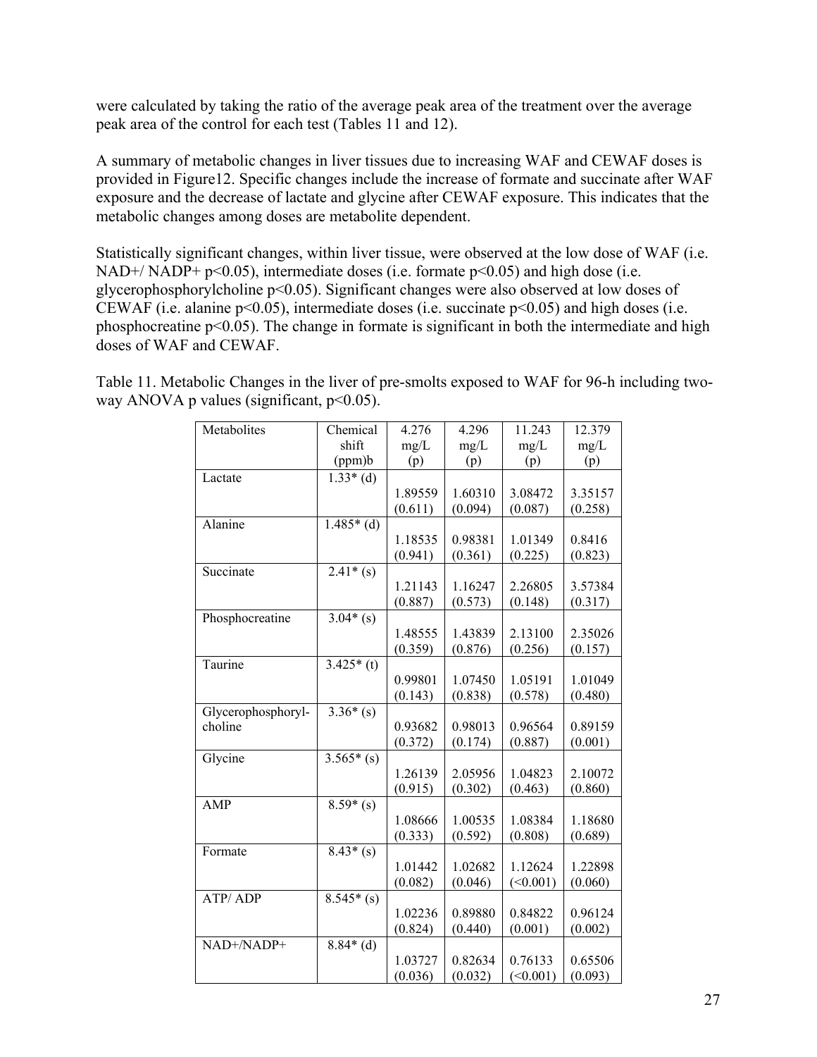were calculated by taking the ratio of the average peak area of the treatment over the average peak area of the control for each test (Tables 11 and 12).

A summary of metabolic changes in liver tissues due to increasing WAF and CEWAF doses is provided in Figure12. Specific changes include the increase of formate and succinate after WAF exposure and the decrease of lactate and glycine after CEWAF exposure. This indicates that the metabolic changes among doses are metabolite dependent.

Statistically significant changes, within liver tissue, were observed at the low dose of WAF (i.e. NAD+/ NADP+ $p<0.05$), intermediate doses (i.e. formate $p<0.05$) and high dose (i.e. glycerophosphorylcholine $p<0.05$). Significant changes were also observed at low doses of CEWAF (i.e. alanine $p<0.05$), intermediate doses (i.e. succinate $p<0.05$) and high doses (i.e. phosphocreatine $p<0.05$). The change in formate is significant in both the intermediate and high doses of WAF and CEWAF.

Table 11. Metabolic Changes in the liver of pre-smolts exposed to WAF for 96-h including two-way ANOVA p values (significant, $p<0.05$).

| Metabolites | Chemical shift (ppm)b | 4.276 mg/L (p) | 4.296 mg/L (p) | 11.243 mg/L (p) | 12.379 mg/L (p) |
|---|---|---|---|---|---|
| Lactate | 1.33* (d) | 1.89559 (0.611) | 1.60310 (0.094) | 3.08472 (0.087) | 3.35157 (0.258) |
| Alanine | 1.485* (d) | 1.18535 (0.941) | 0.98381 (0.361) | 1.01349 (0.225) | 0.8416 (0.823) |
| Succinate | 2.41* (s) | 1.21143 (0.887) | 1.16247 (0.573) | 2.26805 (0.148) | 3.57384 (0.317) |
| Phosphocreatine | 3.04* (s) | 1.48555 (0.359) | 1.43839 (0.876) | 2.13100 (0.256) | 2.35026 (0.157) |
| Taurine | 3.425* (t) | 0.99801 (0.143) | 1.07450 (0.838) | 1.05191 (0.578) | 1.01049 (0.480) |
| Glycerophosphoryl-choline | 3.36* (s) | 0.93682 (0.372) | 0.98013 (0.174) | 0.96564 (0.887) | 0.89159 (0.001) |
| Glycine | 3.565* (s) | 1.26139 (0.915) | 2.05956 (0.302) | 1.04823 (0.463) | 2.10072 (0.860) |
| AMP | 8.59* (s) | 1.08666 (0.333) | 1.00535 (0.592) | 1.08384 (0.808) | 1.18680 (0.689) |
| Formate | 8.43* (s) | 1.01442 (0.082) | 1.02682 (0.046) | 1.12624 (<0.001) | 1.22898 (0.060) |
| ATP/ ADP | 8.545* (s) | 1.02236 (0.824) | 0.89880 (0.440) | 0.84822 (0.001) | 0.96124 (0.002) |
| NAD+/NADP+ | 8.84* (d) | 1.03727 (0.036) | 0.82634 (0.032) | 0.76133 (<0.001) | 0.65506 (0.093) |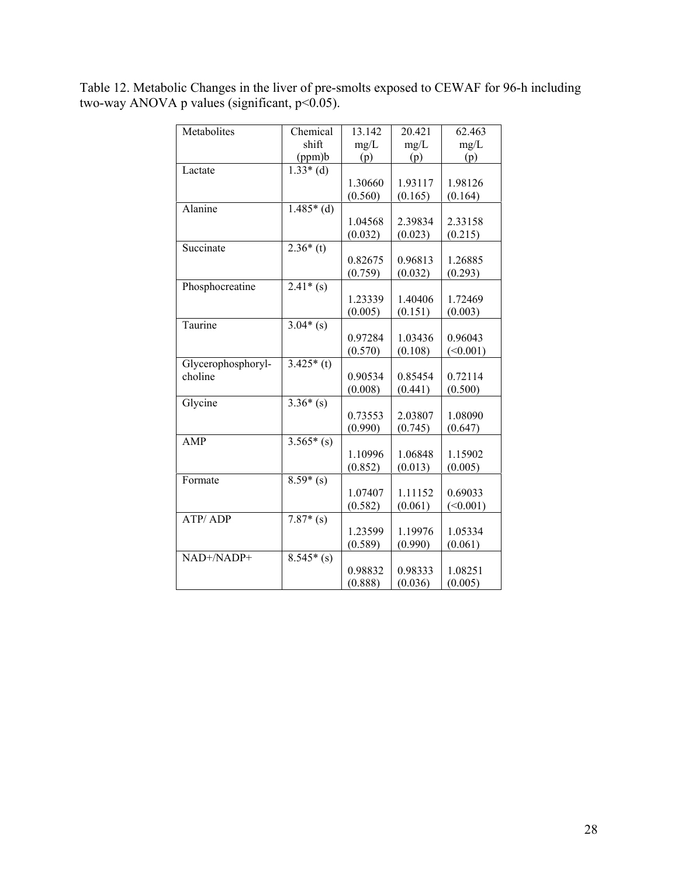Table 12. Metabolic Changes in the liver of pre-smolts exposed to CEWAF for 96-h including two-way ANOVA p values (significant, $p<0.05$).

| Metabolites | Chemical shift (ppm)b | 13.142 mg/L (p) | 20.421 mg/L (p) | 62.463 mg/L (p) |
|---|---|---|---|---|
| Lactate | 1.33* (d) | 1.30660 (0.560) | 1.93117 (0.165) | 1.98126 (0.164) |
| Alanine | 1.485* (d) | 1.04568 (0.032) | 2.39834 (0.023) | 2.33158 (0.215) |
| Succinate | 2.36* (t) | 0.82675 (0.759) | 0.96813 (0.032) | 1.26885 (0.293) |
| Phosphocreatine | 2.41* (s) | 1.23339 (0.005) | 1.40406 (0.151) | 1.72469 (0.003) |
| Taurine | 3.04* (s) | 0.97284 (0.570) | 1.03436 (0.108) | 0.96043 (<0.001) |
| Glycerophosphoryl-choline | 3.425* (t) | 0.90534 (0.008) | 0.85454 (0.441) | 0.72114 (0.500) |
| Glycine | 3.36* (s) | 0.73553 (0.990) | 2.03807 (0.745) | 1.08090 (0.647) |
| AMP | 3.565* (s) | 1.10996 (0.852) | 1.06848 (0.013) | 1.15902 (0.005) |
| Formate | 8.59* (s) | 1.07407 (0.582) | 1.11152 (0.061) | 0.69033 (<0.001) |
| ATP/ ADP | 7.87* (s) | 1.23599 (0.589) | 1.19976 (0.990) | 1.05334 (0.061) |
| NAD+/NADP+ | 8.545* (s) | 0.98832 (0.888) | 0.98333 (0.036) | 1.08251 (0.005) |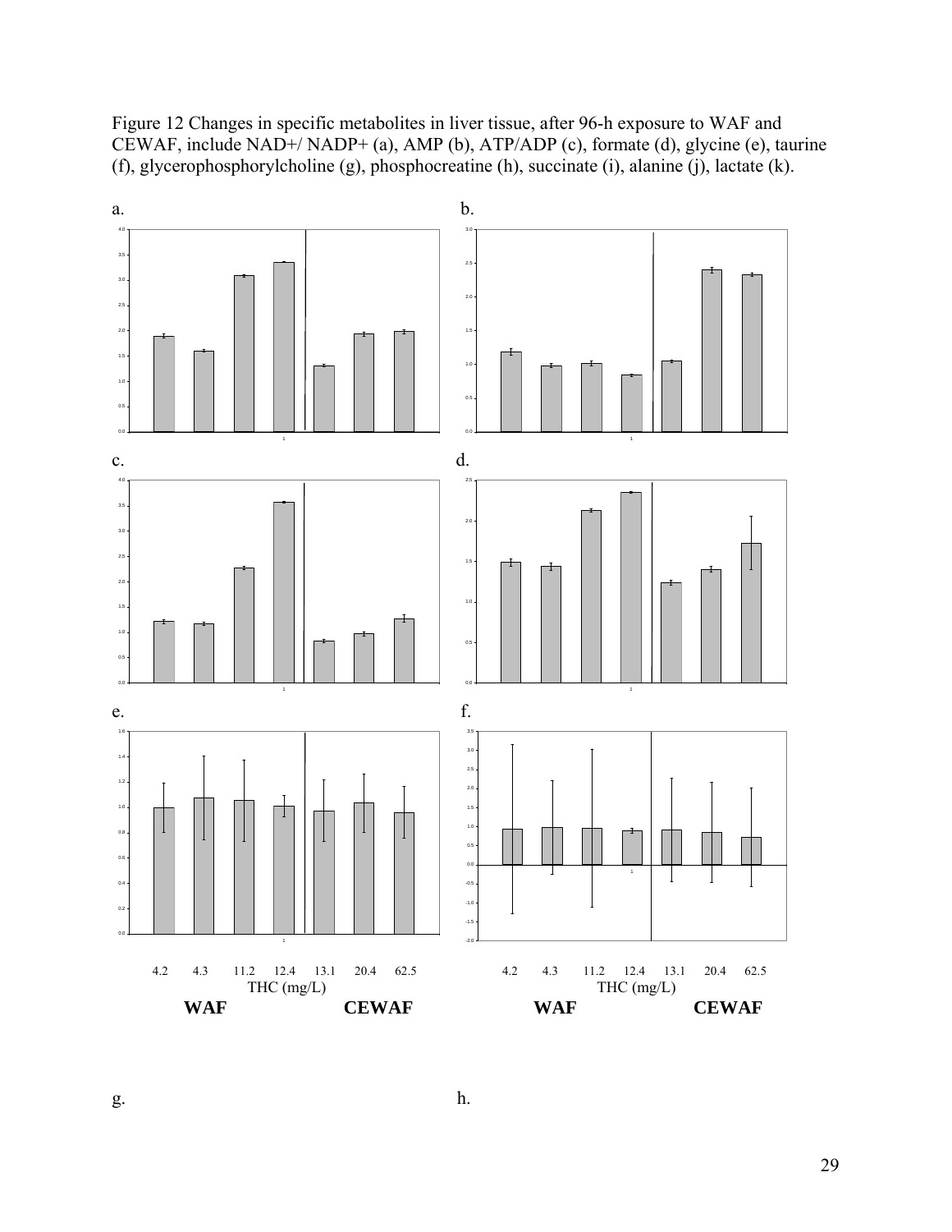Figure 12 Changes in specific metabolites in liver tissue, after 96-h exposure to WAF and CEWAF, include NAD+/ NADP+ (a), AMP (b), ATP/ADP (c), formate (d), glycine (e), taurine (f), glycerophosphorylcholine (g), phosphocreatine (h), succinate (i), alanine (j), lactate (k).

a.

b.

c.

d.

e.

f.

4.2 4.3 11.2 12.4 13.1 20.4 62.5
THC (mg/L)
**WAF** **CEWAF**

4.2 4.3 11.2 12.4 13.1 20.4 62.5
THC (mg/L)
**WAF** **CEWAF**

g.

h.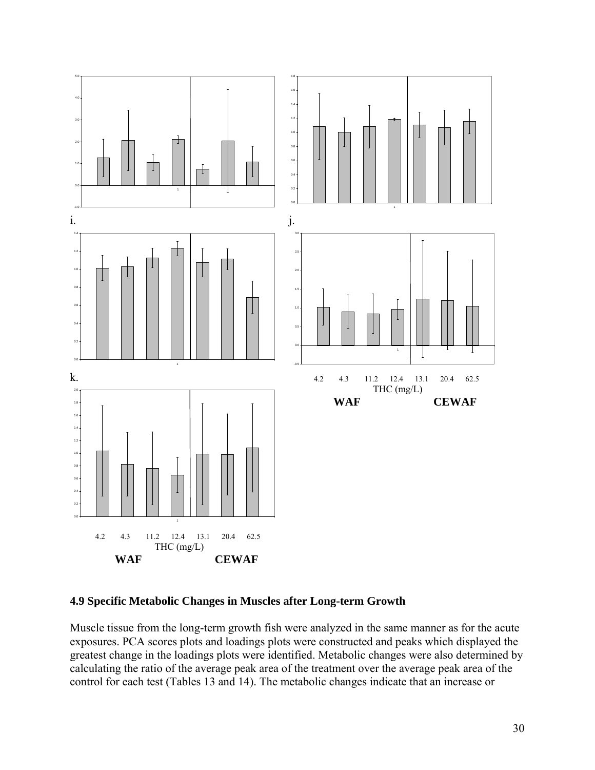i.

j.

k.

4.2 4.3 11.2 12.4 13.1 20.4 62.5
THC (mg/L)
**WAF** **CEWAF**

4.2 4.3 11.2 12.4 13.1 20.4 62.5
THC (mg/L)
**WAF** **CEWAF**

### 4.9 Specific Metabolic Changes in Muscles after Long-term Growth

Muscle tissue from the long-term growth fish were analyzed in the same manner as for the acute exposures. PCA scores plots and loadings plots were constructed and peaks which displayed the greatest change in the loadings plots were identified. Metabolic changes were also determined by calculating the ratio of the average peak area of the treatment over the average peak area of the control for each test (Tables 13 and 14). The metabolic changes indicate that an increase or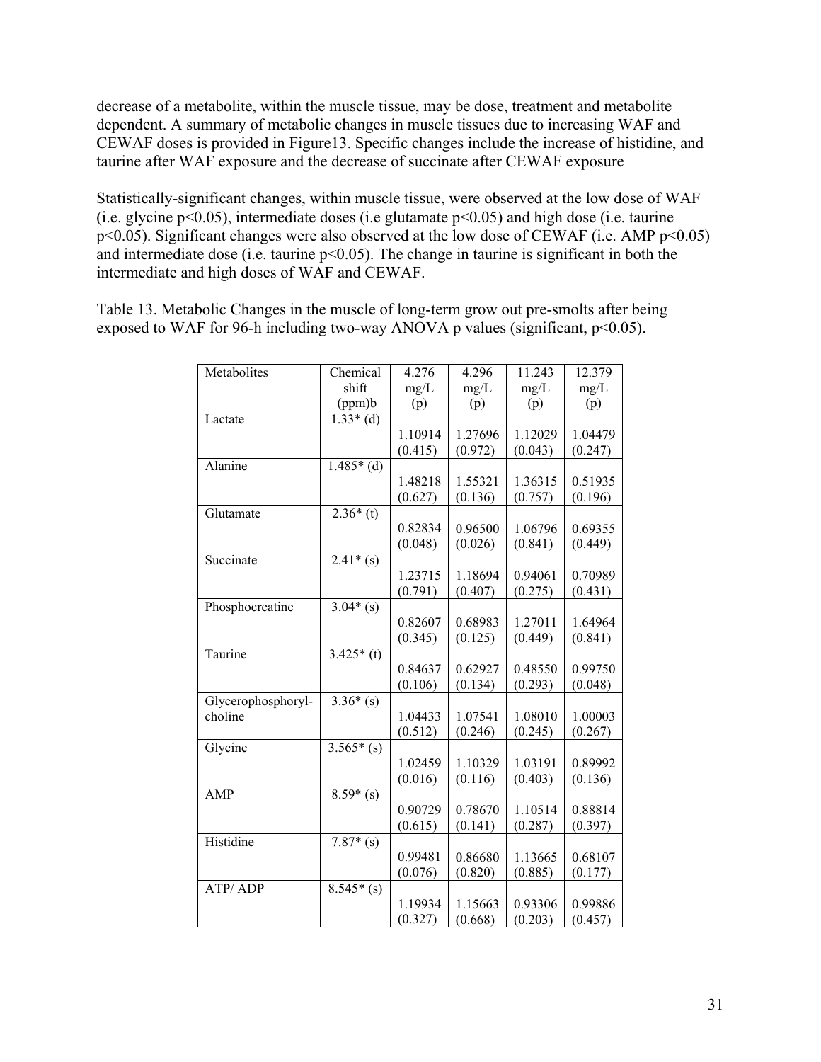decrease of a metabolite, within the muscle tissue, may be dose, treatment and metabolite dependent. A summary of metabolic changes in muscle tissues due to increasing WAF and CEWAF doses is provided in Figure13. Specific changes include the increase of histidine, and taurine after WAF exposure and the decrease of succinate after CEWAF exposure

Statistically-significant changes, within muscle tissue, were observed at the low dose of WAF (i.e. glycine $p<0.05$), intermediate doses (i.e glutamate $p<0.05$) and high dose (i.e. taurine $p<0.05$). Significant changes were also observed at the low dose of CEWAF (i.e. AMP $p<0.05$) and intermediate dose (i.e. taurine $p<0.05$). The change in taurine is significant in both the intermediate and high doses of WAF and CEWAF.

Table 13. Metabolic Changes in the muscle of long-term grow out pre-smolts after being exposed to WAF for 96-h including two-way ANOVA p values (significant, $p<0.05$).

| Metabolites | Chemical shift (ppm)b | 4.276 mg/L (p) | 4.296 mg/L (p) | 11.243 mg/L (p) | 12.379 mg/L (p) |
|---|---|---|---|---|---|
| Lactate | 1.33* (d) | 1.10914 (0.415) | 1.27696 (0.972) | 1.12029 (0.043) | 1.04479 (0.247) |
| Alanine | 1.485* (d) | 1.48218 (0.627) | 1.55321 (0.136) | 1.36315 (0.757) | 0.51935 (0.196) |
| Glutamate | 2.36* (t) | 0.82834 (0.048) | 0.96500 (0.026) | 1.06796 (0.841) | 0.69355 (0.449) |
| Succinate | 2.41* (s) | 1.23715 (0.791) | 1.18694 (0.407) | 0.94061 (0.275) | 0.70989 (0.431) |
| Phosphocreatine | 3.04* (s) | 0.82607 (0.345) | 0.68983 (0.125) | 1.27011 (0.449) | 1.64964 (0.841) |
| Taurine | 3.425* (t) | 0.84637 (0.106) | 0.62927 (0.134) | 0.48550 (0.293) | 0.99750 (0.048) |
| Glycerophosphoryl-choline | 3.36* (s) | 1.04433 (0.512) | 1.07541 (0.246) | 1.08010 (0.245) | 1.00003 (0.267) |
| Glycine | 3.565* (s) | 1.02459 (0.016) | 1.10329 (0.116) | 1.03191 (0.403) | 0.89992 (0.136) |
| AMP | 8.59* (s) | 0.90729 (0.615) | 0.78670 (0.141) | 1.10514 (0.287) | 0.88814 (0.397) |
| Histidine | 7.87* (s) | 0.99481 (0.076) | 0.86680 (0.820) | 1.13665 (0.885) | 0.68107 (0.177) |
| ATP/ ADP | 8.545* (s) | 1.19934 (0.327) | 1.15663 (0.668) | 0.93306 (0.203) | 0.99886 (0.457) |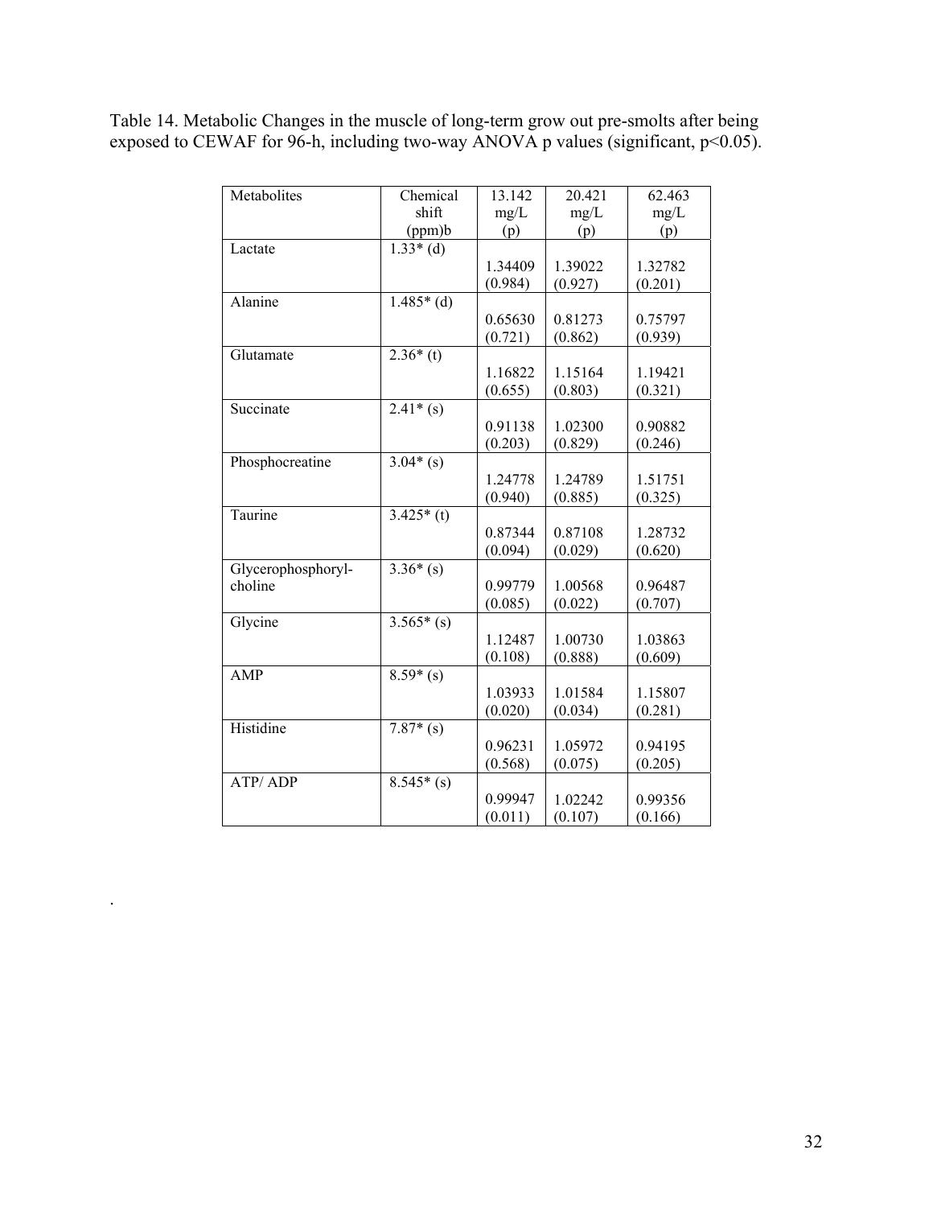Table 14. Metabolic Changes in the muscle of long-term grow out pre-smolts after being exposed to CEWAF for 96-h, including two-way ANOVA p values (significant, p<0.05).

| Metabolites | Chemical shift (ppm)b | 13.142 mg/L (p) | 20.421 mg/L (p) | 62.463 mg/L (p) |
|---|---|---|---|---|
| Lactate | 1.33* (d) | 1.34409 (0.984) | 1.39022 (0.927) | 1.32782 (0.201) |
| Alanine | 1.485* (d) | 0.65630 (0.721) | 0.81273 (0.862) | 0.75797 (0.939) |
| Glutamate | 2.36* (t) | 1.16822 (0.655) | 1.15164 (0.803) | 1.19421 (0.321) |
| Succinate | 2.41* (s) | 0.91138 (0.203) | 1.02300 (0.829) | 0.90882 (0.246) |
| Phosphocreatine | 3.04* (s) | 1.24778 (0.940) | 1.24789 (0.885) | 1.51751 (0.325) |
| Taurine | 3.425* (t) | 0.87344 (0.094) | 0.87108 (0.029) | 1.28732 (0.620) |
| Glycerophosphoryl-choline | 3.36* (s) | 0.99779 (0.085) | 1.00568 (0.022) | 0.96487 (0.707) |
| Glycine | 3.565* (s) | 1.12487 (0.108) | 1.00730 (0.888) | 1.03863 (0.609) |
| AMP | 8.59* (s) | 1.03933 (0.020) | 1.01584 (0.034) | 1.15807 (0.281) |
| Histidine | 7.87* (s) | 0.96231 (0.568) | 1.05972 (0.075) | 0.94195 (0.205) |
| ATP/ ADP | 8.545* (s) | 0.99947 (0.011) | 1.02242 (0.107) | 0.99356 (0.166) |

.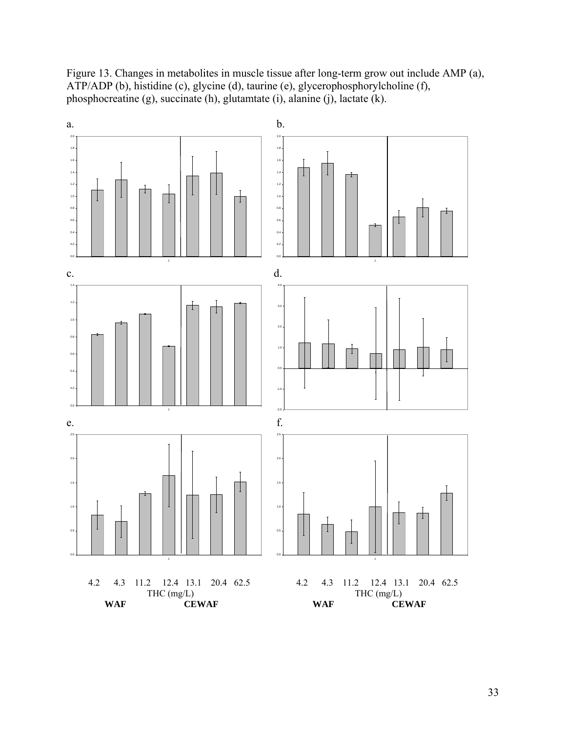Figure 13. Changes in metabolites in muscle tissue after long-term grow out include AMP (a), ATP/ADP (b), histidine (c), glycine (d), taurine (e), glycerophosphorylcholine (f), phosphocreatine (g), succinate (h), glutamtate (i), alanine (j), lactate (k).

a.

b.

c.

d.

e.

f.

4.2 4.3 11.2 12.4 13.1 20.4 62.5
THC (mg/L)
**WAF** **CEWAF**

4.2 4.3 11.2 12.4 13.1 20.4 62.5
THC (mg/L)
**WAF** **CEWAF**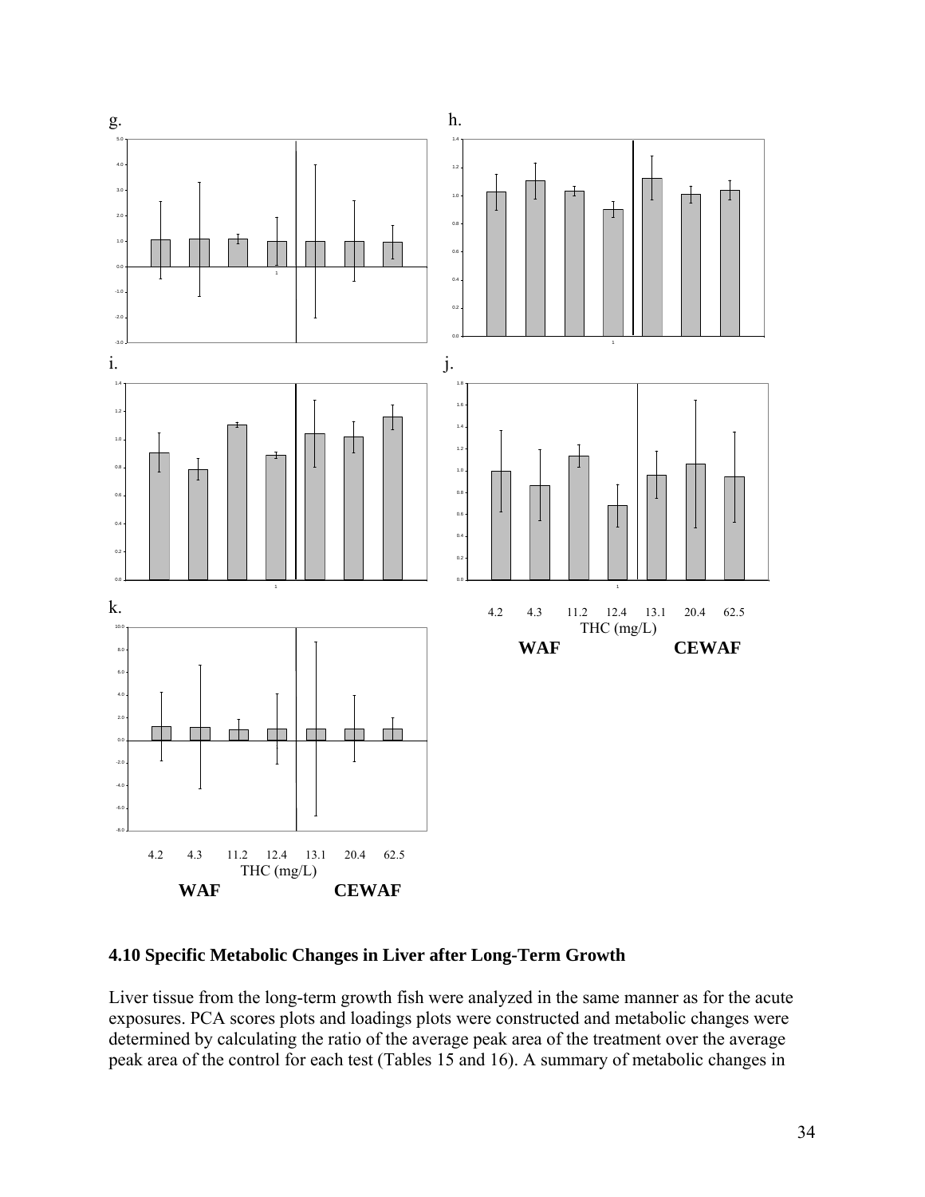g.

h.

i.

j.

k.

4.2 4.3 11.2 12.4 13.1 20.4 62.5
THC (mg/L)
**WAF** **CEWAF**

4.2 4.3 11.2 12.4 13.1 20.4 62.5
THC (mg/L)
**WAF** **CEWAF**

### 4.10 Specific Metabolic Changes in Liver after Long-Term Growth

Liver tissue from the long-term growth fish were analyzed in the same manner as for the acute exposures. PCA scores plots and loadings plots were constructed and metabolic changes were determined by calculating the ratio of the average peak area of the treatment over the average peak area of the control for each test (Tables 15 and 16). A summary of metabolic changes in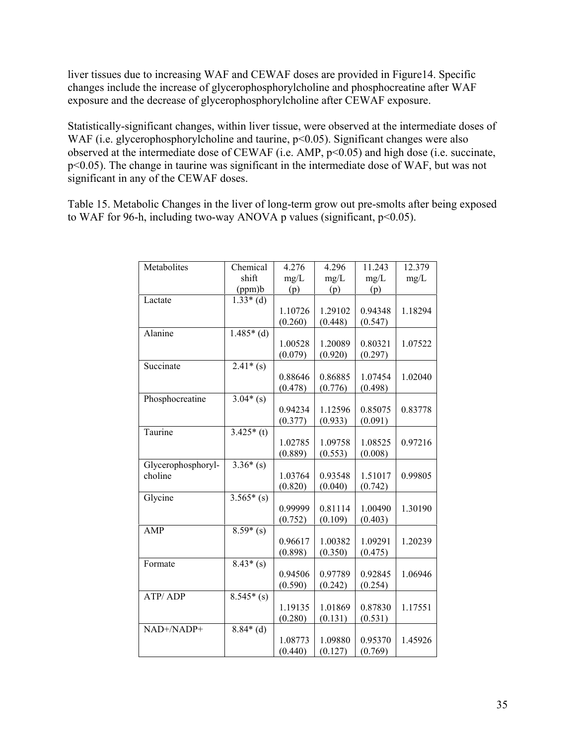liver tissues due to increasing WAF and CEWAF doses are provided in Figure14. Specific changes include the increase of glycerophosphorylcholine and phosphocreatine after WAF exposure and the decrease of glycerophosphorylcholine after CEWAF exposure.

Statistically-significant changes, within liver tissue, were observed at the intermediate doses of WAF (i.e. glycerophosphorylcholine and taurine, $p<0.05$). Significant changes were also observed at the intermediate dose of CEWAF (i.e. AMP, $p<0.05$) and high dose (i.e. succinate, $p<0.05$). The change in taurine was significant in the intermediate dose of WAF, but was not significant in any of the CEWAF doses.

Table 15. Metabolic Changes in the liver of long-term grow out pre-smolts after being exposed to WAF for 96-h, including two-way ANOVA p values (significant, $p<0.05$).

| Metabolites | Chemical shift (ppm)b | 4.276 mg/L (p) | 4.296 mg/L (p) | 11.243 mg/L (p) | 12.379 mg/L |
|---|---|---|---|---|---|
| Lactate | 1.33* (d) | 1.10726 (0.260) | 1.29102 (0.448) | 0.94348 (0.547) | 1.18294 |
| Alanine | 1.485* (d) | 1.00528 (0.079) | 1.20089 (0.920) | 0.80321 (0.297) | 1.07522 |
| Succinate | 2.41* (s) | 0.88646 (0.478) | 0.86885 (0.776) | 1.07454 (0.498) | 1.02040 |
| Phosphocreatine | 3.04* (s) | 0.94234 (0.377) | 1.12596 (0.933) | 0.85075 (0.091) | 0.83778 |
| Taurine | 3.425* (t) | 1.02785 (0.889) | 1.09758 (0.553) | 1.08525 (0.008) | 0.97216 |
| Glycerophosphoryl-choline | 3.36* (s) | 1.03764 (0.820) | 0.93548 (0.040) | 1.51017 (0.742) | 0.99805 |
| Glycine | 3.565* (s) | 0.99999 (0.752) | 0.81114 (0.109) | 1.00490 (0.403) | 1.30190 |
| AMP | 8.59* (s) | 0.96617 (0.898) | 1.00382 (0.350) | 1.09291 (0.475) | 1.20239 |
| Formate | 8.43* (s) | 0.94506 (0.590) | 0.97789 (0.242) | 0.92845 (0.254) | 1.06946 |
| ATP/ ADP | 8.545* (s) | 1.19135 (0.280) | 1.01869 (0.131) | 0.87830 (0.531) | 1.17551 |
| NAD+/NADP+ | 8.84* (d) | 1.08773 (0.440) | 1.09880 (0.127) | 0.95370 (0.769) | 1.45926 |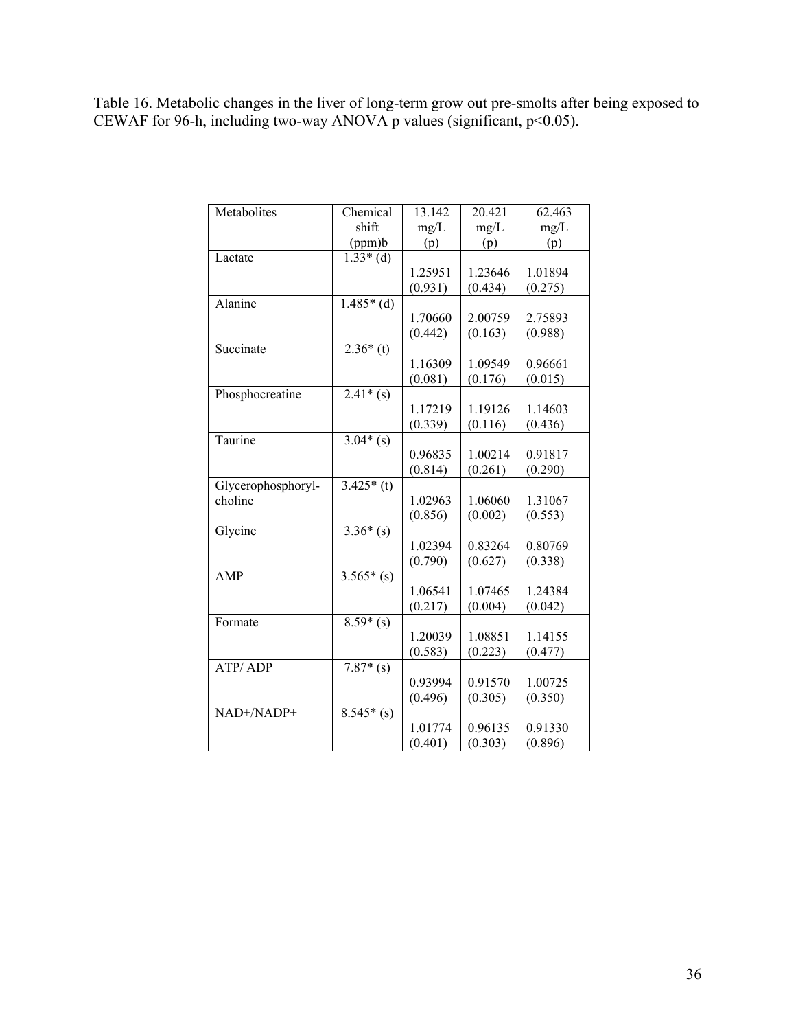Table 16. Metabolic changes in the liver of long-term grow out pre-smolts after being exposed to CEWAF for 96-h, including two-way ANOVA p values (significant, $p<0.05$).

| Metabolites | Chemical shift (ppm)b | 13.142 mg/L (p) | 20.421 mg/L (p) | 62.463 mg/L (p) |
|---|---|---|---|---|
| Lactate | 1.33* (d) | 1.25951 (0.931) | 1.23646 (0.434) | 1.01894 (0.275) |
| Alanine | 1.485* (d) | 1.70660 (0.442) | 2.00759 (0.163) | 2.75893 (0.988) |
| Succinate | 2.36* (t) | 1.16309 (0.081) | 1.09549 (0.176) | 0.96661 (0.015) |
| Phosphocreatine | 2.41* (s) | 1.17219 (0.339) | 1.19126 (0.116) | 1.14603 (0.436) |
| Taurine | 3.04* (s) | 0.96835 (0.814) | 1.00214 (0.261) | 0.91817 (0.290) |
| Glycerophosphoryl-choline | 3.425* (t) | 1.02963 (0.856) | 1.06060 (0.002) | 1.31067 (0.553) |
| Glycine | 3.36* (s) | 1.02394 (0.790) | 0.83264 (0.627) | 0.80769 (0.338) |
| AMP | 3.565* (s) | 1.06541 (0.217) | 1.07465 (0.004) | 1.24384 (0.042) |
| Formate | 8.59* (s) | 1.20039 (0.583) | 1.08851 (0.223) | 1.14155 (0.477) |
| ATP/ ADP | 7.87* (s) | 0.93994 (0.496) | 0.91570 (0.305) | 1.00725 (0.350) |
| NAD+/NADP+ | 8.545* (s) | 1.01774 (0.401) | 0.96135 (0.303) | 0.91330 (0.896) |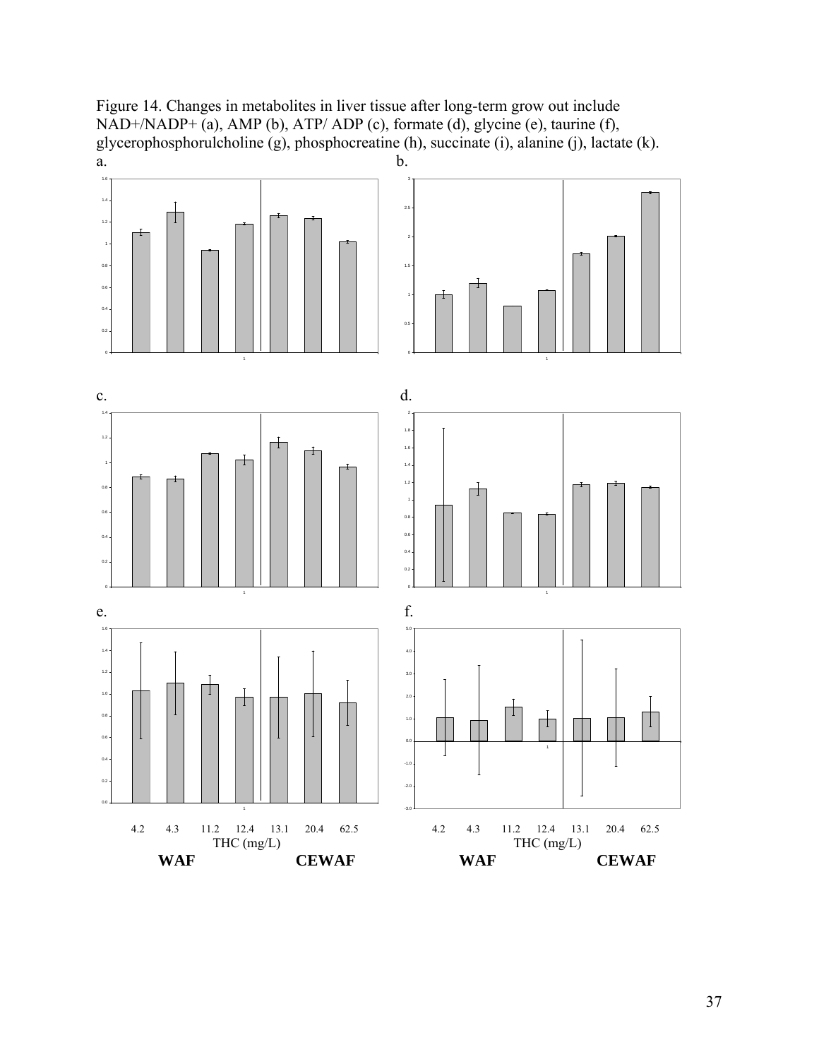Figure 14. Changes in metabolites in liver tissue after long-term grow out include NAD+/NADP+ (a), AMP (b), ATP/ ADP (c), formate (d), glycine (e), taurine (f), glycerophosphorulcholine (g), phosphocreatine (h), succinate (i), alanine (j), lactate (k).

a.

b.

c.

d.

e.

f.

4.2 4.3 11.2 12.4 13.1 20.4 62.5

THC (mg/L)

**WAF** **CEWAF**

4.2 4.3 11.2 12.4 13.1 20.4 62.5

THC (mg/L)

**WAF** **CEWAF**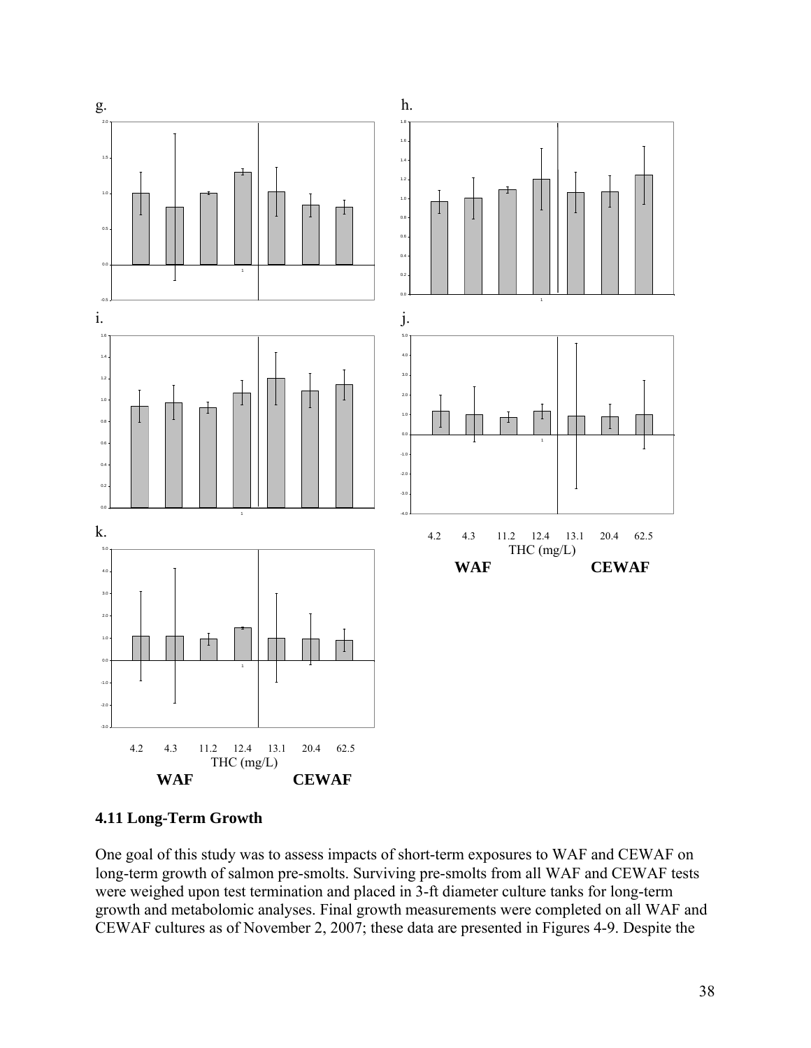g.

h.

i.

j.

k.

4.2 4.3 11.2 12.4 13.1 20.4 62.5
THC (mg/L)
**WAF** **CEWAF**

4.2 4.3 11.2 12.4 13.1 20.4 62.5
THC (mg/L)
**WAF** **CEWAF**

### 4.11 Long-Term Growth

One goal of this study was to assess impacts of short-term exposures to WAF and CEWAF on long-term growth of salmon pre-smolts. Surviving pre-smolts from all WAF and CEWAF tests were weighed upon test termination and placed in 3-ft diameter culture tanks for long-term growth and metabolomic analyses. Final growth measurements were completed on all WAF and CEWAF cultures as of November 2, 2007; these data are presented in Figures 4-9. Despite the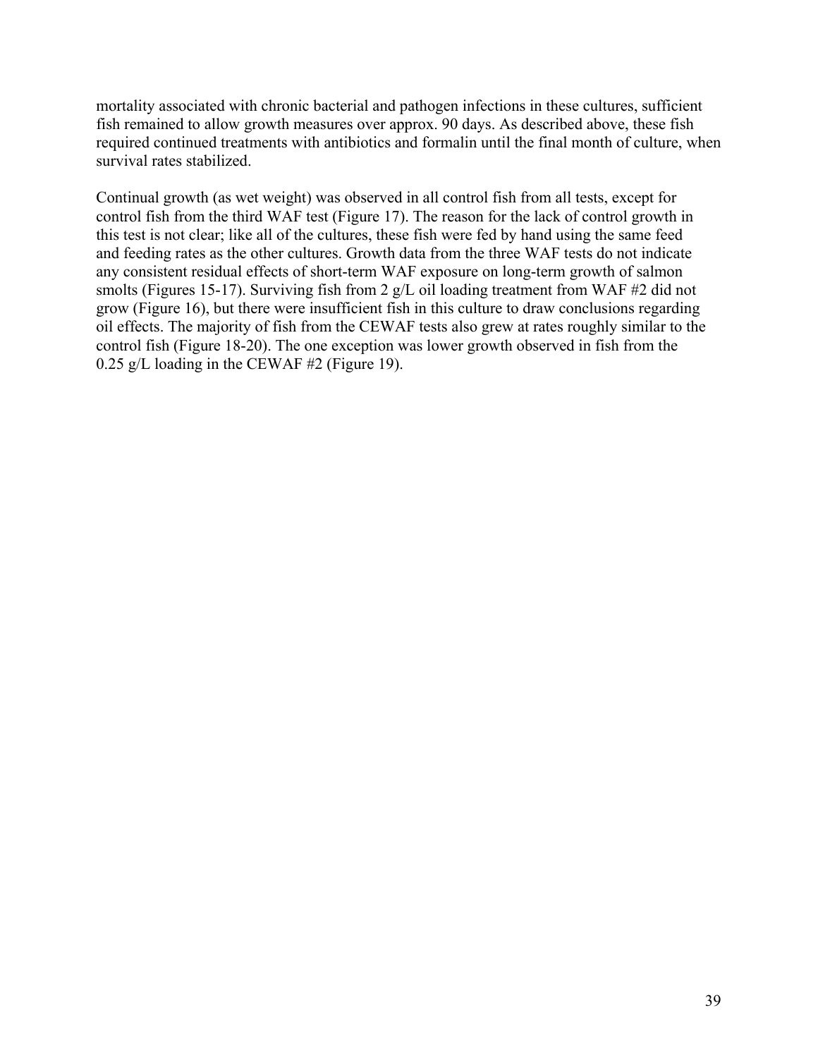mortality associated with chronic bacterial and pathogen infections in these cultures, sufficient fish remained to allow growth measures over approx. 90 days. As described above, these fish required continued treatments with antibiotics and formalin until the final month of culture, when survival rates stabilized.

Continual growth (as wet weight) was observed in all control fish from all tests, except for control fish from the third WAF test (Figure 17). The reason for the lack of control growth in this test is not clear; like all of the cultures, these fish were fed by hand using the same feed and feeding rates as the other cultures. Growth data from the three WAF tests do not indicate any consistent residual effects of short-term WAF exposure on long-term growth of salmon smolts (Figures 15-17). Surviving fish from 2 g/L oil loading treatment from WAF #2 did not grow (Figure 16), but there were insufficient fish in this culture to draw conclusions regarding oil effects. The majority of fish from the CEWAF tests also grew at rates roughly similar to the control fish (Figure 18-20). The one exception was lower growth observed in fish from the 0.25 g/L loading in the CEWAF #2 (Figure 19).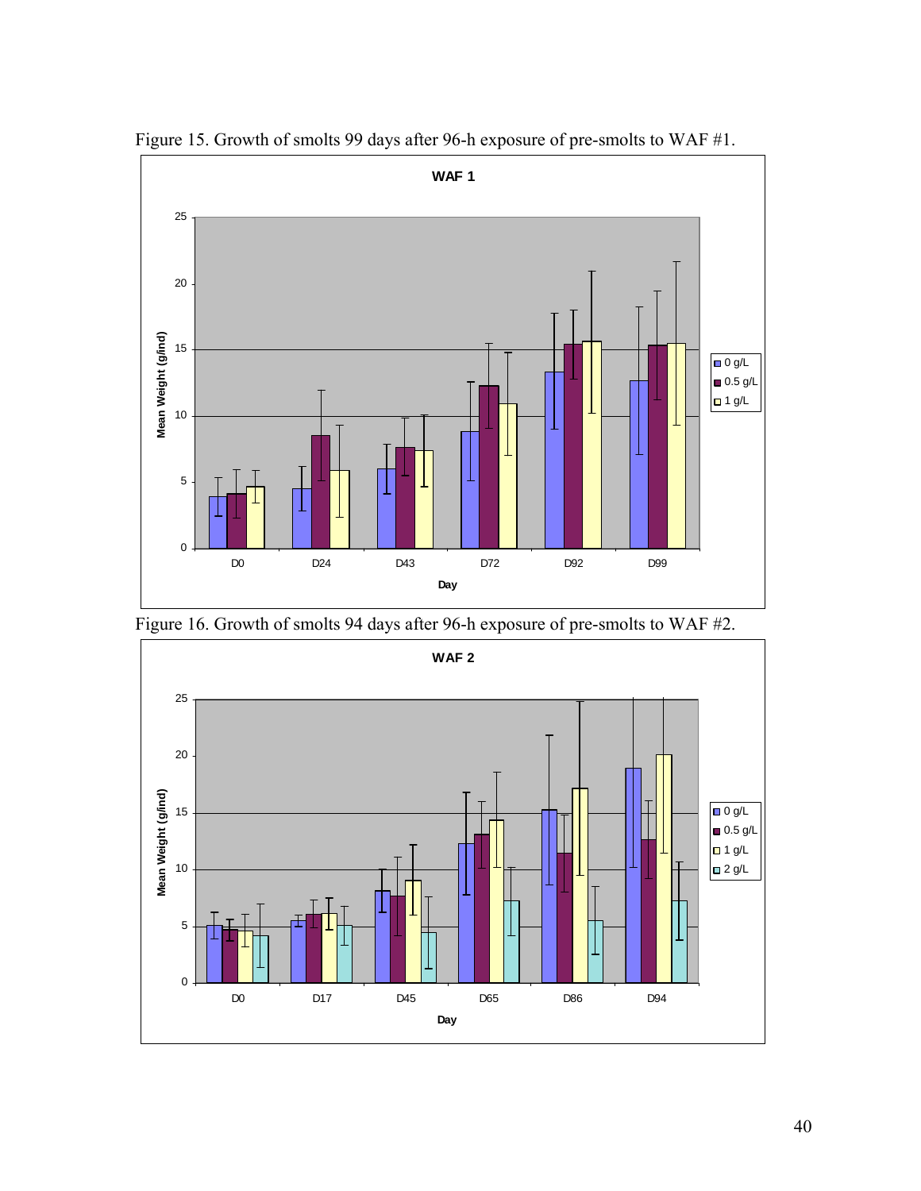Figure 15. Growth of smolts 99 days after 96-h exposure of pre-smolts to WAF #1.

Figure 16. Growth of smolts 94 days after 96-h exposure of pre-smolts to WAF #2.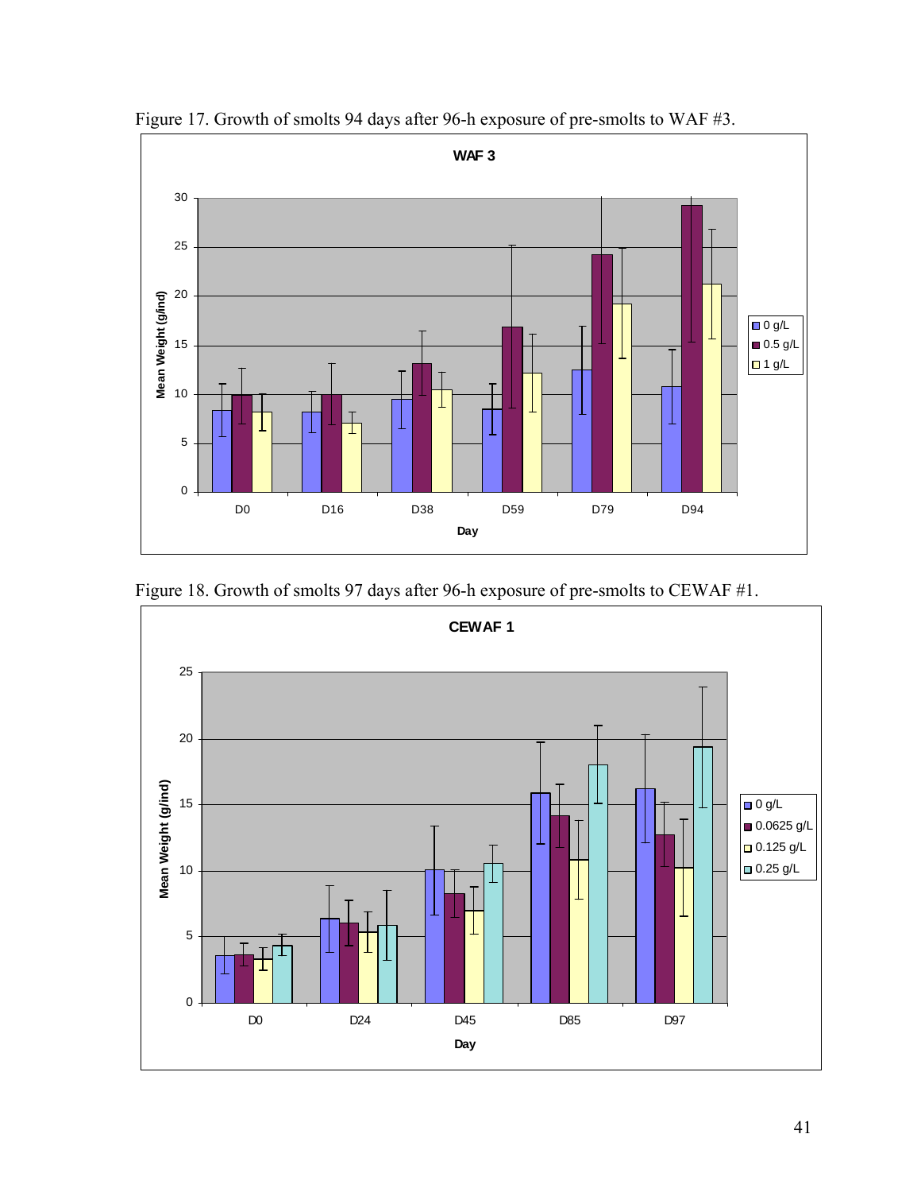Figure 17. Growth of smolts 94 days after 96-h exposure of pre-smolts to WAF #3.

Figure 18. Growth of smolts 97 days after 96-h exposure of pre-smolts to CEWAF #1.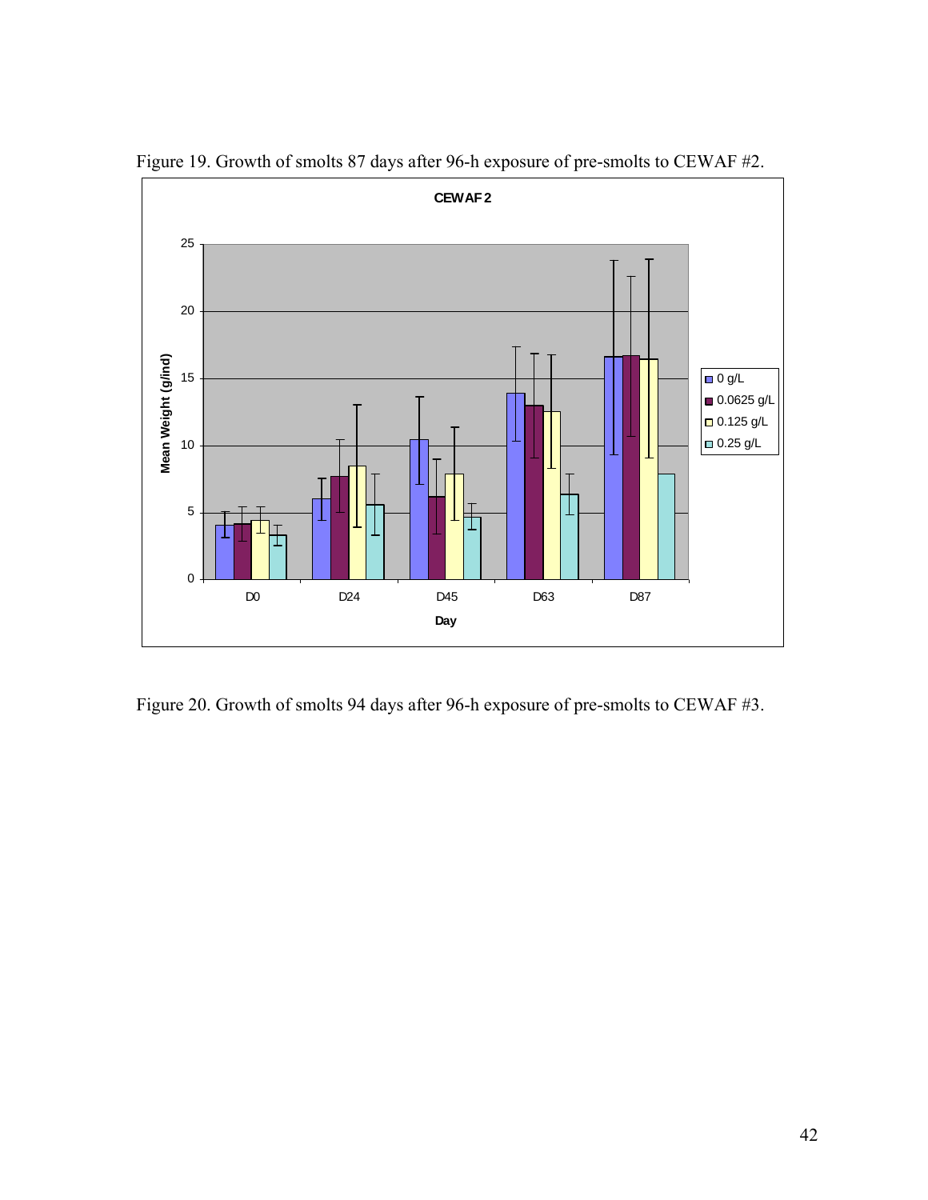Figure 19. Growth of smolts 87 days after 96-h exposure of pre-smolts to CEWAF #2.

Figure 20. Growth of smolts 94 days after 96-h exposure of pre-smolts to CEWAF #3.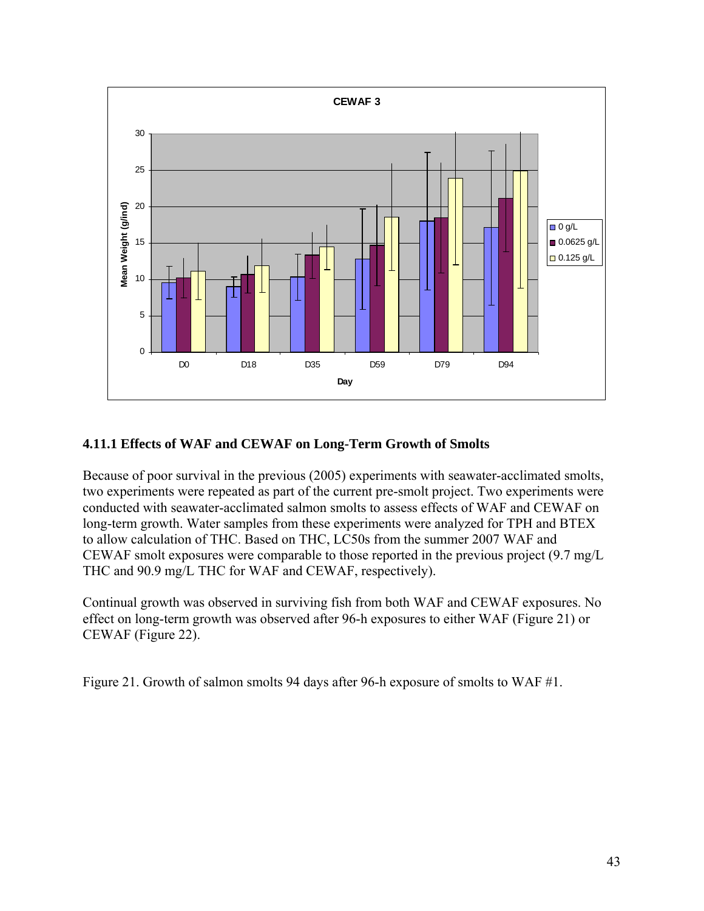## 4.11.1 Effects of WAF and CEWAF on Long-Term Growth of Smolts

Because of poor survival in the previous (2005) experiments with seawater-acclimated smolts, two experiments were repeated as part of the current pre-smolt project. Two experiments were conducted with seawater-acclimated salmon smolts to assess effects of WAF and CEWAF on long-term growth. Water samples from these experiments were analyzed for TPH and BTEX to allow calculation of THC. Based on THC, LC50s from the summer 2007 WAF and CEWAF smolt exposures were comparable to those reported in the previous project (9.7 mg/L THC and 90.9 mg/L THC for WAF and CEWAF, respectively).

Continual growth was observed in surviving fish from both WAF and CEWAF exposures. No effect on long-term growth was observed after 96-h exposures to either WAF (Figure 21) or CEWAF (Figure 22).

Figure 21. Growth of salmon smolts 94 days after 96-h exposure of smolts to WAF #1.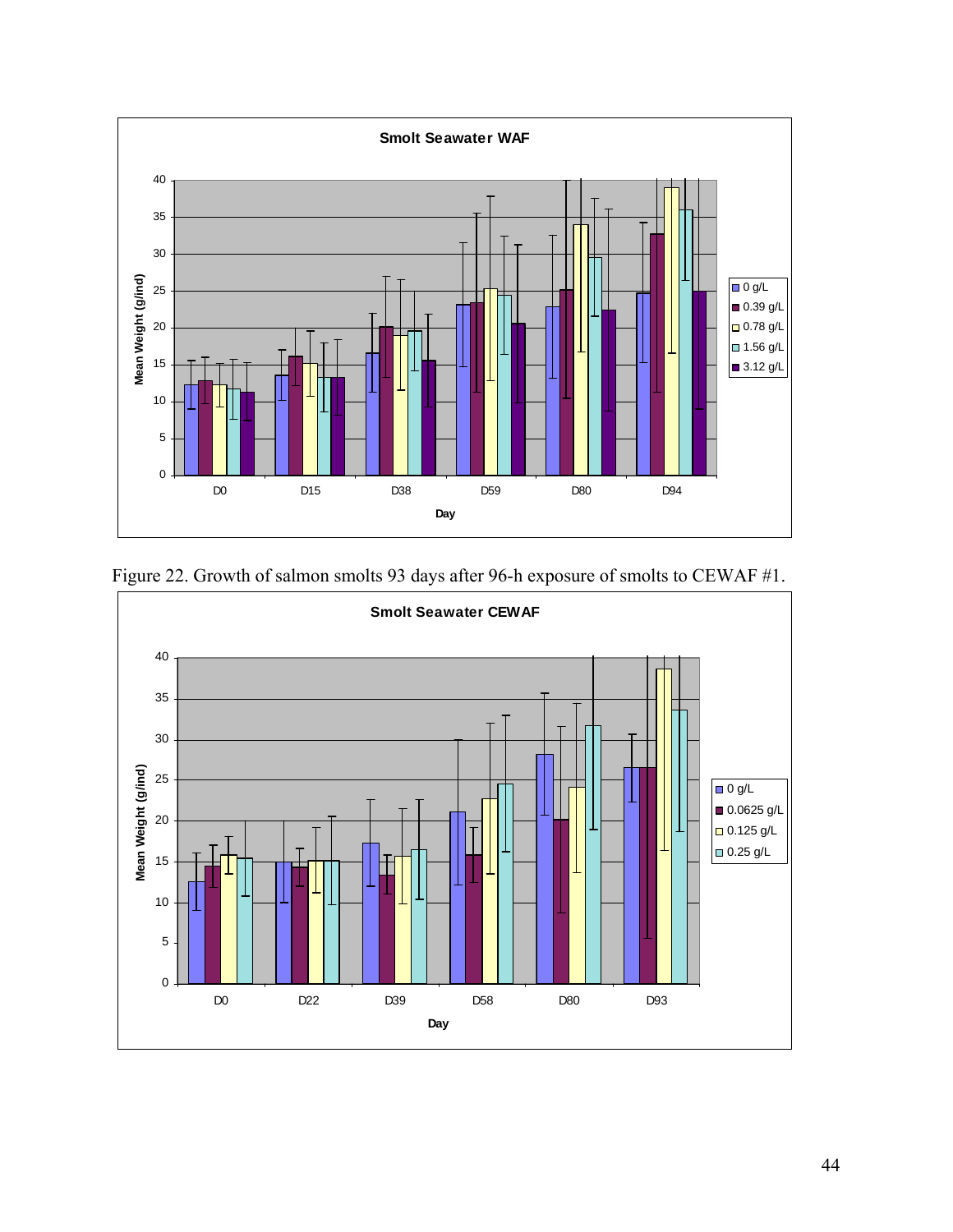Figure 22. Growth of salmon smolts 93 days after 96-h exposure of smolts to CEWAF #1.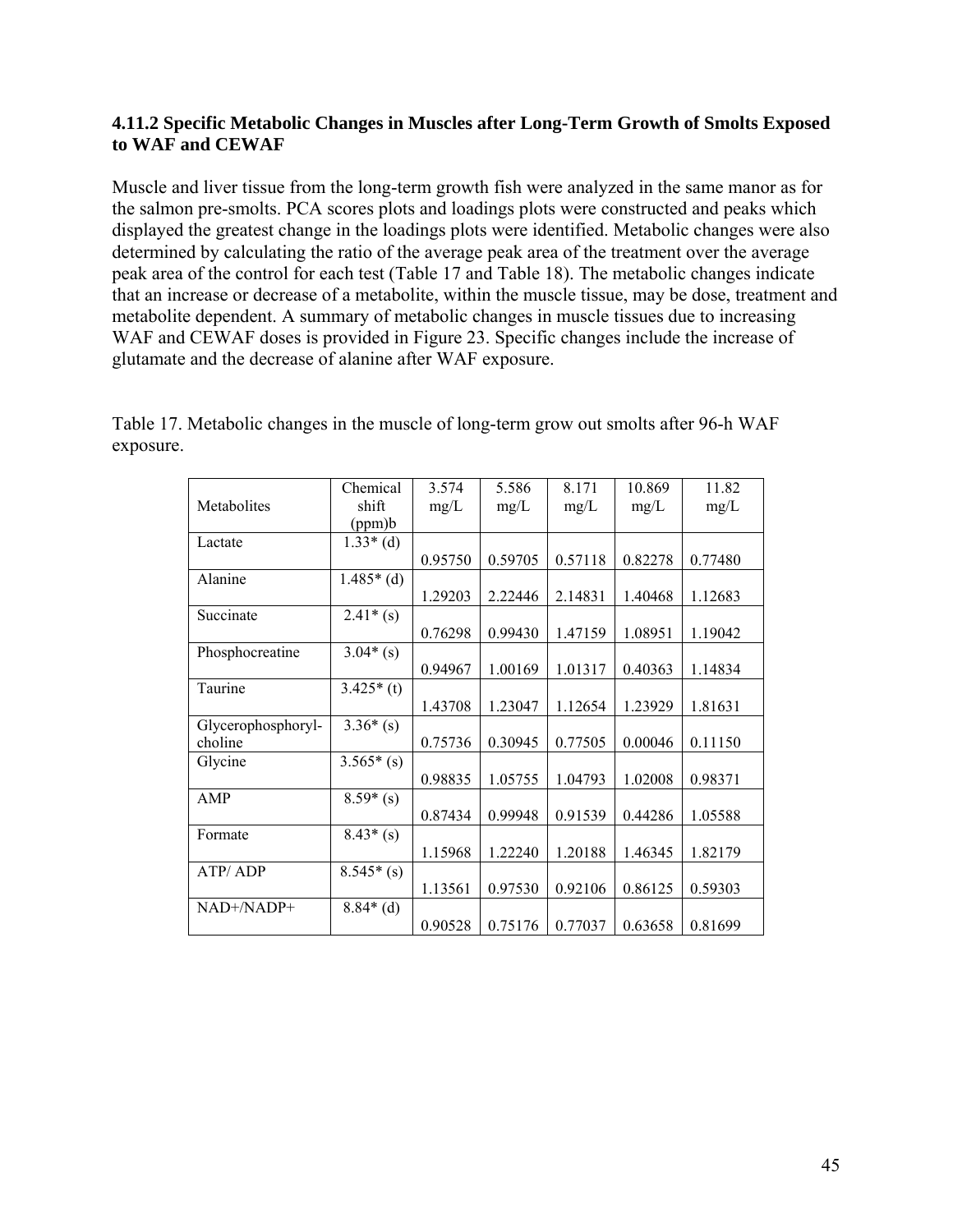### 4.11.2 Specific Metabolic Changes in Muscles after Long-Term Growth of Smolts Exposed to WAF and CEWAF

Muscle and liver tissue from the long-term growth fish were analyzed in the same manor as for the salmon pre-smolts. PCA scores plots and loadings plots were constructed and peaks which displayed the greatest change in the loadings plots were identified. Metabolic changes were also determined by calculating the ratio of the average peak area of the treatment over the average peak area of the control for each test (Table 17 and Table 18). The metabolic changes indicate that an increase or decrease of a metabolite, within the muscle tissue, may be dose, treatment and metabolite dependent. A summary of metabolic changes in muscle tissues due to increasing WAF and CEWAF doses is provided in Figure 23. Specific changes include the increase of glutamate and the decrease of alanine after WAF exposure.

Table 17. Metabolic changes in the muscle of long-term grow out smolts after 96-h WAF exposure.

| Metabolites | Chemical shift (ppm)b | 3.574 mg/L | 5.586 mg/L | 8.171 mg/L | 10.869 mg/L | 11.82 mg/L |
|---|---|---|---|---|---|---|
| Lactate | 1.33* (d) | 0.95750 | 0.59705 | 0.57118 | 0.82278 | 0.77480 |
| Alanine | 1.485* (d) | 1.29203 | 2.22446 | 2.14831 | 1.40468 | 1.12683 |
| Succinate | 2.41* (s) | 0.76298 | 0.99430 | 1.47159 | 1.08951 | 1.19042 |
| Phosphocreatine | 3.04* (s) | 0.94967 | 1.00169 | 1.01317 | 0.40363 | 1.14834 |
| Taurine | 3.425* (t) | 1.43708 | 1.23047 | 1.12654 | 1.23929 | 1.81631 |
| Glycerophosphoryl-choline | 3.36* (s) | 0.75736 | 0.30945 | 0.77505 | 0.00046 | 0.11150 |
| Glycine | 3.565* (s) | 0.98835 | 1.05755 | 1.04793 | 1.02008 | 0.98371 |
| AMP | 8.59* (s) | 0.87434 | 0.99948 | 0.91539 | 0.44286 | 1.05588 |
| Formate | 8.43* (s) | 1.15968 | 1.22240 | 1.20188 | 1.46345 | 1.82179 |
| ATP/ ADP | 8.545* (s) | 1.13561 | 0.97530 | 0.92106 | 0.86125 | 0.59303 |
| NAD+/NADP+ | 8.84* (d) | 0.90528 | 0.75176 | 0.77037 | 0.63658 | 0.81699 |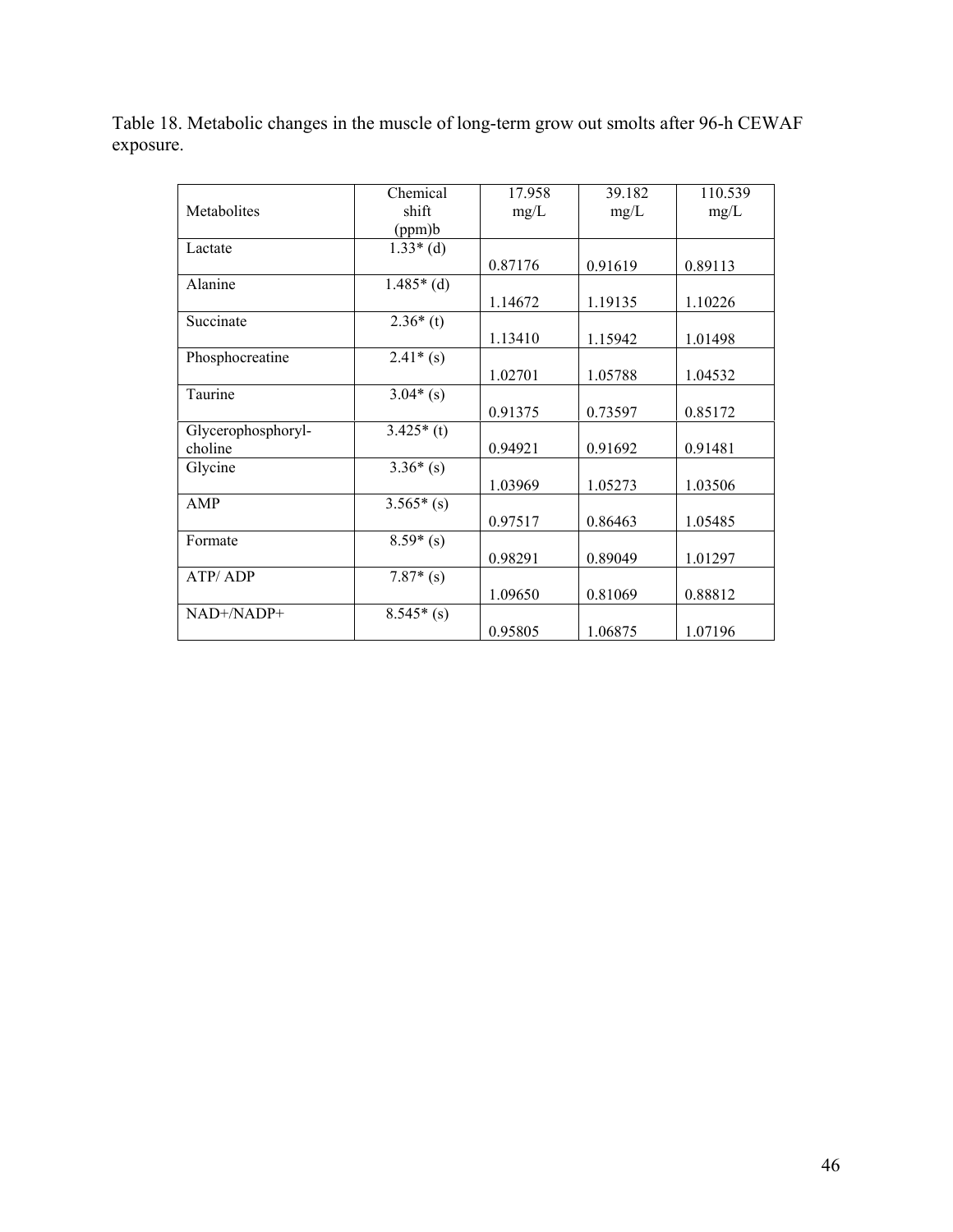Table 18. Metabolic changes in the muscle of long-term grow out smolts after 96-h CEWAF exposure.

| Metabolites | Chemical shift (ppm)b | 17.958 mg/L | 39.182 mg/L | 110.539 mg/L |
|---|---|---|---|---|
| Lactate | 1.33* (d) | 0.87176 | 0.91619 | 0.89113 |
| Alanine | 1.485* (d) | 1.14672 | 1.19135 | 1.10226 |
| Succinate | 2.36* (t) | 1.13410 | 1.15942 | 1.01498 |
| Phosphocreatine | 2.41* (s) | 1.02701 | 1.05788 | 1.04532 |
| Taurine | 3.04* (s) | 0.91375 | 0.73597 | 0.85172 |
| Glycerophosphoryl-choline | 3.425* (t) | 0.94921 | 0.91692 | 0.91481 |
| Glycine | 3.36* (s) | 1.03969 | 1.05273 | 1.03506 |
| AMP | 3.565* (s) | 0.97517 | 0.86463 | 1.05485 |
| Formate | 8.59* (s) | 0.98291 | 0.89049 | 1.01297 |
| ATP/ ADP | 7.87* (s) | 1.09650 | 0.81069 | 0.88812 |
| NAD+/NADP+ | 8.545* (s) | 0.95805 | 1.06875 | 1.07196 |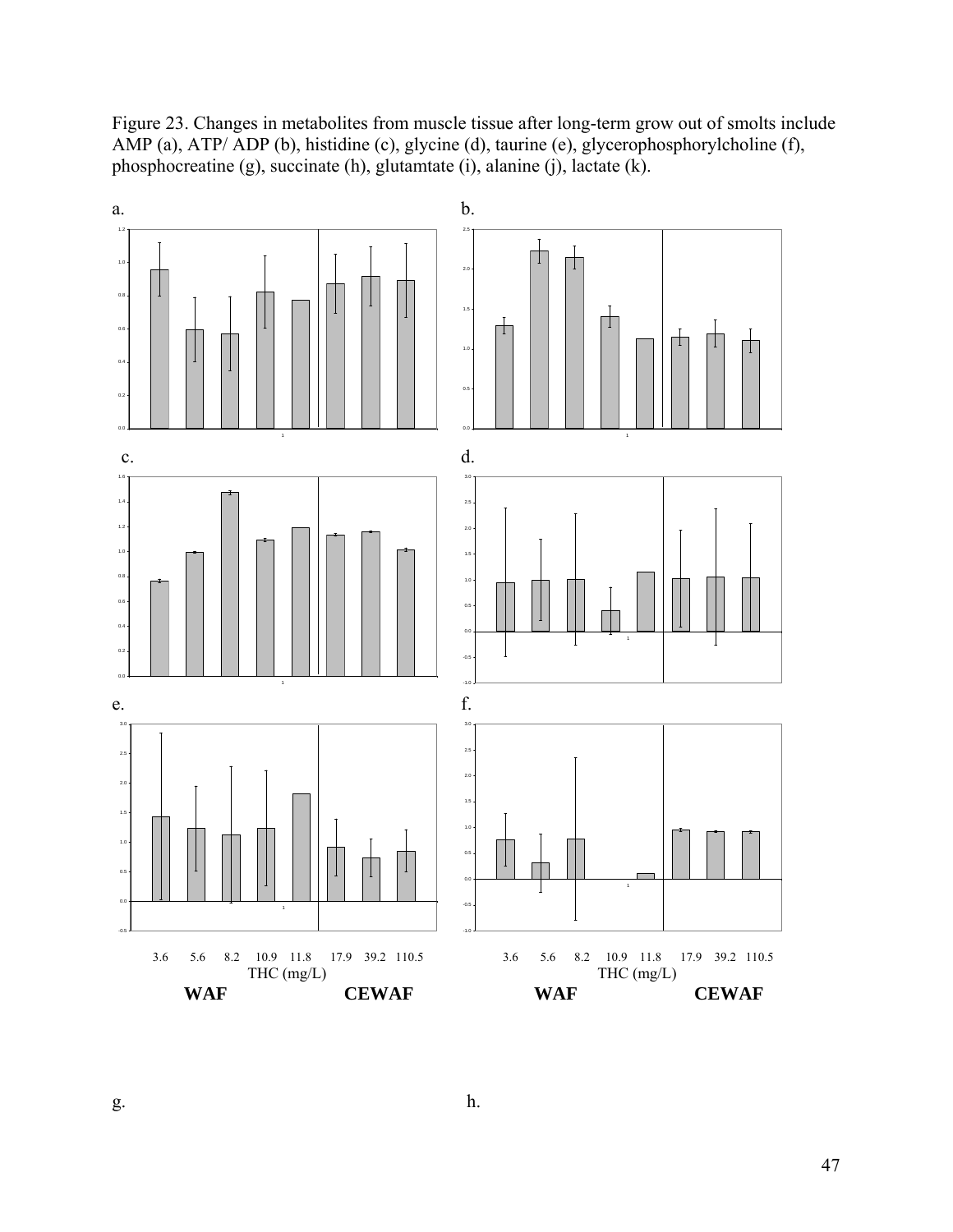Figure 23. Changes in metabolites from muscle tissue after long-term grow out of smolts include AMP (a), ATP/ ADP (b), histidine (c), glycine (d), taurine (e), glycerophosphorylcholine (f), phosphocreatine (g), succinate (h), glutamtate (i), alanine (j), lactate (k).

a.

b.

c.

d.

e.

f.

3.6 5.6 8.2 10.9 11.8 17.9 39.2 110.5
THC (mg/L)
**WAF** **CEWAF**

3.6 5.6 8.2 10.9 11.8 17.9 39.2 110.5
THC (mg/L)
**WAF** **CEWAF**

g.

h.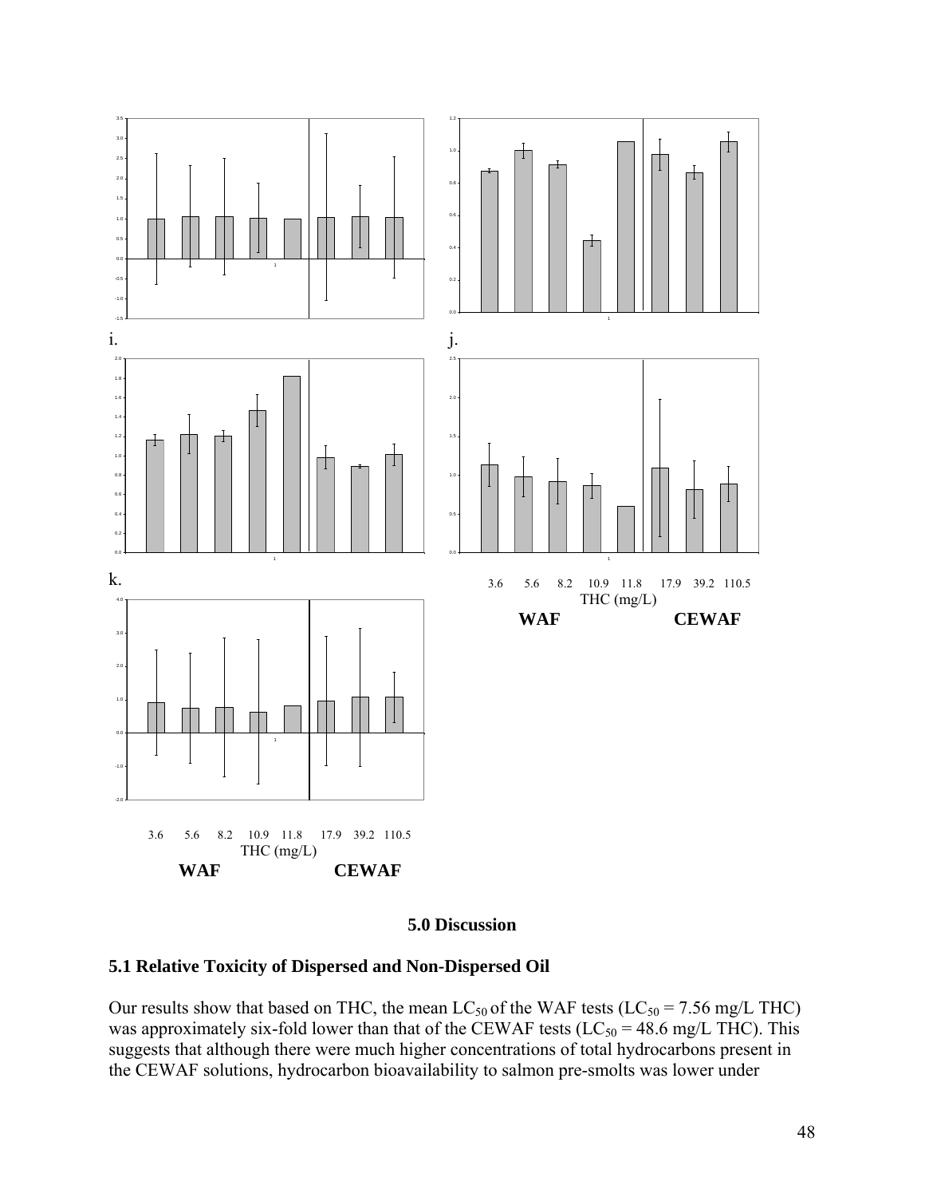i.

j.

k.

3.6 5.6 8.2 10.9 11.8 17.9 39.2 110.5

THC (mg/L)

**WAF** **CEWAF**

3.6 5.6 8.2 10.9 11.8 17.9 39.2 110.5

THC (mg/L)

**WAF** **CEWAF**

## 5.0 Discussion

### 5.1 Relative Toxicity of Dispersed and Non-Dispersed Oil

Our results show that based on THC, the mean $LC_{50}$ of the WAF tests ($LC_{50}$ = 7.56 mg/L THC) was approximately six-fold lower than that of the CEWAF tests ($LC_{50}$ = 48.6 mg/L THC). This suggests that although there were much higher concentrations of total hydrocarbons present in the CEWAF solutions, hydrocarbon bioavailability to salmon pre-smolts was lower under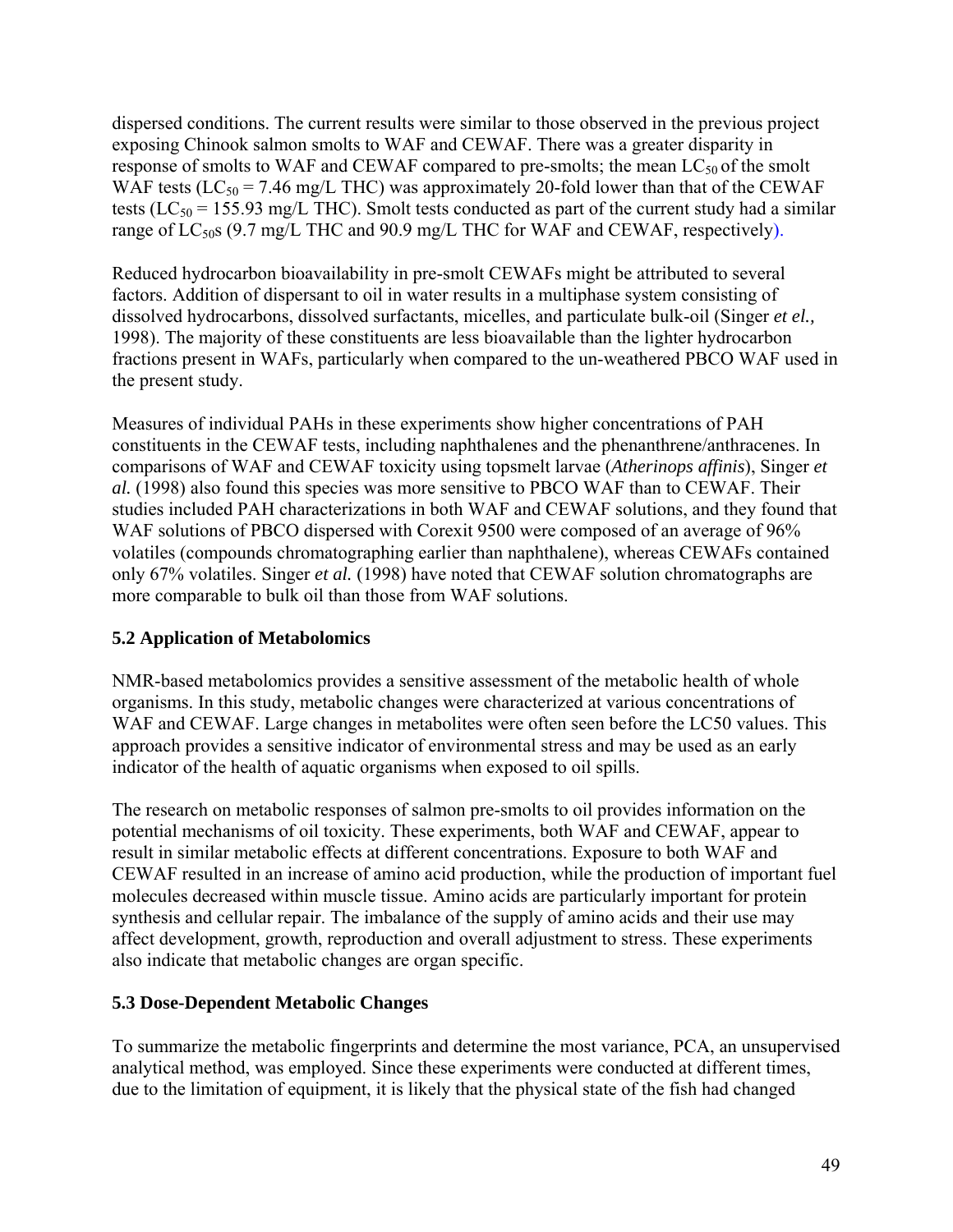dispersed conditions. The current results were similar to those observed in the previous project exposing Chinook salmon smolts to WAF and CEWAF. There was a greater disparity in response of smolts to WAF and CEWAF compared to pre-smolts; the mean $LC_{50}$ of the smolt WAF tests ($LC_{50}$ = 7.46 mg/L THC) was approximately 20-fold lower than that of the CEWAF tests ($LC_{50}$ = 155.93 mg/L THC). Smolt tests conducted as part of the current study had a similar range of $LC_{50}$s (9.7 mg/L THC and 90.9 mg/L THC for WAF and CEWAF, respectively).

Reduced hydrocarbon bioavailability in pre-smolt CEWAFs might be attributed to several factors. Addition of dispersant to oil in water results in a multiphase system consisting of dissolved hydrocarbons, dissolved surfactants, micelles, and particulate bulk-oil (Singer *et el.,* 1998). The majority of these constituents are less bioavailable than the lighter hydrocarbon fractions present in WAFs, particularly when compared to the un-weathered PBCO WAF used in the present study.

Measures of individual PAHs in these experiments show higher concentrations of PAH constituents in the CEWAF tests, including naphthalenes and the phenanthrene/anthracenes. In comparisons of WAF and CEWAF toxicity using topsmelt larvae (*Atherinops affinis*), Singer *et al.* (1998) also found this species was more sensitive to PBCO WAF than to CEWAF. Their studies included PAH characterizations in both WAF and CEWAF solutions, and they found that WAF solutions of PBCO dispersed with Corexit 9500 were composed of an average of 96% volatiles (compounds chromatographing earlier than naphthalene), whereas CEWAFs contained only 67% volatiles. Singer *et al.* (1998) have noted that CEWAF solution chromatographs are more comparable to bulk oil than those from WAF solutions.

## 5.2 Application of Metabolomics

NMR-based metabolomics provides a sensitive assessment of the metabolic health of whole organisms. In this study, metabolic changes were characterized at various concentrations of WAF and CEWAF. Large changes in metabolites were often seen before the LC50 values. This approach provides a sensitive indicator of environmental stress and may be used as an early indicator of the health of aquatic organisms when exposed to oil spills.

The research on metabolic responses of salmon pre-smolts to oil provides information on the potential mechanisms of oil toxicity. These experiments, both WAF and CEWAF, appear to result in similar metabolic effects at different concentrations. Exposure to both WAF and CEWAF resulted in an increase of amino acid production, while the production of important fuel molecules decreased within muscle tissue. Amino acids are particularly important for protein synthesis and cellular repair. The imbalance of the supply of amino acids and their use may affect development, growth, reproduction and overall adjustment to stress. These experiments also indicate that metabolic changes are organ specific.

## 5.3 Dose-Dependent Metabolic Changes

To summarize the metabolic fingerprints and determine the most variance, PCA, an unsupervised analytical method, was employed. Since these experiments were conducted at different times, due to the limitation of equipment, it is likely that the physical state of the fish had changed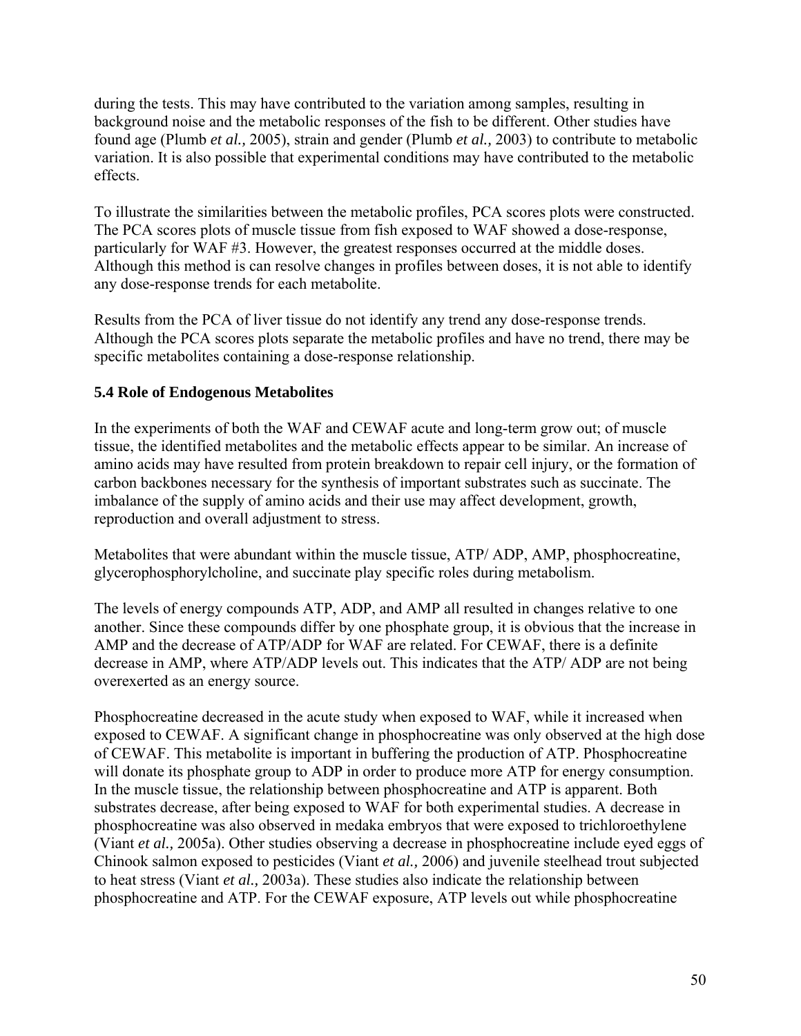during the tests. This may have contributed to the variation among samples, resulting in background noise and the metabolic responses of the fish to be different. Other studies have found age (Plumb *et al.,* 2005), strain and gender (Plumb *et al.,* 2003) to contribute to metabolic variation. It is also possible that experimental conditions may have contributed to the metabolic effects.

To illustrate the similarities between the metabolic profiles, PCA scores plots were constructed. The PCA scores plots of muscle tissue from fish exposed to WAF showed a dose-response, particularly for WAF #3. However, the greatest responses occurred at the middle doses. Although this method is can resolve changes in profiles between doses, it is not able to identify any dose-response trends for each metabolite.

Results from the PCA of liver tissue do not identify any trend any dose-response trends. Although the PCA scores plots separate the metabolic profiles and have no trend, there may be specific metabolites containing a dose-response relationship.

### 5.4 Role of Endogenous Metabolites

In the experiments of both the WAF and CEWAF acute and long-term grow out; of muscle tissue, the identified metabolites and the metabolic effects appear to be similar. An increase of amino acids may have resulted from protein breakdown to repair cell injury, or the formation of carbon backbones necessary for the synthesis of important substrates such as succinate. The imbalance of the supply of amino acids and their use may affect development, growth, reproduction and overall adjustment to stress.

Metabolites that were abundant within the muscle tissue, ATP/ ADP, AMP, phosphocreatine, glycerophosphorylcholine, and succinate play specific roles during metabolism.

The levels of energy compounds ATP, ADP, and AMP all resulted in changes relative to one another. Since these compounds differ by one phosphate group, it is obvious that the increase in AMP and the decrease of ATP/ADP for WAF are related. For CEWAF, there is a definite decrease in AMP, where ATP/ADP levels out. This indicates that the ATP/ ADP are not being overexerted as an energy source.

Phosphocreatine decreased in the acute study when exposed to WAF, while it increased when exposed to CEWAF. A significant change in phosphocreatine was only observed at the high dose of CEWAF. This metabolite is important in buffering the production of ATP. Phosphocreatine will donate its phosphate group to ADP in order to produce more ATP for energy consumption. In the muscle tissue, the relationship between phosphocreatine and ATP is apparent. Both substrates decrease, after being exposed to WAF for both experimental studies. A decrease in phosphocreatine was also observed in medaka embryos that were exposed to trichloroethylene (Viant *et al.,* 2005a). Other studies observing a decrease in phosphocreatine include eyed eggs of Chinook salmon exposed to pesticides (Viant *et al.,* 2006) and juvenile steelhead trout subjected to heat stress (Viant *et al.,* 2003a). These studies also indicate the relationship between phosphocreatine and ATP. For the CEWAF exposure, ATP levels out while phosphocreatine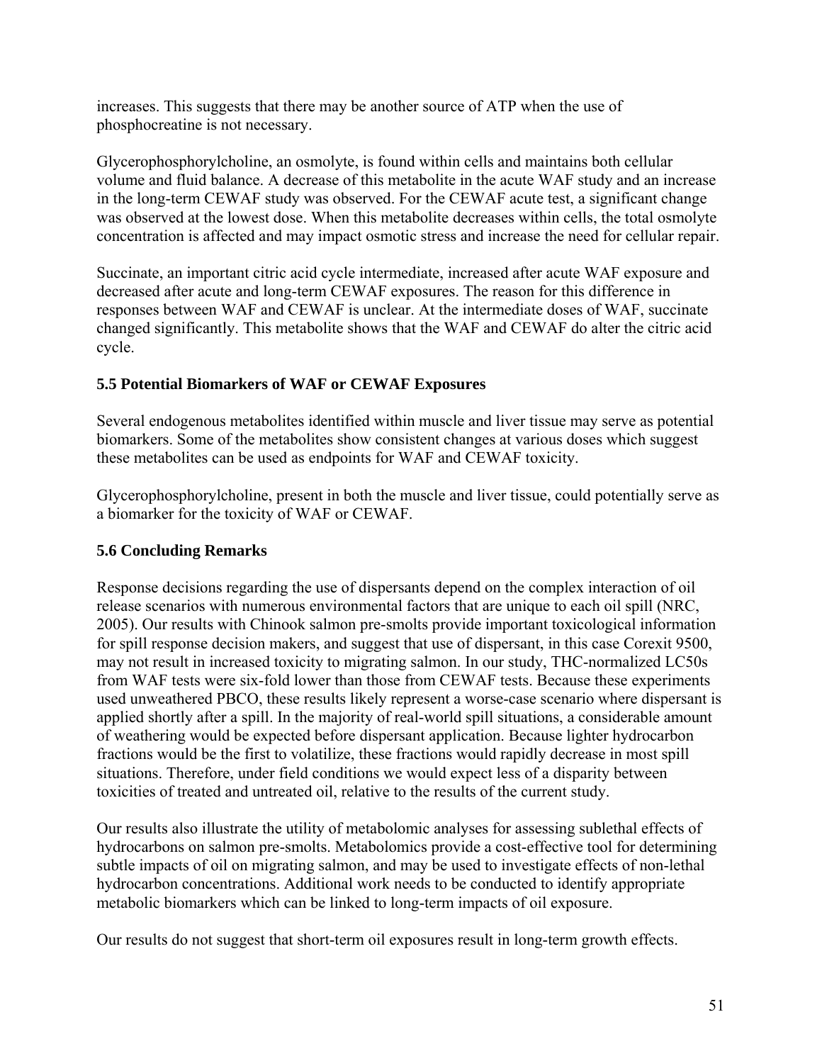increases. This suggests that there may be another source of ATP when the use of phosphocreatine is not necessary.

Glycerophosphorylcholine, an osmolyte, is found within cells and maintains both cellular volume and fluid balance. A decrease of this metabolite in the acute WAF study and an increase in the long-term CEWAF study was observed. For the CEWAF acute test, a significant change was observed at the lowest dose. When this metabolite decreases within cells, the total osmolyte concentration is affected and may impact osmotic stress and increase the need for cellular repair.

Succinate, an important citric acid cycle intermediate, increased after acute WAF exposure and decreased after acute and long-term CEWAF exposures. The reason for this difference in responses between WAF and CEWAF is unclear. At the intermediate doses of WAF, succinate changed significantly. This metabolite shows that the WAF and CEWAF do alter the citric acid cycle.

### 5.5 Potential Biomarkers of WAF or CEWAF Exposures

Several endogenous metabolites identified within muscle and liver tissue may serve as potential biomarkers. Some of the metabolites show consistent changes at various doses which suggest these metabolites can be used as endpoints for WAF and CEWAF toxicity.

Glycerophosphorylcholine, present in both the muscle and liver tissue, could potentially serve as a biomarker for the toxicity of WAF or CEWAF.

### 5.6 Concluding Remarks

Response decisions regarding the use of dispersants depend on the complex interaction of oil release scenarios with numerous environmental factors that are unique to each oil spill (NRC, 2005). Our results with Chinook salmon pre-smolts provide important toxicological information for spill response decision makers, and suggest that use of dispersant, in this case Corexit 9500, may not result in increased toxicity to migrating salmon. In our study, THC-normalized LC50s from WAF tests were six-fold lower than those from CEWAF tests. Because these experiments used unweathered PBCO, these results likely represent a worse-case scenario where dispersant is applied shortly after a spill. In the majority of real-world spill situations, a considerable amount of weathering would be expected before dispersant application. Because lighter hydrocarbon fractions would be the first to volatilize, these fractions would rapidly decrease in most spill situations. Therefore, under field conditions we would expect less of a disparity between toxicities of treated and untreated oil, relative to the results of the current study.

Our results also illustrate the utility of metabolomic analyses for assessing sublethal effects of hydrocarbons on salmon pre-smolts. Metabolomics provide a cost-effective tool for determining subtle impacts of oil on migrating salmon, and may be used to investigate effects of non-lethal hydrocarbon concentrations. Additional work needs to be conducted to identify appropriate metabolic biomarkers which can be linked to long-term impacts of oil exposure.

Our results do not suggest that short-term oil exposures result in long-term growth effects.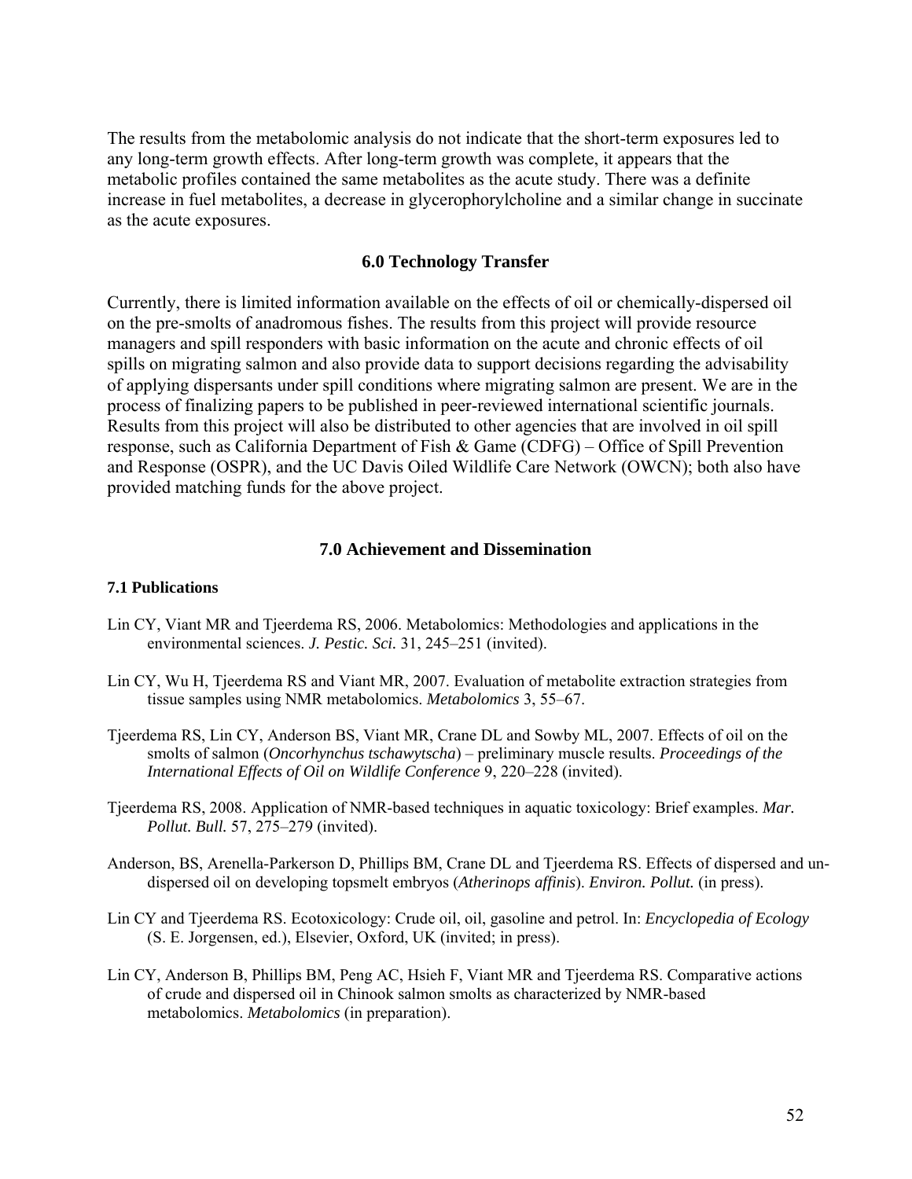The results from the metabolomic analysis do not indicate that the short-term exposures led to any long-term growth effects. After long-term growth was complete, it appears that the metabolic profiles contained the same metabolites as the acute study. There was a definite increase in fuel metabolites, a decrease in glycerophorylcholine and a similar change in succinate as the acute exposures.

## 6.0 Technology Transfer

Currently, there is limited information available on the effects of oil or chemically-dispersed oil on the pre-smolts of anadromous fishes. The results from this project will provide resource managers and spill responders with basic information on the acute and chronic effects of oil spills on migrating salmon and also provide data to support decisions regarding the advisability of applying dispersants under spill conditions where migrating salmon are present. We are in the process of finalizing papers to be published in peer-reviewed international scientific journals. Results from this project will also be distributed to other agencies that are involved in oil spill response, such as California Department of Fish & Game (CDFG) – Office of Spill Prevention and Response (OSPR), and the UC Davis Oiled Wildlife Care Network (OWCN); both also have provided matching funds for the above project.

## 7.0 Achievement and Dissemination

### 7.1 Publications

Lin CY, Viant MR and Tjeerdema RS, 2006. Metabolomics: Methodologies and applications in the environmental sciences. *J. Pestic. Sci.* 31, 245–251 (invited).

Lin CY, Wu H, Tjeerdema RS and Viant MR, 2007. Evaluation of metabolite extraction strategies from tissue samples using NMR metabolomics. *Metabolomics* 3, 55–67.

Tjeerdema RS, Lin CY, Anderson BS, Viant MR, Crane DL and Sowby ML, 2007. Effects of oil on the smolts of salmon (*Oncorhynchus tschawytscha*) – preliminary muscle results. *Proceedings of the International Effects of Oil on Wildlife Conference* 9, 220–228 (invited).

Tjeerdema RS, 2008. Application of NMR-based techniques in aquatic toxicology: Brief examples. *Mar. Pollut. Bull.* 57, 275–279 (invited).

Anderson, BS, Arenella-Parkerson D, Phillips BM, Crane DL and Tjeerdema RS. Effects of dispersed and un-dispersed oil on developing topsmelt embryos (*Atherinops affinis*). *Environ. Pollut.* (in press).

Lin CY and Tjeerdema RS. Ecotoxicology: Crude oil, oil, gasoline and petrol. In: *Encyclopedia of Ecology* (S. E. Jorgensen, ed.), Elsevier, Oxford, UK (invited; in press).

Lin CY, Anderson B, Phillips BM, Peng AC, Hsieh F, Viant MR and Tjeerdema RS. Comparative actions of crude and dispersed oil in Chinook salmon smolts as characterized by NMR-based metabolomics. *Metabolomics* (in preparation).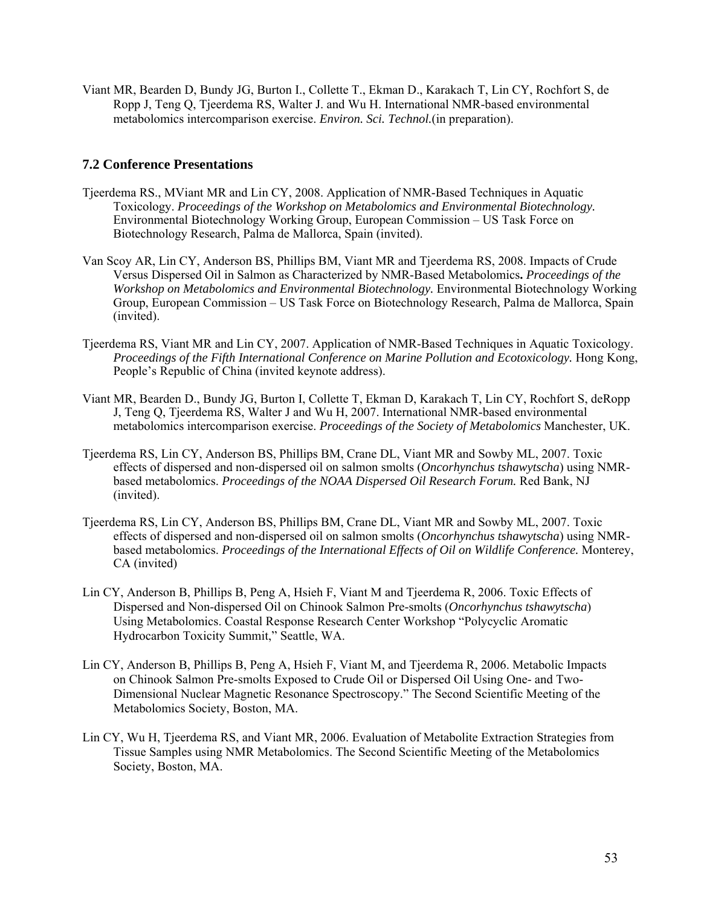Viant MR, Bearden D, Bundy JG, Burton I., Collette T., Ekman D., Karakach T, Lin CY, Rochfort S, de Ropp J, Teng Q, Tjeerdema RS, Walter J. and Wu H. International NMR-based environmental metabolomics intercomparison exercise. *Environ. Sci. Technol.*(in preparation).

### 7.2 Conference Presentations

Tjeerdema RS., MViant MR and Lin CY, 2008. Application of NMR-Based Techniques in Aquatic Toxicology. *Proceedings of the Workshop on Metabolomics and Environmental Biotechnology.* Environmental Biotechnology Working Group, European Commission – US Task Force on Biotechnology Research, Palma de Mallorca, Spain (invited).

Van Scoy AR, Lin CY, Anderson BS, Phillips BM, Viant MR and Tjeerdema RS, 2008. Impacts of Crude Versus Dispersed Oil in Salmon as Characterized by NMR-Based Metabolomics**.** *Proceedings of the Workshop on Metabolomics and Environmental Biotechnology.* Environmental Biotechnology Working Group, European Commission – US Task Force on Biotechnology Research, Palma de Mallorca, Spain (invited).

Tjeerdema RS, Viant MR and Lin CY, 2007. Application of NMR-Based Techniques in Aquatic Toxicology. *Proceedings of the Fifth International Conference on Marine Pollution and Ecotoxicology.* Hong Kong, People's Republic of China (invited keynote address).

Viant MR, Bearden D., Bundy JG, Burton I, Collette T, Ekman D, Karakach T, Lin CY, Rochfort S, deRopp J, Teng Q, Tjeerdema RS, Walter J and Wu H, 2007. International NMR-based environmental metabolomics intercomparison exercise. *Proceedings of the Society of Metabolomics* Manchester, UK.

Tjeerdema RS, Lin CY, Anderson BS, Phillips BM, Crane DL, Viant MR and Sowby ML, 2007. Toxic effects of dispersed and non-dispersed oil on salmon smolts (*Oncorhynchus tshawytscha*) using NMR-based metabolomics. *Proceedings of the NOAA Dispersed Oil Research Forum.* Red Bank, NJ (invited).

Tjeerdema RS, Lin CY, Anderson BS, Phillips BM, Crane DL, Viant MR and Sowby ML, 2007. Toxic effects of dispersed and non-dispersed oil on salmon smolts (*Oncorhynchus tshawytscha*) using NMR-based metabolomics. *Proceedings of the International Effects of Oil on Wildlife Conference.* Monterey, CA (invited)

Lin CY, Anderson B, Phillips B, Peng A, Hsieh F, Viant M and Tjeerdema R, 2006. Toxic Effects of Dispersed and Non-dispersed Oil on Chinook Salmon Pre-smolts (*Oncorhynchus tshawytscha*) Using Metabolomics. Coastal Response Research Center Workshop "Polycyclic Aromatic Hydrocarbon Toxicity Summit," Seattle, WA.

Lin CY, Anderson B, Phillips B, Peng A, Hsieh F, Viant M, and Tjeerdema R, 2006. Metabolic Impacts on Chinook Salmon Pre-smolts Exposed to Crude Oil or Dispersed Oil Using One- and Two-Dimensional Nuclear Magnetic Resonance Spectroscopy." The Second Scientific Meeting of the Metabolomics Society, Boston, MA.

Lin CY, Wu H, Tjeerdema RS, and Viant MR, 2006. Evaluation of Metabolite Extraction Strategies from Tissue Samples using NMR Metabolomics. The Second Scientific Meeting of the Metabolomics Society, Boston, MA.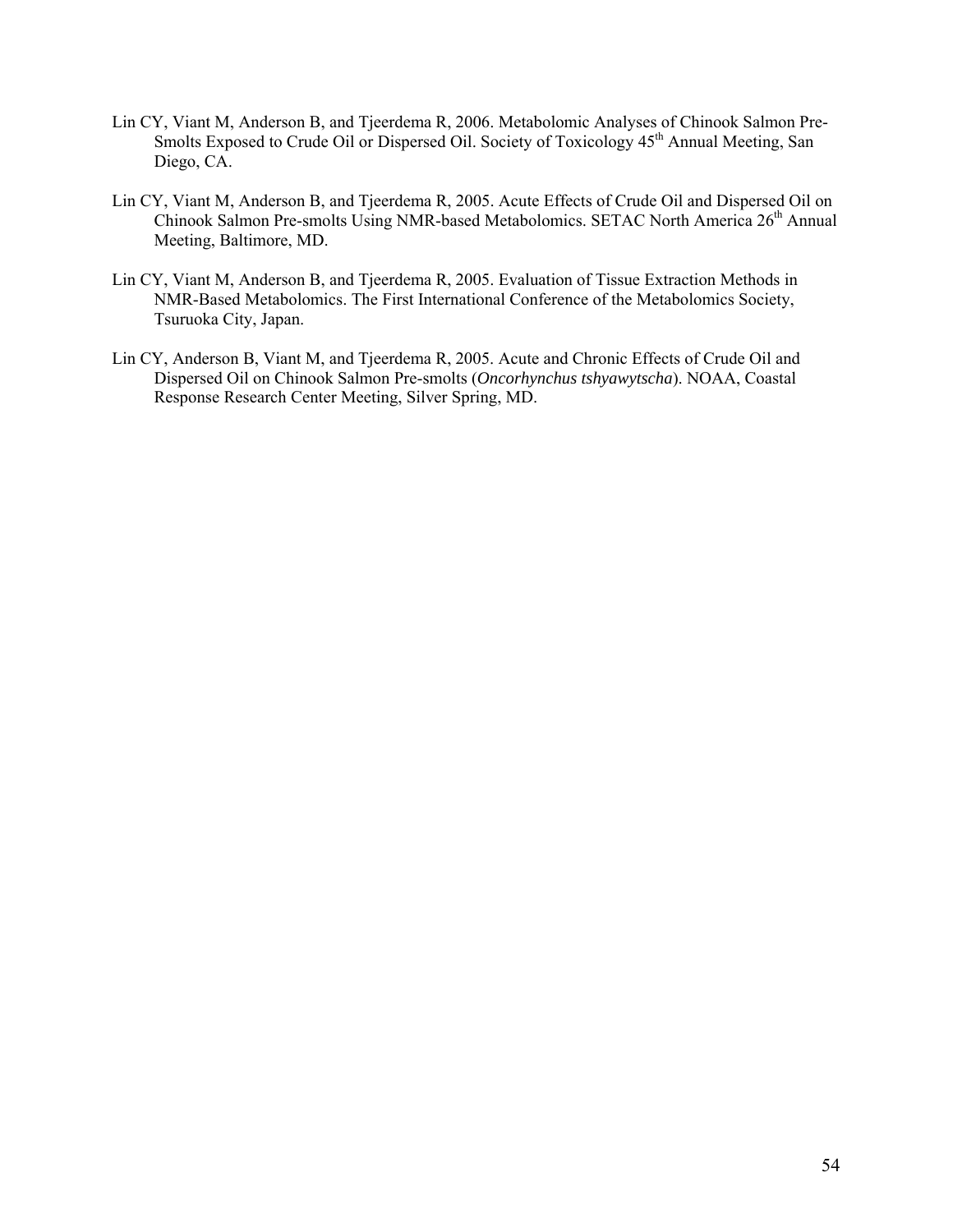Lin CY, Viant M, Anderson B, and Tjeerdema R, 2006. Metabolomic Analyses of Chinook Salmon Pre-Smolts Exposed to Crude Oil or Dispersed Oil. Society of Toxicology 45th Annual Meeting, San Diego, CA.

Lin CY, Viant M, Anderson B, and Tjeerdema R, 2005. Acute Effects of Crude Oil and Dispersed Oil on Chinook Salmon Pre-smolts Using NMR-based Metabolomics. SETAC North America 26th Annual Meeting, Baltimore, MD.

Lin CY, Viant M, Anderson B, and Tjeerdema R, 2005. Evaluation of Tissue Extraction Methods in NMR-Based Metabolomics. The First International Conference of the Metabolomics Society, Tsuruoka City, Japan.

Lin CY, Anderson B, Viant M, and Tjeerdema R, 2005. Acute and Chronic Effects of Crude Oil and Dispersed Oil on Chinook Salmon Pre-smolts (*Oncorhynchus tshyawytscha*). NOAA, Coastal Response Research Center Meeting, Silver Spring, MD.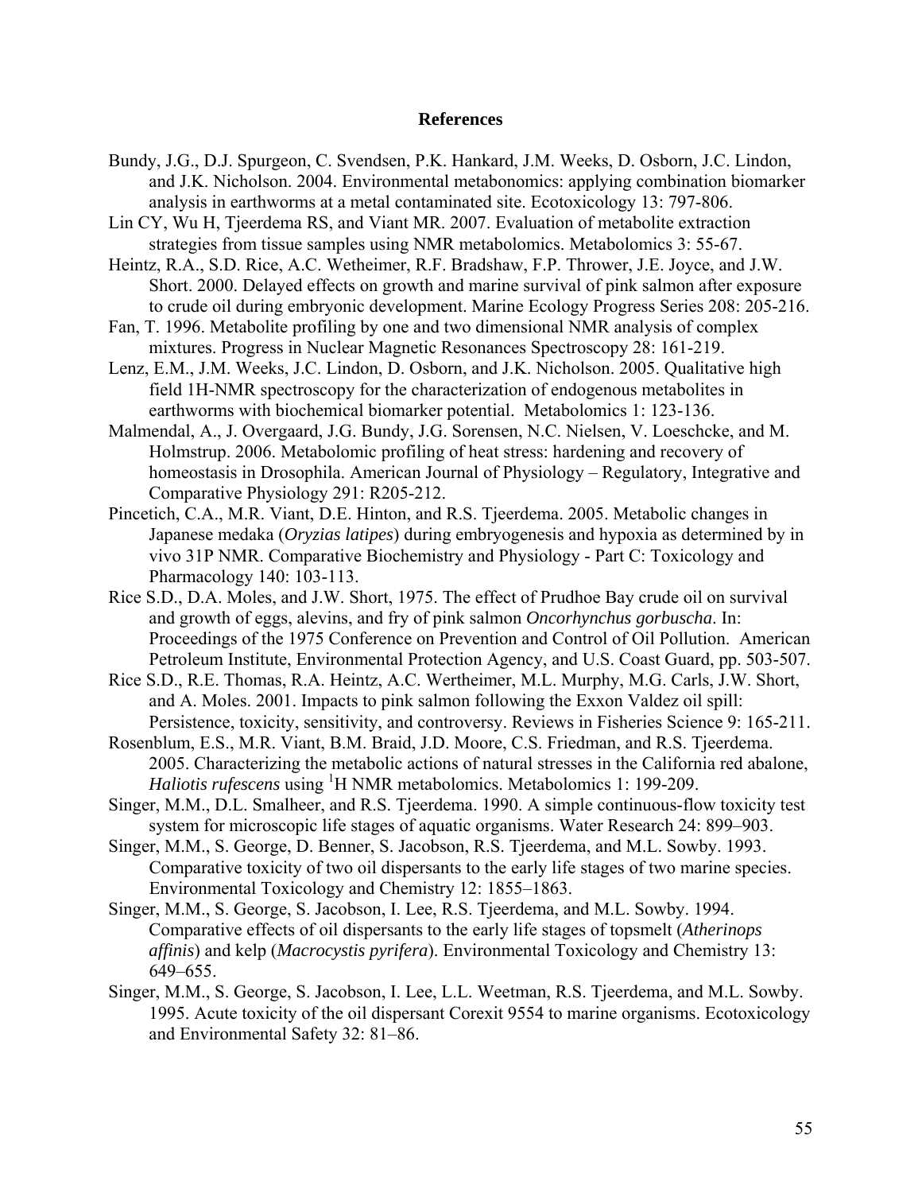## References

Bundy, J.G., D.J. Spurgeon, C. Svendsen, P.K. Hankard, J.M. Weeks, D. Osborn, J.C. Lindon, and J.K. Nicholson. 2004. Environmental metabonomics: applying combination biomarker analysis in earthworms at a metal contaminated site. Ecotoxicology 13: 797-806.

Lin CY, Wu H, Tjeerdema RS, and Viant MR. 2007. Evaluation of metabolite extraction strategies from tissue samples using NMR metabolomics. Metabolomics 3: 55-67.

Heintz, R.A., S.D. Rice, A.C. Wetheimer, R.F. Bradshaw, F.P. Thrower, J.E. Joyce, and J.W. Short. 2000. Delayed effects on growth and marine survival of pink salmon after exposure to crude oil during embryonic development. Marine Ecology Progress Series 208: 205-216.

Fan, T. 1996. Metabolite profiling by one and two dimensional NMR analysis of complex mixtures. Progress in Nuclear Magnetic Resonances Spectroscopy 28: 161-219.

Lenz, E.M., J.M. Weeks, J.C. Lindon, D. Osborn, and J.K. Nicholson. 2005. Qualitative high field 1H-NMR spectroscopy for the characterization of endogenous metabolites in earthworms with biochemical biomarker potential. Metabolomics 1: 123-136.

Malmendal, A., J. Overgaard, J.G. Bundy, J.G. Sorensen, N.C. Nielsen, V. Loeschcke, and M. Holmstrup. 2006. Metabolomic profiling of heat stress: hardening and recovery of homeostasis in Drosophila. American Journal of Physiology – Regulatory, Integrative and Comparative Physiology 291: R205-212.

Pincetich, C.A., M.R. Viant, D.E. Hinton, and R.S. Tjeerdema. 2005. Metabolic changes in Japanese medaka (*Oryzias latipes*) during embryogenesis and hypoxia as determined by in vivo 31P NMR. Comparative Biochemistry and Physiology - Part C: Toxicology and Pharmacology 140: 103-113.

Rice S.D., D.A. Moles, and J.W. Short, 1975. The effect of Prudhoe Bay crude oil on survival and growth of eggs, alevins, and fry of pink salmon *Oncorhynchus gorbuscha*. In: Proceedings of the 1975 Conference on Prevention and Control of Oil Pollution. American Petroleum Institute, Environmental Protection Agency, and U.S. Coast Guard, pp. 503-507.

Rice S.D., R.E. Thomas, R.A. Heintz, A.C. Wertheimer, M.L. Murphy, M.G. Carls, J.W. Short, and A. Moles. 2001. Impacts to pink salmon following the Exxon Valdez oil spill: Persistence, toxicity, sensitivity, and controversy. Reviews in Fisheries Science 9: 165-211.

Rosenblum, E.S., M.R. Viant, B.M. Braid, J.D. Moore, C.S. Friedman, and R.S. Tjeerdema. 2005. Characterizing the metabolic actions of natural stresses in the California red abalone, *Haliotis rufescens* using $^{1}$H NMR metabolomics. Metabolomics 1: 199-209.

Singer, M.M., D.L. Smalheer, and R.S. Tjeerdema. 1990. A simple continuous-flow toxicity test system for microscopic life stages of aquatic organisms. Water Research 24: 899–903.

Singer, M.M., S. George, D. Benner, S. Jacobson, R.S. Tjeerdema, and M.L. Sowby. 1993. Comparative toxicity of two oil dispersants to the early life stages of two marine species. Environmental Toxicology and Chemistry 12: 1855–1863.

Singer, M.M., S. George, S. Jacobson, I. Lee, R.S. Tjeerdema, and M.L. Sowby. 1994. Comparative effects of oil dispersants to the early life stages of topsmelt (*Atherinops affinis*) and kelp (*Macrocystis pyrifera*). Environmental Toxicology and Chemistry 13: 649–655.

Singer, M.M., S. George, S. Jacobson, I. Lee, L.L. Weetman, R.S. Tjeerdema, and M.L. Sowby. 1995. Acute toxicity of the oil dispersant Corexit 9554 to marine organisms. Ecotoxicology and Environmental Safety 32: 81–86.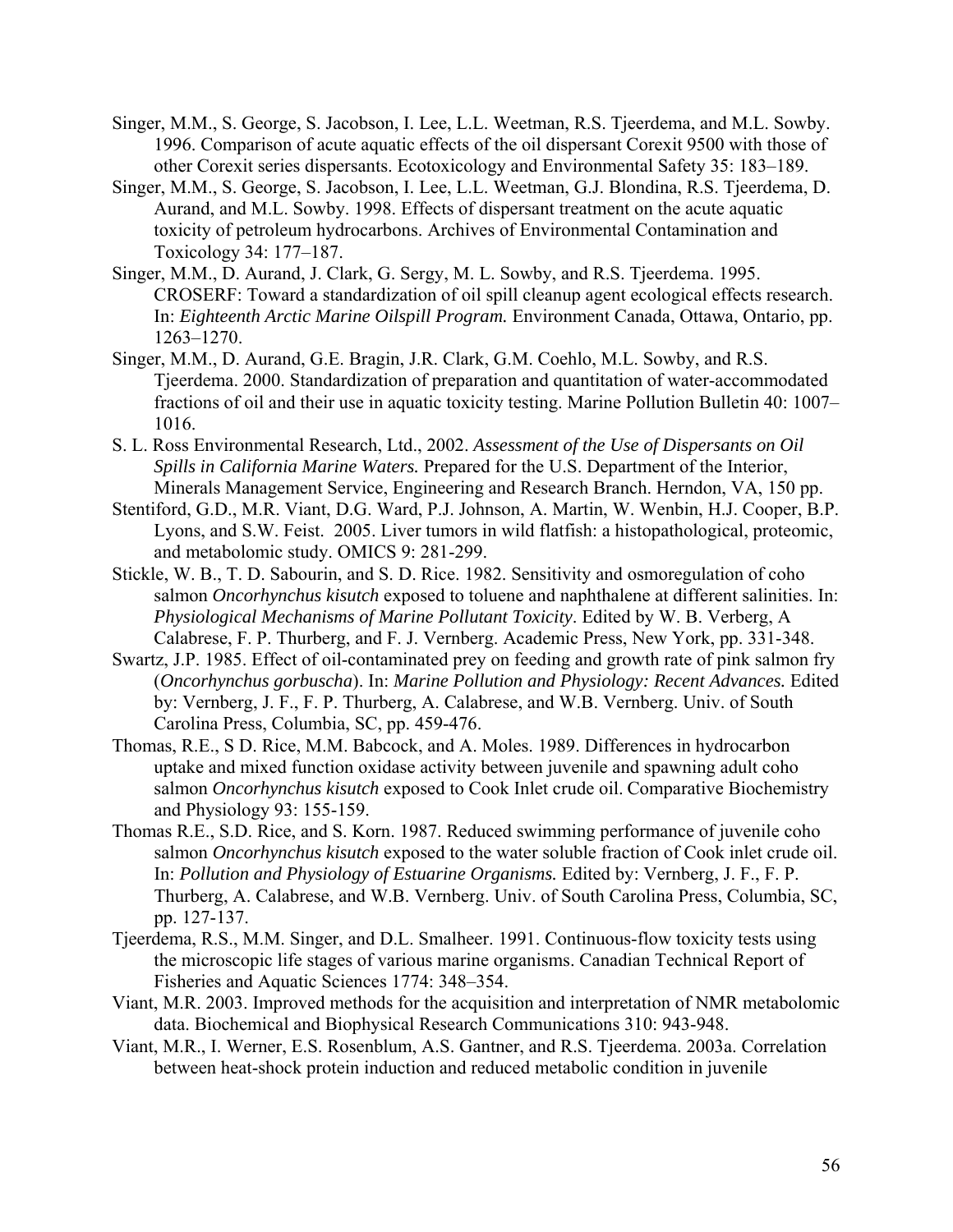Singer, M.M., S. George, S. Jacobson, I. Lee, L.L. Weetman, R.S. Tjeerdema, and M.L. Sowby. 1996. Comparison of acute aquatic effects of the oil dispersant Corexit 9500 with those of other Corexit series dispersants. Ecotoxicology and Environmental Safety 35: 183–189.

Singer, M.M., S. George, S. Jacobson, I. Lee, L.L. Weetman, G.J. Blondina, R.S. Tjeerdema, D. Aurand, and M.L. Sowby. 1998. Effects of dispersant treatment on the acute aquatic toxicity of petroleum hydrocarbons. Archives of Environmental Contamination and Toxicology 34: 177–187.

Singer, M.M., D. Aurand, J. Clark, G. Sergy, M. L. Sowby, and R.S. Tjeerdema. 1995. CROSERF: Toward a standardization of oil spill cleanup agent ecological effects research. In: *Eighteenth Arctic Marine Oilspill Program.* Environment Canada, Ottawa, Ontario, pp. 1263–1270.

Singer, M.M., D. Aurand, G.E. Bragin, J.R. Clark, G.M. Coehlo, M.L. Sowby, and R.S. Tjeerdema. 2000. Standardization of preparation and quantitation of water-accommodated fractions of oil and their use in aquatic toxicity testing. Marine Pollution Bulletin 40: 1007–1016.

S. L. Ross Environmental Research, Ltd., 2002. *Assessment of the Use of Dispersants on Oil Spills in California Marine Waters.* Prepared for the U.S. Department of the Interior, Minerals Management Service, Engineering and Research Branch. Herndon, VA, 150 pp.

Stentiford, G.D., M.R. Viant, D.G. Ward, P.J. Johnson, A. Martin, W. Wenbin, H.J. Cooper, B.P. Lyons, and S.W. Feist. 2005. Liver tumors in wild flatfish: a histopathological, proteomic, and metabolomic study. OMICS 9: 281-299.

Stickle, W. B., T. D. Sabourin, and S. D. Rice. 1982. Sensitivity and osmoregulation of coho salmon *Oncorhynchus kisutch* exposed to toluene and naphthalene at different salinities. In: *Physiological Mechanisms of Marine Pollutant Toxicity*. Edited by W. B. Verberg, A Calabrese, F. P. Thurberg, and F. J. Vernberg. Academic Press, New York, pp. 331-348.

Swartz, J.P. 1985. Effect of oil-contaminated prey on feeding and growth rate of pink salmon fry (*Oncorhynchus gorbuscha*). In: *Marine Pollution and Physiology: Recent Advances.* Edited by: Vernberg, J. F., F. P. Thurberg, A. Calabrese, and W.B. Vernberg. Univ. of South Carolina Press, Columbia, SC, pp. 459-476.

Thomas, R.E., S D. Rice, M.M. Babcock, and A. Moles. 1989. Differences in hydrocarbon uptake and mixed function oxidase activity between juvenile and spawning adult coho salmon *Oncorhynchus kisutch* exposed to Cook Inlet crude oil. Comparative Biochemistry and Physiology 93: 155-159.

Thomas R.E., S.D. Rice, and S. Korn. 1987. Reduced swimming performance of juvenile coho salmon *Oncorhynchus kisutch* exposed to the water soluble fraction of Cook inlet crude oil. In: *Pollution and Physiology of Estuarine Organisms.* Edited by: Vernberg, J. F., F. P. Thurberg, A. Calabrese, and W.B. Vernberg. Univ. of South Carolina Press, Columbia, SC, pp. 127-137.

Tjeerdema, R.S., M.M. Singer, and D.L. Smalheer. 1991. Continuous-flow toxicity tests using the microscopic life stages of various marine organisms. Canadian Technical Report of Fisheries and Aquatic Sciences 1774: 348–354.

Viant, M.R. 2003. Improved methods for the acquisition and interpretation of NMR metabolomic data. Biochemical and Biophysical Research Communications 310: 943-948.

Viant, M.R., I. Werner, E.S. Rosenblum, A.S. Gantner, and R.S. Tjeerdema. 2003a. Correlation between heat-shock protein induction and reduced metabolic condition in juvenile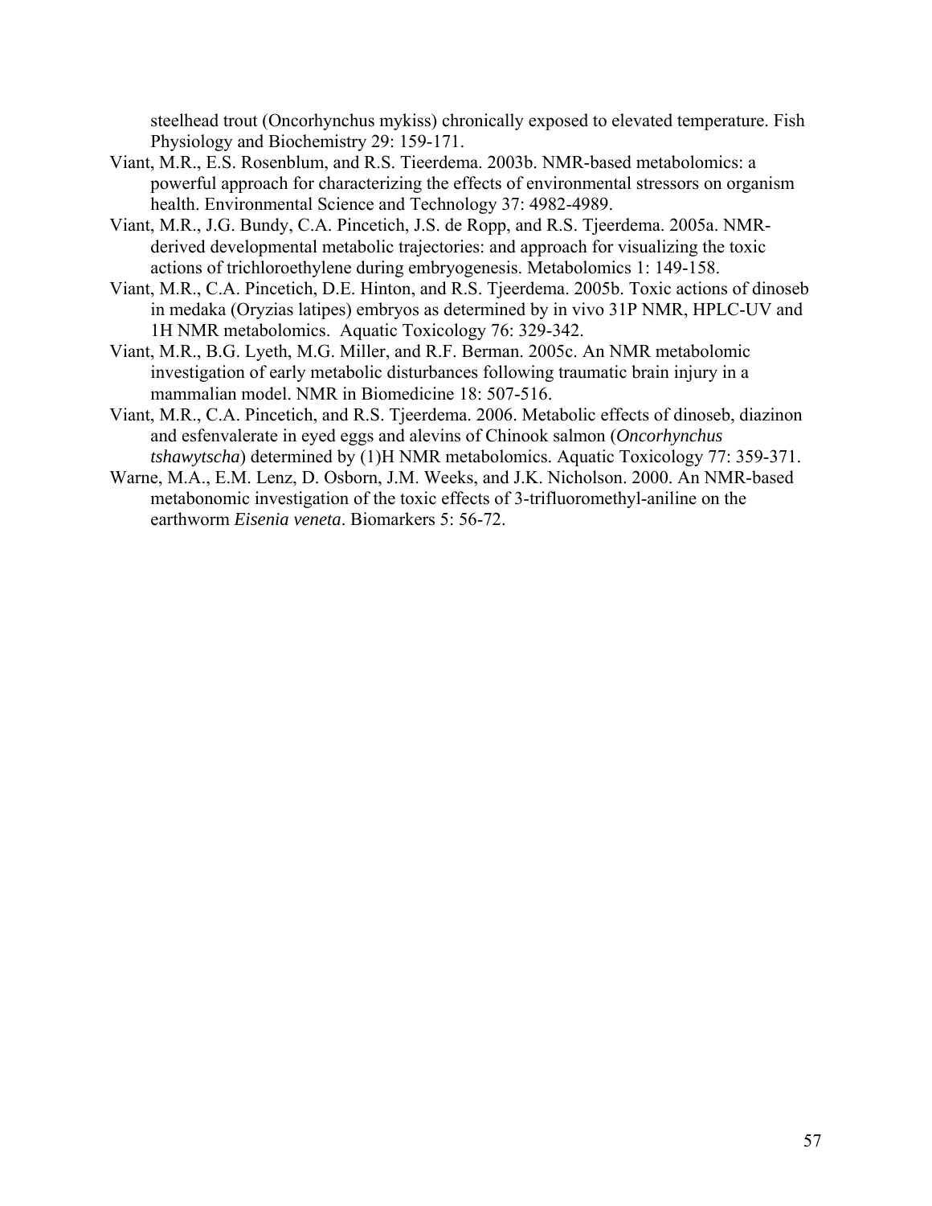steelhead trout (Oncorhynchus mykiss) chronically exposed to elevated temperature. Fish Physiology and Biochemistry 29: 159-171.

Viant, M.R., E.S. Rosenblum, and R.S. Tieerdema. 2003b. NMR-based metabolomics: a powerful approach for characterizing the effects of environmental stressors on organism health. Environmental Science and Technology 37: 4982-4989.

Viant, M.R., J.G. Bundy, C.A. Pincetich, J.S. de Ropp, and R.S. Tjeerdema. 2005a. NMR-derived developmental metabolic trajectories: and approach for visualizing the toxic actions of trichloroethylene during embryogenesis. Metabolomics 1: 149-158.

Viant, M.R., C.A. Pincetich, D.E. Hinton, and R.S. Tjeerdema. 2005b. Toxic actions of dinoseb in medaka (Oryzias latipes) embryos as determined by in vivo 31P NMR, HPLC-UV and 1H NMR metabolomics. Aquatic Toxicology 76: 329-342.

Viant, M.R., B.G. Lyeth, M.G. Miller, and R.F. Berman. 2005c. An NMR metabolomic investigation of early metabolic disturbances following traumatic brain injury in a mammalian model. NMR in Biomedicine 18: 507-516.

Viant, M.R., C.A. Pincetich, and R.S. Tjeerdema. 2006. Metabolic effects of dinoseb, diazinon and esfenvalerate in eyed eggs and alevins of Chinook salmon (*Oncorhynchus tshawytscha*) determined by (1)H NMR metabolomics. Aquatic Toxicology 77: 359-371.

Warne, M.A., E.M. Lenz, D. Osborn, J.M. Weeks, and J.K. Nicholson. 2000. An NMR-based metabonomic investigation of the toxic effects of 3-trifluoromethyl-aniline on the earthworm *Eisenia veneta*. Biomarkers 5: 56-72.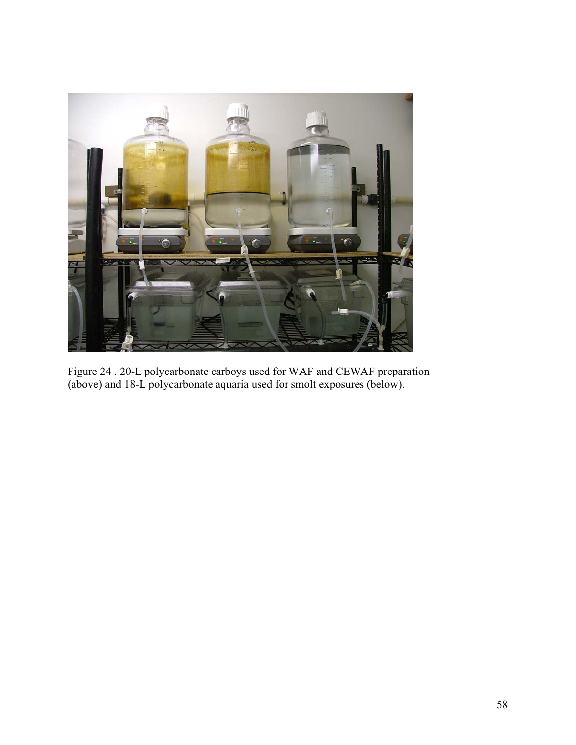Figure 24 . 20-L polycarbonate carboys used for WAF and CEWAF preparation (above) and 18-L polycarbonate aquaria used for smolt exposures (below).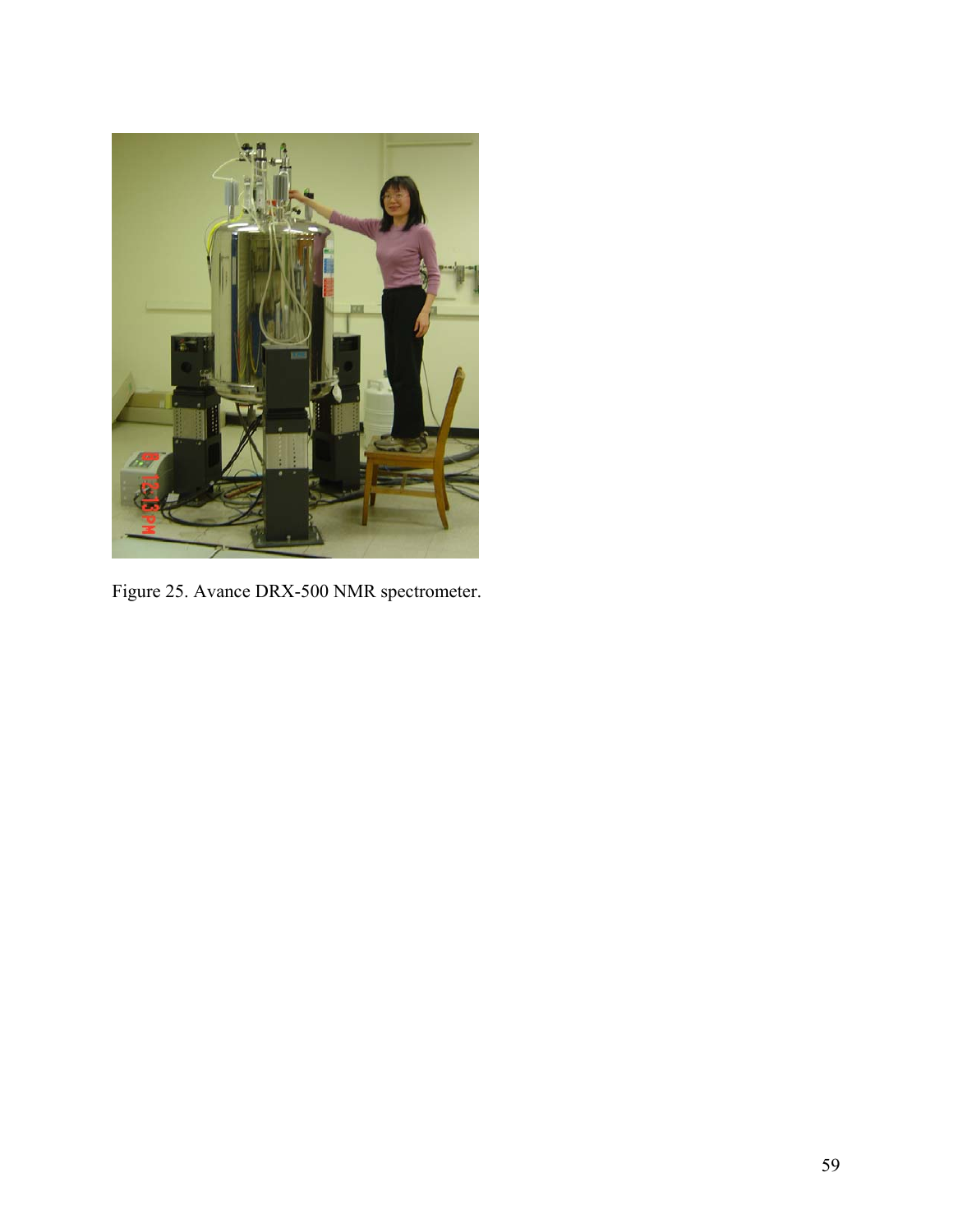Figure 25. Avance DRX-500 NMR spectrometer.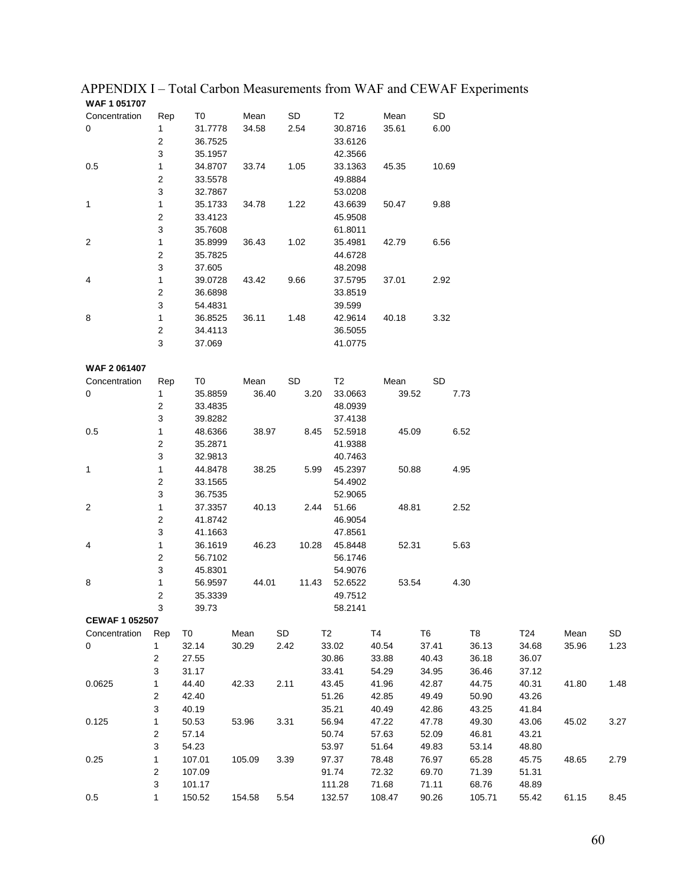# APPENDIX I – Total Carbon Measurements from WAF and CEWAF Experiments

**WAF 1 051707**

| Concentration | Rep | T0 | Mean | SD | T2 | Mean | SD |
|---|---|---|---|---|---|---|---|
| 0 | 1 | 31.7778 | 34.58 | 2.54 | 30.8716 | 35.61 | 6.00 |
| | 2 | 36.7525 | | | 33.6126 | | |
| | 3 | 35.1957 | | | 42.3566 | | |
| 0.5 | 1 | 34.8707 | 33.74 | 1.05 | 33.1363 | 45.35 | 10.69 |
| | 2 | 33.5578 | | | 49.8884 | | |
| | 3 | 32.7867 | | | 53.0208 | | |
| 1 | 1 | 35.1733 | 34.78 | 1.22 | 43.6639 | 50.47 | 9.88 |
| | 2 | 33.4123 | | | 45.9508 | | |
| | 3 | 35.7608 | | | 61.8011 | | |
| 2 | 1 | 35.8999 | 36.43 | 1.02 | 35.4981 | 42.79 | 6.56 |
| | 2 | 35.7825 | | | 44.6728 | | |
| | 3 | 37.605 | | | 48.2098 | | |
| 4 | 1 | 39.0728 | 43.42 | 9.66 | 37.5795 | 37.01 | 2.92 |
| | 2 | 36.6898 | | | 33.8519 | | |
| | 3 | 54.4831 | | | 39.599 | | |
| 8 | 1 | 36.8525 | 36.11 | 1.48 | 42.9614 | 40.18 | 3.32 |
| | 2 | 34.4113 | | | 36.5055 | | |
| | 3 | 37.069 | | | 41.0775 | | |

**WAF 2 061407**

| Concentration | Rep | T0 | Mean | SD | T2 | Mean | SD |
|---|---|---|---|---|---|---|---|
| 0 | 1 | 35.8859 | 36.40 | 3.20 | 33.0663 | 39.52 | 7.73 |
| | 2 | 33.4835 | | | 48.0939 | | |
| | 3 | 39.8282 | | | 37.4138 | | |
| 0.5 | 1 | 48.6366 | 38.97 | 8.45 | 52.5918 | 45.09 | 6.52 |
| | 2 | 35.2871 | | | 41.9388 | | |
| | 3 | 32.9813 | | | 40.7463 | | |
| 1 | 1 | 44.8478 | 38.25 | 5.99 | 45.2397 | 50.88 | 4.95 |
| | 2 | 33.1565 | | | 54.4902 | | |
| | 3 | 36.7535 | | | 52.9065 | | |
| 2 | 1 | 37.3357 | 40.13 | 2.44 | 51.66 | 48.81 | 2.52 |
| | 2 | 41.8742 | | | 46.9054 | | |
| | 3 | 41.1663 | | | 47.8561 | | |
| 4 | 1 | 36.1619 | 46.23 | 10.28 | 45.8448 | 52.31 | 5.63 |
| | 2 | 56.7102 | | | 56.1746 | | |
| | 3 | 45.8301 | | | 54.9076 | | |
| 8 | 1 | 56.9597 | 44.01 | 11.43 | 52.6522 | 53.54 | 4.30 |
| | 2 | 35.3339 | | | 49.7512 | | |
| | 3 | 39.73 | | | 58.2141 | | |

**CEWAF 1 052507**

| Concentration | Rep | T0 | Mean | SD | T2 | T4 | T6 | T8 | T24 | Mean | SD |
|---|---|---|---|---|---|---|---|---|---|---|---|
| 0 | 1 | 32.14 | 30.29 | 2.42 | 33.02 | 40.54 | 37.41 | 36.13 | 34.68 | 35.96 | 1.23 |
| | 2 | 27.55 | | | 30.86 | 33.88 | 40.43 | 36.18 | 36.07 | | |
| | 3 | 31.17 | | | 33.41 | 54.29 | 34.95 | 36.46 | 37.12 | | |
| 0.0625 | 1 | 44.40 | 42.33 | 2.11 | 43.45 | 41.96 | 42.87 | 44.75 | 40.31 | 41.80 | 1.48 |
| | 2 | 42.40 | | | 51.26 | 42.85 | 49.49 | 50.90 | 43.26 | | |
| | 3 | 40.19 | | | 35.21 | 40.49 | 42.86 | 43.25 | 41.84 | | |
| 0.125 | 1 | 50.53 | 53.96 | 3.31 | 56.94 | 47.22 | 47.78 | 49.30 | 43.06 | 45.02 | 3.27 |
| | 2 | 57.14 | | | 50.74 | 57.63 | 52.09 | 46.81 | 43.21 | | |
| | 3 | 54.23 | | | 53.97 | 51.64 | 49.83 | 53.14 | 48.80 | | |
| 0.25 | 1 | 107.01 | 105.09 | 3.39 | 97.37 | 78.48 | 76.97 | 65.28 | 45.75 | 48.65 | 2.79 |
| | 2 | 107.09 | | | 91.74 | 72.32 | 69.70 | 71.39 | 51.31 | | |
| | 3 | 101.17 | | | 111.28 | 71.68 | 71.11 | 68.76 | 48.89 | | |
| 0.5 | 1 | 150.52 | 154.58 | 5.54 | 132.57 | 108.47 | 90.26 | 105.71 | 55.42 | 61.15 | 8.45 |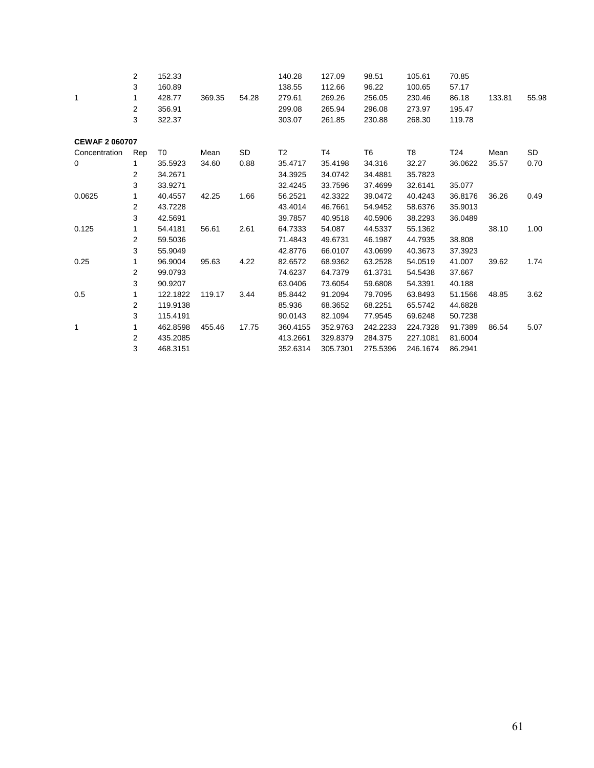| | | | | | | | | | | | |
|---|---|---|---|---|---|---|---|---|---|---|---|
| | 2 | 152.33 | | | 140.28 | 127.09 | 98.51 | 105.61 | 70.85 | | |
| | 3 | 160.89 | | | 138.55 | 112.66 | 96.22 | 100.65 | 57.17 | | |
| 1 | 1 | 428.77 | 369.35 | 54.28 | 279.61 | 269.26 | 256.05 | 230.46 | 86.18 | 133.81 | 55.98 |
| | 2 | 356.91 | | | 299.08 | 265.94 | 296.08 | 273.97 | 195.47 | | |
| | 3 | 322.37 | | | 303.07 | 261.85 | 230.88 | 268.30 | 119.78 | | |

**CEWAF 2 060707**

| Concentration | Rep | T0 | Mean | SD | T2 | T4 | T6 | T8 | T24 | Mean | SD |
|---|---|---|---|---|---|---|---|---|---|---|---|
| 0 | 1 | 35.5923 | 34.60 | 0.88 | 35.4717 | 35.4198 | 34.316 | 32.27 | 36.0622 | 35.57 | 0.70 |
| | 2 | 34.2671 | | | 34.3925 | 34.0742 | 34.4881 | 35.7823 | | | |
| | 3 | 33.9271 | | | 32.4245 | 33.7596 | 37.4699 | 32.6141 | 35.077 | | |
| 0.0625 | 1 | 40.4557 | 42.25 | 1.66 | 56.2521 | 42.3322 | 39.0472 | 40.4243 | 36.8176 | 36.26 | 0.49 |
| | 2 | 43.7228 | | | 43.4014 | 46.7661 | 54.9452 | 58.6376 | 35.9013 | | |
| | 3 | 42.5691 | | | 39.7857 | 40.9518 | 40.5906 | 38.2293 | 36.0489 | | |
| 0.125 | 1 | 54.4181 | 56.61 | 2.61 | 64.7333 | 54.087 | 44.5337 | 55.1362 | | 38.10 | 1.00 |
| | 2 | 59.5036 | | | 71.4843 | 49.6731 | 46.1987 | 44.7935 | 38.808 | | |
| | 3 | 55.9049 | | | 42.8776 | 66.0107 | 43.0699 | 40.3673 | 37.3923 | | |
| 0.25 | 1 | 96.9004 | 95.63 | 4.22 | 82.6572 | 68.9362 | 63.2528 | 54.0519 | 41.007 | 39.62 | 1.74 |
| | 2 | 99.0793 | | | 74.6237 | 64.7379 | 61.3731 | 54.5438 | 37.667 | | |
| | 3 | 90.9207 | | | 63.0406 | 73.6054 | 59.6808 | 54.3391 | 40.188 | | |
| 0.5 | 1 | 122.1822 | 119.17 | 3.44 | 85.8442 | 91.2094 | 79.7095 | 63.8493 | 51.1566 | 48.85 | 3.62 |
| | 2 | 119.9138 | | | 85.936 | 68.3652 | 68.2251 | 65.5742 | 44.6828 | | |
| | 3 | 115.4191 | | | 90.0143 | 82.1094 | 77.9545 | 69.6248 | 50.7238 | | |
| 1 | 1 | 462.8598 | 455.46 | 17.75 | 360.4155 | 352.9763 | 242.2233 | 224.7328 | 91.7389 | 86.54 | 5.07 |
| | 2 | 435.2085 | | | 413.2661 | 329.8379 | 284.375 | 227.1081 | 81.6004 | | |
| | 3 | 468.3151 | | | 352.6314 | 305.7301 | 275.5396 | 246.1674 | 86.2941 | | |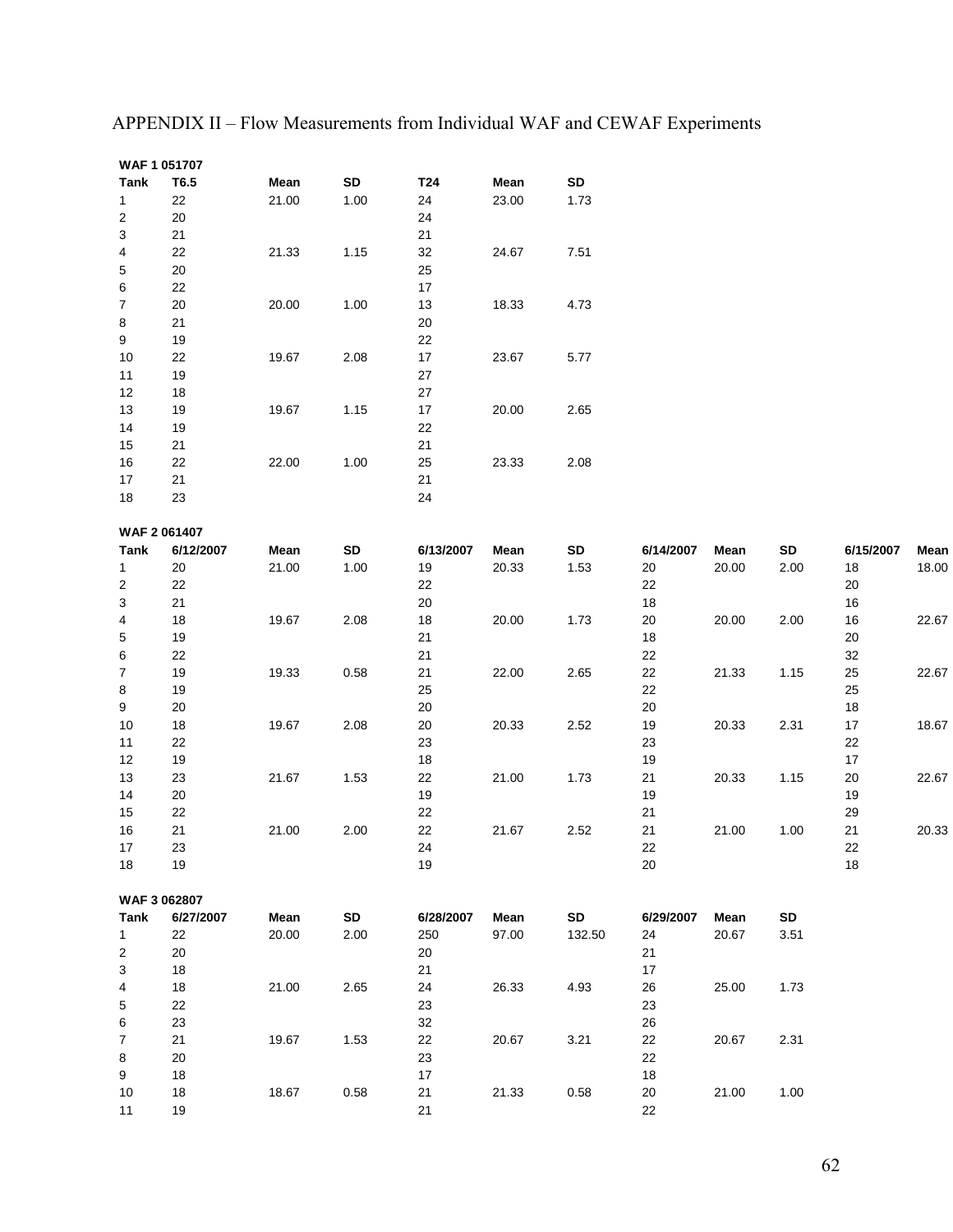APPENDIX II – Flow Measurements from Individual WAF and CEWAF Experiments

**WAF 1 051707**

| Tank | T6.5 | Mean | SD | T24 | Mean | SD |
|---|---|---|---|---|---|---|
| 1 | 22 | 21.00 | 1.00 | 24 | 23.00 | 1.73 |
| 2 | 20 | | | 24 | | |
| 3 | 21 | | | 21 | | |
| 4 | 22 | 21.33 | 1.15 | 32 | 24.67 | 7.51 |
| 5 | 20 | | | 25 | | |
| 6 | 22 | | | 17 | | |
| 7 | 20 | 20.00 | 1.00 | 13 | 18.33 | 4.73 |
| 8 | 21 | | | 20 | | |
| 9 | 19 | | | 22 | | |
| 10 | 22 | 19.67 | 2.08 | 17 | 23.67 | 5.77 |
| 11 | 19 | | | 27 | | |
| 12 | 18 | | | 27 | | |
| 13 | 19 | 19.67 | 1.15 | 17 | 20.00 | 2.65 |
| 14 | 19 | | | 22 | | |
| 15 | 21 | | | 21 | | |
| 16 | 22 | 22.00 | 1.00 | 25 | 23.33 | 2.08 |
| 17 | 21 | | | 21 | | |
| 18 | 23 | | | 24 | | |

**WAF 2 061407**

| Tank | 6/12/2007 | Mean | SD | 6/13/2007 | Mean | SD | 6/14/2007 | Mean | SD | 6/15/2007 | Mean |
|---|---|---|---|---|---|---|---|---|---|---|---|
| 1 | 20 | 21.00 | 1.00 | 19 | 20.33 | 1.53 | 20 | 20.00 | 2.00 | 18 | 18.00 |
| 2 | 22 | | | 22 | | | 22 | | | 20 | |
| 3 | 21 | | | 20 | | | 18 | | | 16 | |
| 4 | 18 | 19.67 | 2.08 | 18 | 20.00 | 1.73 | 20 | 20.00 | 2.00 | 16 | 22.67 |
| 5 | 19 | | | 21 | | | 18 | | | 20 | |
| 6 | 22 | | | 21 | | | 22 | | | 32 | |
| 7 | 19 | 19.33 | 0.58 | 21 | 22.00 | 2.65 | 22 | 21.33 | 1.15 | 25 | 22.67 |
| 8 | 19 | | | 25 | | | 22 | | | 25 | |
| 9 | 20 | | | 20 | | | 20 | | | 18 | |
| 10 | 18 | 19.67 | 2.08 | 20 | 20.33 | 2.52 | 19 | 20.33 | 2.31 | 17 | 18.67 |
| 11 | 22 | | | 23 | | | 23 | | | 22 | |
| 12 | 19 | | | 18 | | | 19 | | | 17 | |
| 13 | 23 | 21.67 | 1.53 | 22 | 21.00 | 1.73 | 21 | 20.33 | 1.15 | 20 | 22.67 |
| 14 | 20 | | | 19 | | | 19 | | | 19 | |
| 15 | 22 | | | 22 | | | 21 | | | 29 | |
| 16 | 21 | 21.00 | 2.00 | 22 | 21.67 | 2.52 | 21 | 21.00 | 1.00 | 21 | 20.33 |
| 17 | 23 | | | 24 | | | 22 | | | 22 | |
| 18 | 19 | | | 19 | | | 20 | | | 18 | |

**WAF 3 062807**

| Tank | 6/27/2007 | Mean | SD | 6/28/2007 | Mean | SD | 6/29/2007 | Mean | SD |
|---|---|---|---|---|---|---|---|---|---|
| 1 | 22 | 20.00 | 2.00 | 250 | 97.00 | 132.50 | 24 | 20.67 | 3.51 |
| 2 | 20 | | | 20 | | | 21 | | |
| 3 | 18 | | | 21 | | | 17 | | |
| 4 | 18 | 21.00 | 2.65 | 24 | 26.33 | 4.93 | 26 | 25.00 | 1.73 |
| 5 | 22 | | | 23 | | | 23 | | |
| 6 | 23 | | | 32 | | | 26 | | |
| 7 | 21 | 19.67 | 1.53 | 22 | 20.67 | 3.21 | 22 | 20.67 | 2.31 |
| 8 | 20 | | | 23 | | | 22 | | |
| 9 | 18 | | | 17 | | | 18 | | |
| 10 | 18 | 18.67 | 0.58 | 21 | 21.33 | 0.58 | 20 | 21.00 | 1.00 |
| 11 | 19 | | | 21 | | | 22 | | |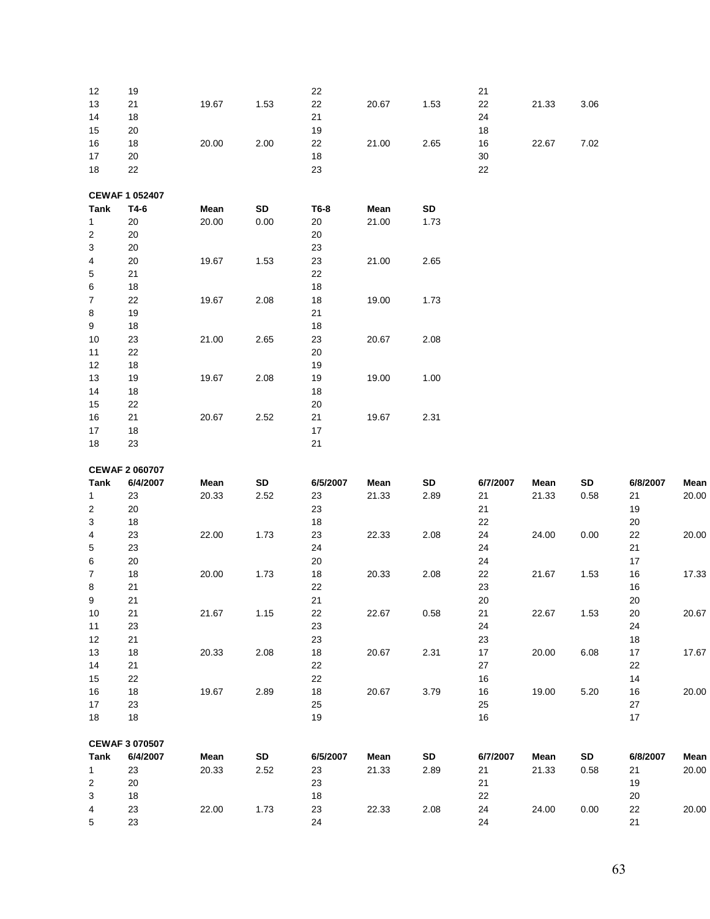| | | | | | | | | | |
|---|---|---|---|---|---|---|---|---|---|
| 12 | 19 | | | 22 | | | 21 | | |
| 13 | 21 | 19.67 | 1.53 | 22 | 20.67 | 1.53 | 22 | 21.33 | 3.06 |
| 14 | 18 | | | 21 | | | 24 | | |
| 15 | 20 | | | 19 | | | 18 | | |
| 16 | 18 | 20.00 | 2.00 | 22 | 21.00 | 2.65 | 16 | 22.67 | 7.02 |
| 17 | 20 | | | 18 | | | 30 | | |
| 18 | 22 | | | 23 | | | 22 | | |

**CEWAF 1 052407**

| Tank | T4-6 | Mean | SD | T6-8 | Mean | SD |
|---|---|---|---|---|---|---|
| 1 | 20 | 20.00 | 0.00 | 20 | 21.00 | 1.73 |
| 2 | 20 | | | 20 | | |
| 3 | 20 | | | 23 | | |
| 4 | 20 | 19.67 | 1.53 | 23 | 21.00 | 2.65 |
| 5 | 21 | | | 22 | | |
| 6 | 18 | | | 18 | | |
| 7 | 22 | 19.67 | 2.08 | 18 | 19.00 | 1.73 |
| 8 | 19 | | | 21 | | |
| 9 | 18 | | | 18 | | |
| 10 | 23 | 21.00 | 2.65 | 23 | 20.67 | 2.08 |
| 11 | 22 | | | 20 | | |
| 12 | 18 | | | 19 | | |
| 13 | 19 | 19.67 | 2.08 | 19 | 19.00 | 1.00 |
| 14 | 18 | | | 18 | | |
| 15 | 22 | | | 20 | | |
| 16 | 21 | 20.67 | 2.52 | 21 | 19.67 | 2.31 |
| 17 | 18 | | | 17 | | |
| 18 | 23 | | | 21 | | |

**CEWAF 2 060707**

| Tank | 6/4/2007 | Mean | SD | 6/5/2007 | Mean | SD | 6/7/2007 | Mean | SD | 6/8/2007 | Mean |
|---|---|---|---|---|---|---|---|---|---|---|---|
| 1 | 23 | 20.33 | 2.52 | 23 | 21.33 | 2.89 | 21 | 21.33 | 0.58 | 21 | 20.00 |
| 2 | 20 | | | 23 | | | 21 | | | 19 | |
| 3 | 18 | | | 18 | | | 22 | | | 20 | |
| 4 | 23 | 22.00 | 1.73 | 23 | 22.33 | 2.08 | 24 | 24.00 | 0.00 | 22 | 20.00 |
| 5 | 23 | | | 24 | | | 24 | | | 21 | |
| 6 | 20 | | | 20 | | | 24 | | | 17 | |
| 7 | 18 | 20.00 | 1.73 | 18 | 20.33 | 2.08 | 22 | 21.67 | 1.53 | 16 | 17.33 |
| 8 | 21 | | | 22 | | | 23 | | | 16 | |
| 9 | 21 | | | 21 | | | 20 | | | 20 | |
| 10 | 21 | 21.67 | 1.15 | 22 | 22.67 | 0.58 | 21 | 22.67 | 1.53 | 20 | 20.67 |
| 11 | 23 | | | 23 | | | 24 | | | 24 | |
| 12 | 21 | | | 23 | | | 23 | | | 18 | |
| 13 | 18 | 20.33 | 2.08 | 18 | 20.67 | 2.31 | 17 | 20.00 | 6.08 | 17 | 17.67 |
| 14 | 21 | | | 22 | | | 27 | | | 22 | |
| 15 | 22 | | | 22 | | | 16 | | | 14 | |
| 16 | 18 | 19.67 | 2.89 | 18 | 20.67 | 3.79 | 16 | 19.00 | 5.20 | 16 | 20.00 |
| 17 | 23 | | | 25 | | | 25 | | | 27 | |
| 18 | 18 | | | 19 | | | 16 | | | 17 | |

**CEWAF 3 070507**

| Tank | 6/4/2007 | Mean | SD | 6/5/2007 | Mean | SD | 6/7/2007 | Mean | SD | 6/8/2007 | Mean |
|---|---|---|---|---|---|---|---|---|---|---|---|
| 1 | 23 | 20.33 | 2.52 | 23 | 21.33 | 2.89 | 21 | 21.33 | 0.58 | 21 | 20.00 |
| 2 | 20 | | | 23 | | | 21 | | | 19 | |
| 3 | 18 | | | 18 | | | 22 | | | 20 | |
| 4 | 23 | 22.00 | 1.73 | 23 | 22.33 | 2.08 | 24 | 24.00 | 0.00 | 22 | 20.00 |
| 5 | 23 | | | 24 | | | 24 | | | 21 | |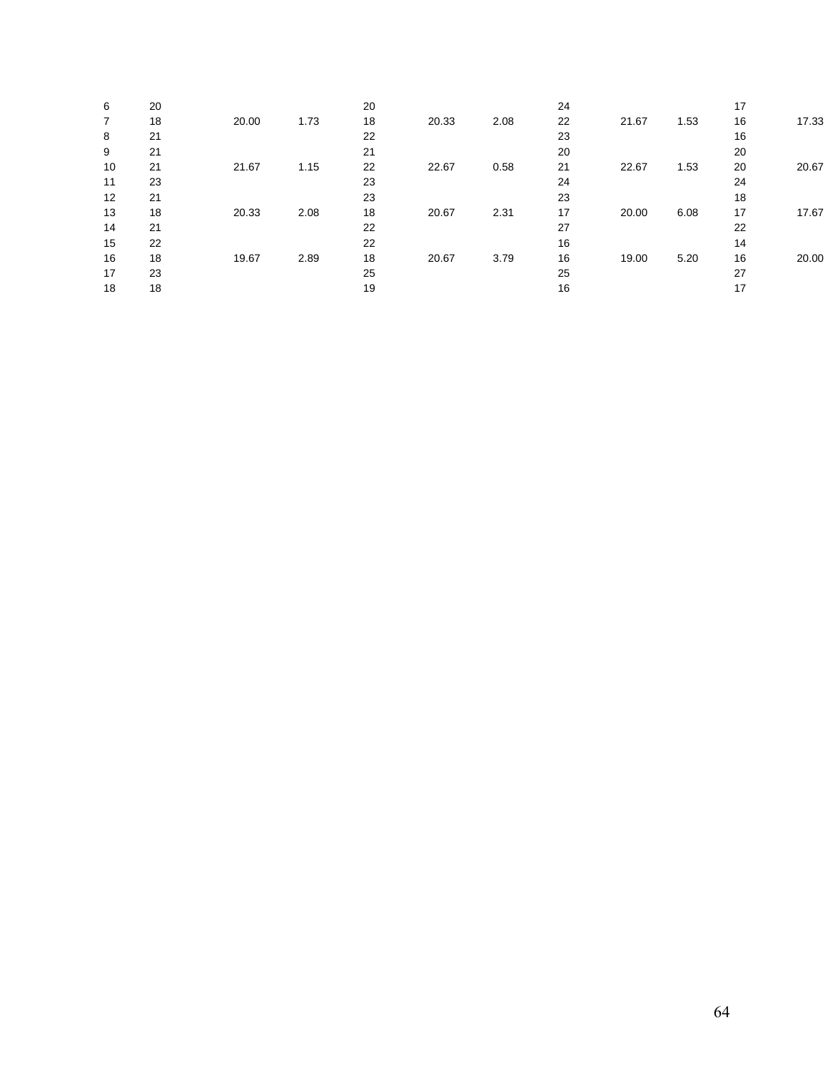| | | | | | | | | | | | |
|---|---|---|---|---|---|---|---|---|---|---|---|
| 6 | 20 | | | 20 | | | 24 | | | 17 | |
| 7 | 18 | 20.00 | 1.73 | 18 | 20.33 | 2.08 | 22 | 21.67 | 1.53 | 16 | 17.33 |
| 8 | 21 | | | 22 | | | 23 | | | 16 | |
| 9 | 21 | | | 21 | | | 20 | | | 20 | |
| 10 | 21 | 21.67 | 1.15 | 22 | 22.67 | 0.58 | 21 | 22.67 | 1.53 | 20 | 20.67 |
| 11 | 23 | | | 23 | | | 24 | | | 24 | |
| 12 | 21 | | | 23 | | | 23 | | | 18 | |
| 13 | 18 | 20.33 | 2.08 | 18 | 20.67 | 2.31 | 17 | 20.00 | 6.08 | 17 | 17.67 |
| 14 | 21 | | | 22 | | | 27 | | | 22 | |
| 15 | 22 | | | 22 | | | 16 | | | 14 | |
| 16 | 18 | 19.67 | 2.89 | 18 | 20.67 | 3.79 | 16 | 19.00 | 5.20 | 16 | 20.00 |
| 17 | 23 | | | 25 | | | 25 | | | 27 | |
| 18 | 18 | | | 19 | | | 16 | | | 17 | |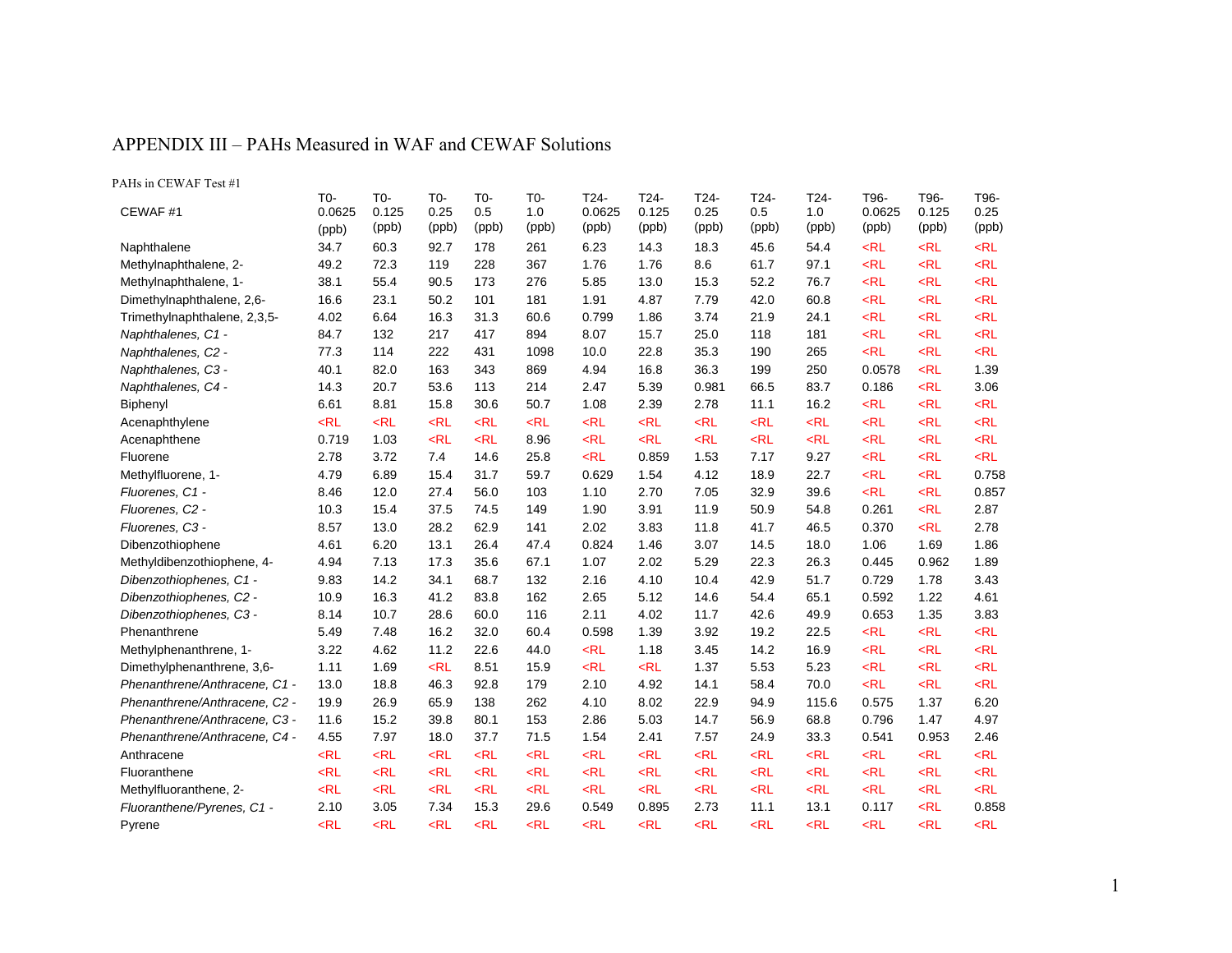# APPENDIX III – PAHs Measured in WAF and CEWAF Solutions

PAHs in CEWAF Test #1

| CEWAF #1 | T0-0.0625 (ppb) | T0-0.125 (ppb) | T0-0.25 (ppb) | T0-0.5 (ppb) | T0-1.0 (ppb) | T24-0.0625 (ppb) | T24-0.125 (ppb) | T24-0.25 (ppb) | T24-0.5 (ppb) | T24-1.0 (ppb) | T96-0.0625 (ppb) | T96-0.125 (ppb) | T96-0.25 (ppb) |
|---|---|---|---|---|---|---|---|---|---|---|---|---|---|
| Naphthalene | 34.7 | 60.3 | 92.7 | 178 | 261 | 6.23 | 14.3 | 18.3 | 45.6 | 54.4 | <RL | <RL | <RL |
| Methylnaphthalene, 2- | 49.2 | 72.3 | 119 | 228 | 367 | 1.76 | 1.76 | 8.6 | 61.7 | 97.1 | <RL | <RL | <RL |
| Methylnaphthalene, 1- | 38.1 | 55.4 | 90.5 | 173 | 276 | 5.85 | 13.0 | 15.3 | 52.2 | 76.7 | <RL | <RL | <RL |
| Dimethylnaphthalene, 2,6- | 16.6 | 23.1 | 50.2 | 101 | 181 | 1.91 | 4.87 | 7.79 | 42.0 | 60.8 | <RL | <RL | <RL |
| Trimethylnaphthalene, 2,3,5- | 4.02 | 6.64 | 16.3 | 31.3 | 60.6 | 0.799 | 1.86 | 3.74 | 21.9 | 24.1 | <RL | <RL | <RL |
| *Naphthalenes, C1 -* | 84.7 | 132 | 217 | 417 | 894 | 8.07 | 15.7 | 25.0 | 118 | 181 | <RL | <RL | <RL |
| *Naphthalenes, C2 -* | 77.3 | 114 | 222 | 431 | 1098 | 10.0 | 22.8 | 35.3 | 190 | 265 | <RL | <RL | <RL |
| *Naphthalenes, C3 -* | 40.1 | 82.0 | 163 | 343 | 869 | 4.94 | 16.8 | 36.3 | 199 | 250 | 0.0578 | <RL | 1.39 |
| *Naphthalenes, C4 -* | 14.3 | 20.7 | 53.6 | 113 | 214 | 2.47 | 5.39 | 0.981 | 66.5 | 83.7 | 0.186 | <RL | 3.06 |
| Biphenyl | 6.61 | 8.81 | 15.8 | 30.6 | 50.7 | 1.08 | 2.39 | 2.78 | 11.1 | 16.2 | <RL | <RL | <RL |
| Acenaphthylene | <RL | <RL | <RL | <RL | <RL | <RL | <RL | <RL | <RL | <RL | <RL | <RL | <RL |
| Acenaphthene | 0.719 | 1.03 | <RL | <RL | 8.96 | <RL | <RL | <RL | <RL | <RL | <RL | <RL | <RL |
| Fluorene | 2.78 | 3.72 | 7.4 | 14.6 | 25.8 | <RL | 0.859 | 1.53 | 7.17 | 9.27 | <RL | <RL | <RL |
| Methylfluorene, 1- | 4.79 | 6.89 | 15.4 | 31.7 | 59.7 | 0.629 | 1.54 | 4.12 | 18.9 | 22.7 | <RL | <RL | 0.758 |
| *Fluorenes, C1 -* | 8.46 | 12.0 | 27.4 | 56.0 | 103 | 1.10 | 2.70 | 7.05 | 32.9 | 39.6 | <RL | <RL | 0.857 |
| *Fluorenes, C2 -* | 10.3 | 15.4 | 37.5 | 74.5 | 149 | 1.90 | 3.91 | 11.9 | 50.9 | 54.8 | 0.261 | <RL | 2.87 |
| *Fluorenes, C3 -* | 8.57 | 13.0 | 28.2 | 62.9 | 141 | 2.02 | 3.83 | 11.8 | 41.7 | 46.5 | 0.370 | <RL | 2.78 |
| Dibenzothiophene | 4.61 | 6.20 | 13.1 | 26.4 | 47.4 | 0.824 | 1.46 | 3.07 | 14.5 | 18.0 | 1.06 | 1.69 | 1.86 |
| Methyldibenzothiophene, 4- | 4.94 | 7.13 | 17.3 | 35.6 | 67.1 | 1.07 | 2.02 | 5.29 | 22.3 | 26.3 | 0.445 | 0.962 | 1.89 |
| *Dibenzothiophenes, C1 -* | 9.83 | 14.2 | 34.1 | 68.7 | 132 | 2.16 | 4.10 | 10.4 | 42.9 | 51.7 | 0.729 | 1.78 | 3.43 |
| *Dibenzothiophenes, C2 -* | 10.9 | 16.3 | 41.2 | 83.8 | 162 | 2.65 | 5.12 | 14.6 | 54.4 | 65.1 | 0.592 | 1.22 | 4.61 |
| *Dibenzothiophenes, C3 -* | 8.14 | 10.7 | 28.6 | 60.0 | 116 | 2.11 | 4.02 | 11.7 | 42.6 | 49.9 | 0.653 | 1.35 | 3.83 |
| Phenanthrene | 5.49 | 7.48 | 16.2 | 32.0 | 60.4 | 0.598 | 1.39 | 3.92 | 19.2 | 22.5 | <RL | <RL | <RL |
| Methylphenanthrene, 1- | 3.22 | 4.62 | 11.2 | 22.6 | 44.0 | <RL | 1.18 | 3.45 | 14.2 | 16.9 | <RL | <RL | <RL |
| Dimethylphenanthrene, 3,6- | 1.11 | 1.69 | <RL | 8.51 | 15.9 | <RL | <RL | 1.37 | 5.53 | 5.23 | <RL | <RL | <RL |
| *Phenanthrene/Anthracene, C1 -* | 13.0 | 18.8 | 46.3 | 92.8 | 179 | 2.10 | 4.92 | 14.1 | 58.4 | 70.0 | <RL | <RL | <RL |
| *Phenanthrene/Anthracene, C2 -* | 19.9 | 26.9 | 65.9 | 138 | 262 | 4.10 | 8.02 | 22.9 | 94.9 | 115.6 | 0.575 | 1.37 | 6.20 |
| *Phenanthrene/Anthracene, C3 -* | 11.6 | 15.2 | 39.8 | 80.1 | 153 | 2.86 | 5.03 | 14.7 | 56.9 | 68.8 | 0.796 | 1.47 | 4.97 |
| *Phenanthrene/Anthracene, C4 -* | 4.55 | 7.97 | 18.0 | 37.7 | 71.5 | 1.54 | 2.41 | 7.57 | 24.9 | 33.3 | 0.541 | 0.953 | 2.46 |
| Anthracene | <RL | <RL | <RL | <RL | <RL | <RL | <RL | <RL | <RL | <RL | <RL | <RL | <RL |
| Fluoranthene | <RL | <RL | <RL | <RL | <RL | <RL | <RL | <RL | <RL | <RL | <RL | <RL | <RL |
| Methylfluoranthene, 2- | <RL | <RL | <RL | <RL | <RL | <RL | <RL | <RL | <RL | <RL | <RL | <RL | <RL |
| *Fluoranthene/Pyrenes, C1 -* | 2.10 | 3.05 | 7.34 | 15.3 | 29.6 | 0.549 | 0.895 | 2.73 | 11.1 | 13.1 | 0.117 | <RL | 0.858 |
| Pyrene | <RL | <RL | <RL | <RL | <RL | <RL | <RL | <RL | <RL | <RL | <RL | <RL | <RL |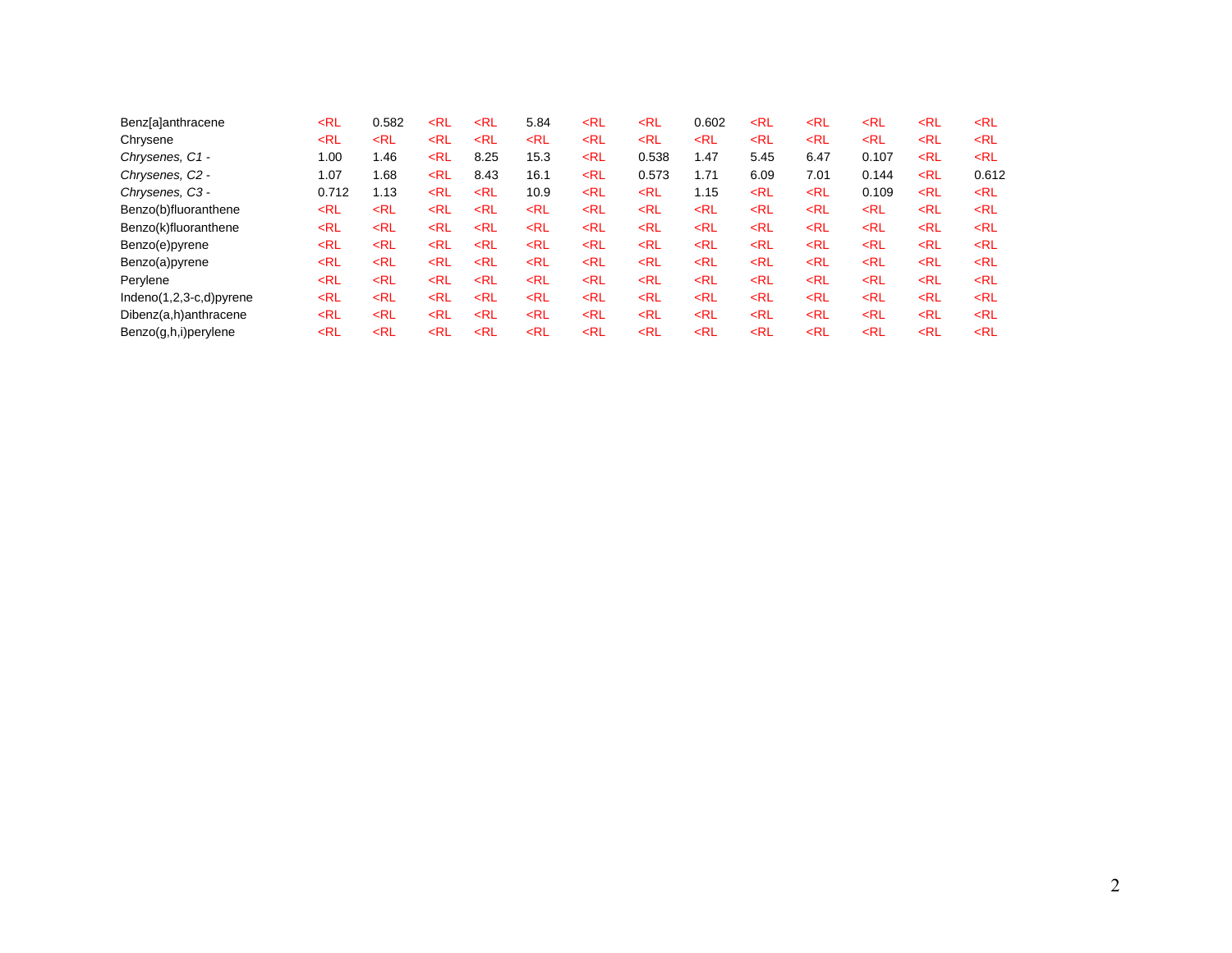| | | | | | | | | | | | | | |
|---|---|---|---|---|---|---|---|---|---|---|---|---|---|
| Benz[a]anthracene | <RL | 0.582 | <RL | <RL | 5.84 | <RL | <RL | 0.602 | <RL | <RL | <RL | <RL | <RL |
| Chrysene | <RL | <RL | <RL | <RL | <RL | <RL | <RL | <RL | <RL | <RL | <RL | <RL | <RL |
| *Chrysenes, C1 -* | 1.00 | 1.46 | <RL | 8.25 | 15.3 | <RL | 0.538 | 1.47 | 5.45 | 6.47 | 0.107 | <RL | <RL |
| *Chrysenes, C2 -* | 1.07 | 1.68 | <RL | 8.43 | 16.1 | <RL | 0.573 | 1.71 | 6.09 | 7.01 | 0.144 | <RL | 0.612 |
| *Chrysenes, C3 -* | 0.712 | 1.13 | <RL | <RL | 10.9 | <RL | <RL | 1.15 | <RL | <RL | 0.109 | <RL | <RL |
| Benzo(b)fluoranthene | <RL | <RL | <RL | <RL | <RL | <RL | <RL | <RL | <RL | <RL | <RL | <RL | <RL |
| Benzo(k)fluoranthene | <RL | <RL | <RL | <RL | <RL | <RL | <RL | <RL | <RL | <RL | <RL | <RL | <RL |
| Benzo(e)pyrene | <RL | <RL | <RL | <RL | <RL | <RL | <RL | <RL | <RL | <RL | <RL | <RL | <RL |
| Benzo(a)pyrene | <RL | <RL | <RL | <RL | <RL | <RL | <RL | <RL | <RL | <RL | <RL | <RL | <RL |
| Perylene | <RL | <RL | <RL | <RL | <RL | <RL | <RL | <RL | <RL | <RL | <RL | <RL | <RL |
| Indeno(1,2,3-c,d)pyrene | <RL | <RL | <RL | <RL | <RL | <RL | <RL | <RL | <RL | <RL | <RL | <RL | <RL |
| Dibenz(a,h)anthracene | <RL | <RL | <RL | <RL | <RL | <RL | <RL | <RL | <RL | <RL | <RL | <RL | <RL |
| Benzo(g,h,i)perylene | <RL | <RL | <RL | <RL | <RL | <RL | <RL | <RL | <RL | <RL | <RL | <RL | <RL |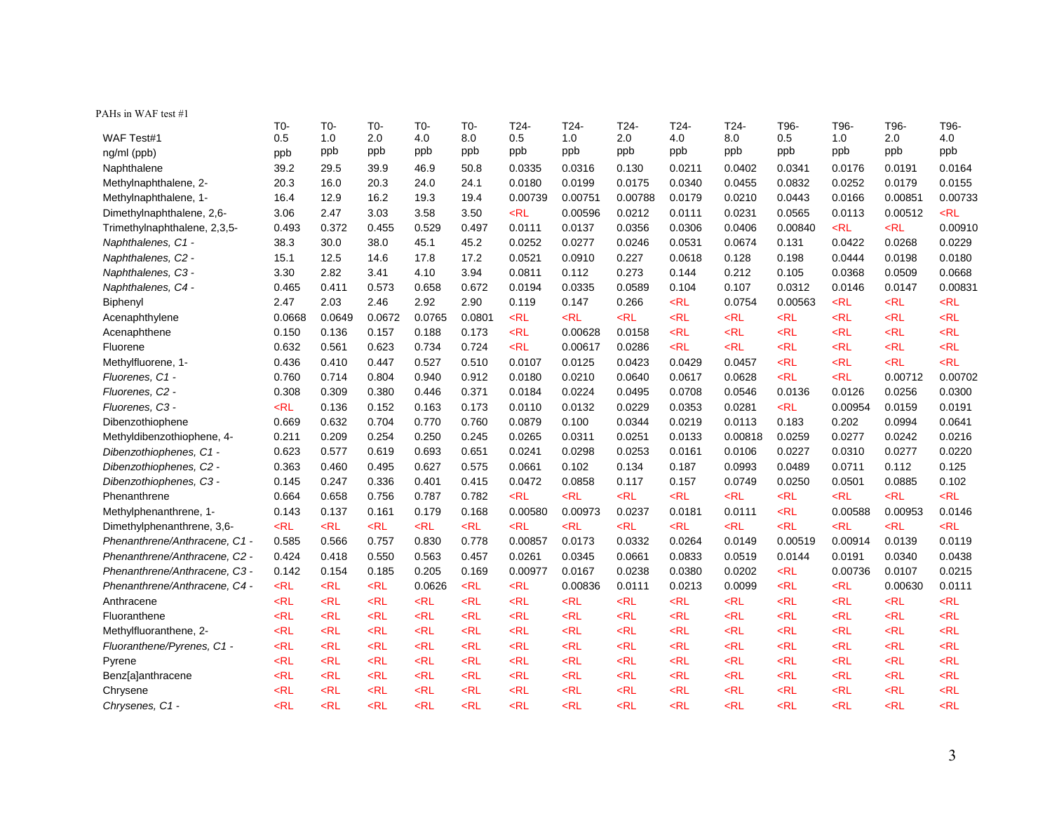PAHs in WAF test #1

| WAF Test#1 ng/ml (ppb) | T0-0.5 ppb | T0-1.0 ppb | T0-2.0 ppb | T0-4.0 ppb | T0-8.0 ppb | T24-0.5 ppb | T24-1.0 ppb | T24-2.0 ppb | T24-4.0 ppb | T24-8.0 ppb | T96-0.5 ppb | T96-1.0 ppb | T96-2.0 ppb | T96-4.0 ppb |
|---|---|---|---|---|---|---|---|---|---|---|---|---|---|---|
| Naphthalene | 39.2 | 29.5 | 39.9 | 46.9 | 50.8 | 0.0335 | 0.0316 | 0.130 | 0.0211 | 0.0402 | 0.0341 | 0.0176 | 0.0191 | 0.0164 |
| Methylnaphthalene, 2- | 20.3 | 16.0 | 20.3 | 24.0 | 24.1 | 0.0180 | 0.0199 | 0.0175 | 0.0340 | 0.0455 | 0.0832 | 0.0252 | 0.0179 | 0.0155 |
| Methylnaphthalene, 1- | 16.4 | 12.9 | 16.2 | 19.3 | 19.4 | 0.00739 | 0.00751 | 0.00788 | 0.0179 | 0.0210 | 0.0443 | 0.0166 | 0.00851 | 0.00733 |
| Dimethylnaphthalene, 2,6- | 3.06 | 2.47 | 3.03 | 3.58 | 3.50 | <RL | 0.00596 | 0.0212 | 0.0111 | 0.0231 | 0.0565 | 0.0113 | 0.00512 | <RL |
| Trimethylnaphthalene, 2,3,5- | 0.493 | 0.372 | 0.455 | 0.529 | 0.497 | 0.0111 | 0.0137 | 0.0356 | 0.0306 | 0.0406 | 0.00840 | <RL | <RL | 0.00910 |
| *Naphthalenes, C1 -* | 38.3 | 30.0 | 38.0 | 45.1 | 45.2 | 0.0252 | 0.0277 | 0.0246 | 0.0531 | 0.0674 | 0.131 | 0.0422 | 0.0268 | 0.0229 |
| *Naphthalenes, C2 -* | 15.1 | 12.5 | 14.6 | 17.8 | 17.2 | 0.0521 | 0.0910 | 0.227 | 0.0618 | 0.128 | 0.198 | 0.0444 | 0.0198 | 0.0180 |
| *Naphthalenes, C3 -* | 3.30 | 2.82 | 3.41 | 4.10 | 3.94 | 0.0811 | 0.112 | 0.273 | 0.144 | 0.212 | 0.105 | 0.0368 | 0.0509 | 0.0668 |
| *Naphthalenes, C4 -* | 0.465 | 0.411 | 0.573 | 0.658 | 0.672 | 0.0194 | 0.0335 | 0.0589 | 0.104 | 0.107 | 0.0312 | 0.0146 | 0.0147 | 0.00831 |
| Biphenyl | 2.47 | 2.03 | 2.46 | 2.92 | 2.90 | 0.119 | 0.147 | 0.266 | <RL | 0.0754 | 0.00563 | <RL | <RL | <RL |
| Acenaphthylene | 0.0668 | 0.0649 | 0.0672 | 0.0765 | 0.0801 | <RL | <RL | <RL | <RL | <RL | <RL | <RL | <RL | <RL |
| Acenaphthene | 0.150 | 0.136 | 0.157 | 0.188 | 0.173 | <RL | 0.00628 | 0.0158 | <RL | <RL | <RL | <RL | <RL | <RL |
| Fluorene | 0.632 | 0.561 | 0.623 | 0.734 | 0.724 | <RL | 0.00617 | 0.0286 | <RL | <RL | <RL | <RL | <RL | <RL |
| Methylfluorene, 1- | 0.436 | 0.410 | 0.447 | 0.527 | 0.510 | 0.0107 | 0.0125 | 0.0423 | 0.0429 | 0.0457 | <RL | <RL | <RL | <RL |
| *Fluorenes, C1 -* | 0.760 | 0.714 | 0.804 | 0.940 | 0.912 | 0.0180 | 0.0210 | 0.0640 | 0.0617 | 0.0628 | <RL | <RL | 0.00712 | 0.00702 |
| *Fluorenes, C2 -* | 0.308 | 0.309 | 0.380 | 0.446 | 0.371 | 0.0184 | 0.0224 | 0.0495 | 0.0708 | 0.0546 | 0.0136 | 0.0126 | 0.0256 | 0.0300 |
| *Fluorenes, C3 -* | <RL | 0.136 | 0.152 | 0.163 | 0.173 | 0.0110 | 0.0132 | 0.0229 | 0.0353 | 0.0281 | <RL | 0.00954 | 0.0159 | 0.0191 |
| Dibenzothiophene | 0.669 | 0.632 | 0.704 | 0.770 | 0.760 | 0.0879 | 0.100 | 0.0344 | 0.0219 | 0.0113 | 0.183 | 0.202 | 0.0994 | 0.0641 |
| Methyldibenzothiophene, 4- | 0.211 | 0.209 | 0.254 | 0.250 | 0.245 | 0.0265 | 0.0311 | 0.0251 | 0.0133 | 0.00818 | 0.0259 | 0.0277 | 0.0242 | 0.0216 |
| *Dibenzothiophenes, C1 -* | 0.623 | 0.577 | 0.619 | 0.693 | 0.651 | 0.0241 | 0.0298 | 0.0253 | 0.0161 | 0.0106 | 0.0227 | 0.0310 | 0.0277 | 0.0220 |
| *Dibenzothiophenes, C2 -* | 0.363 | 0.460 | 0.495 | 0.627 | 0.575 | 0.0661 | 0.102 | 0.134 | 0.187 | 0.0993 | 0.0489 | 0.0711 | 0.112 | 0.125 |
| *Dibenzothiophenes, C3 -* | 0.145 | 0.247 | 0.336 | 0.401 | 0.415 | 0.0472 | 0.0858 | 0.117 | 0.157 | 0.0749 | 0.0250 | 0.0501 | 0.0885 | 0.102 |
| Phenanthrene | 0.664 | 0.658 | 0.756 | 0.787 | 0.782 | <RL | <RL | <RL | <RL | <RL | <RL | <RL | <RL | <RL |
| Methylphenanthrene, 1- | 0.143 | 0.137 | 0.161 | 0.179 | 0.168 | 0.00580 | 0.00973 | 0.0237 | 0.0181 | 0.0111 | <RL | 0.00588 | 0.00953 | 0.0146 |
| Dimethylphenanthrene, 3,6- | <RL | <RL | <RL | <RL | <RL | <RL | <RL | <RL | <RL | <RL | <RL | <RL | <RL | <RL |
| *Phenanthrene/Anthracene, C1 -* | 0.585 | 0.566 | 0.757 | 0.830 | 0.778 | 0.00857 | 0.0173 | 0.0332 | 0.0264 | 0.0149 | 0.00519 | 0.00914 | 0.0139 | 0.0119 |
| *Phenanthrene/Anthracene, C2 -* | 0.424 | 0.418 | 0.550 | 0.563 | 0.457 | 0.0261 | 0.0345 | 0.0661 | 0.0833 | 0.0519 | 0.0144 | 0.0191 | 0.0340 | 0.0438 |
| *Phenanthrene/Anthracene, C3 -* | 0.142 | 0.154 | 0.185 | 0.205 | 0.169 | 0.00977 | 0.0167 | 0.0238 | 0.0380 | 0.0202 | <RL | 0.00736 | 0.0107 | 0.0215 |
| *Phenanthrene/Anthracene, C4 -* | <RL | <RL | <RL | 0.0626 | <RL | <RL | 0.00836 | 0.0111 | 0.0213 | 0.0099 | <RL | <RL | 0.00630 | 0.0111 |
| Anthracene | <RL | <RL | <RL | <RL | <RL | <RL | <RL | <RL | <RL | <RL | <RL | <RL | <RL | <RL |
| Fluoranthene | <RL | <RL | <RL | <RL | <RL | <RL | <RL | <RL | <RL | <RL | <RL | <RL | <RL | <RL |
| Methylfluoranthene, 2- | <RL | <RL | <RL | <RL | <RL | <RL | <RL | <RL | <RL | <RL | <RL | <RL | <RL | <RL |
| *Fluoranthene/Pyrenes, C1 -* | <RL | <RL | <RL | <RL | <RL | <RL | <RL | <RL | <RL | <RL | <RL | <RL | <RL | <RL |
| Pyrene | <RL | <RL | <RL | <RL | <RL | <RL | <RL | <RL | <RL | <RL | <RL | <RL | <RL | <RL |
| Benz[a]anthracene | <RL | <RL | <RL | <RL | <RL | <RL | <RL | <RL | <RL | <RL | <RL | <RL | <RL | <RL |
| Chrysene | <RL | <RL | <RL | <RL | <RL | <RL | <RL | <RL | <RL | <RL | <RL | <RL | <RL | <RL |
| *Chrysenes, C1 -* | <RL | <RL | <RL | <RL | <RL | <RL | <RL | <RL | <RL | <RL | <RL | <RL | <RL | <RL |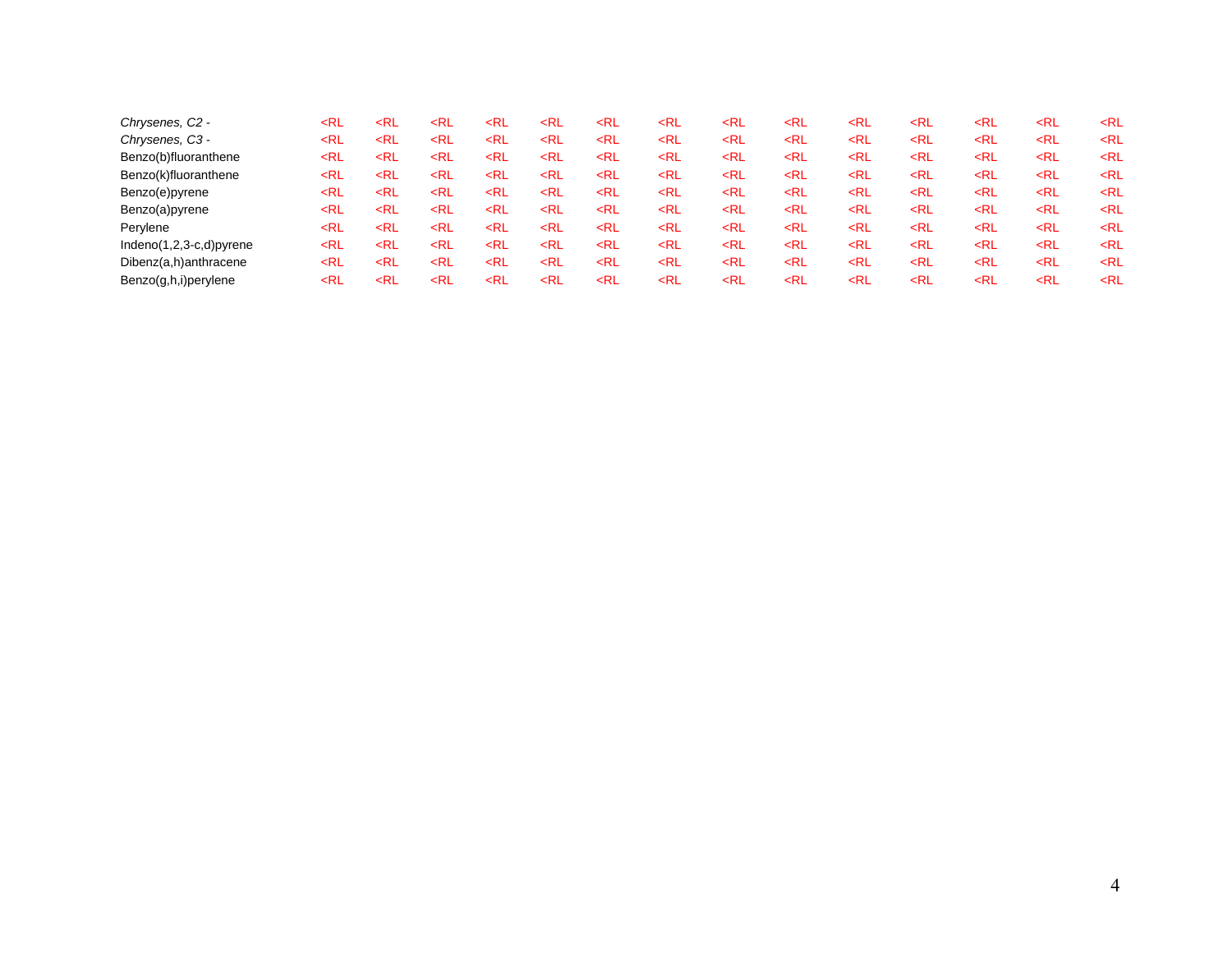| | | | | | | | | | | | | | | |
|---|---|---|---|---|---|---|---|---|---|---|---|---|---|---|
| *Chrysenes, C2 -* | <RL | <RL | <RL | <RL | <RL | <RL | <RL | <RL | <RL | <RL | <RL | <RL | <RL | <RL |
| *Chrysenes, C3 -* | <RL | <RL | <RL | <RL | <RL | <RL | <RL | <RL | <RL | <RL | <RL | <RL | <RL | <RL |
| Benzo(b)fluoranthene | <RL | <RL | <RL | <RL | <RL | <RL | <RL | <RL | <RL | <RL | <RL | <RL | <RL | <RL |
| Benzo(k)fluoranthene | <RL | <RL | <RL | <RL | <RL | <RL | <RL | <RL | <RL | <RL | <RL | <RL | <RL | <RL |
| Benzo(e)pyrene | <RL | <RL | <RL | <RL | <RL | <RL | <RL | <RL | <RL | <RL | <RL | <RL | <RL | <RL |
| Benzo(a)pyrene | <RL | <RL | <RL | <RL | <RL | <RL | <RL | <RL | <RL | <RL | <RL | <RL | <RL | <RL |
| Perylene | <RL | <RL | <RL | <RL | <RL | <RL | <RL | <RL | <RL | <RL | <RL | <RL | <RL | <RL |
| Indeno(1,2,3-c,d)pyrene | <RL | <RL | <RL | <RL | <RL | <RL | <RL | <RL | <RL | <RL | <RL | <RL | <RL | <RL |
| Dibenz(a,h)anthracene | <RL | <RL | <RL | <RL | <RL | <RL | <RL | <RL | <RL | <RL | <RL | <RL | <RL | <RL |
| Benzo(g,h,i)perylene | <RL | <RL | <RL | <RL | <RL | <RL | <RL | <RL | <RL | <RL | <RL | <RL | <RL | <RL |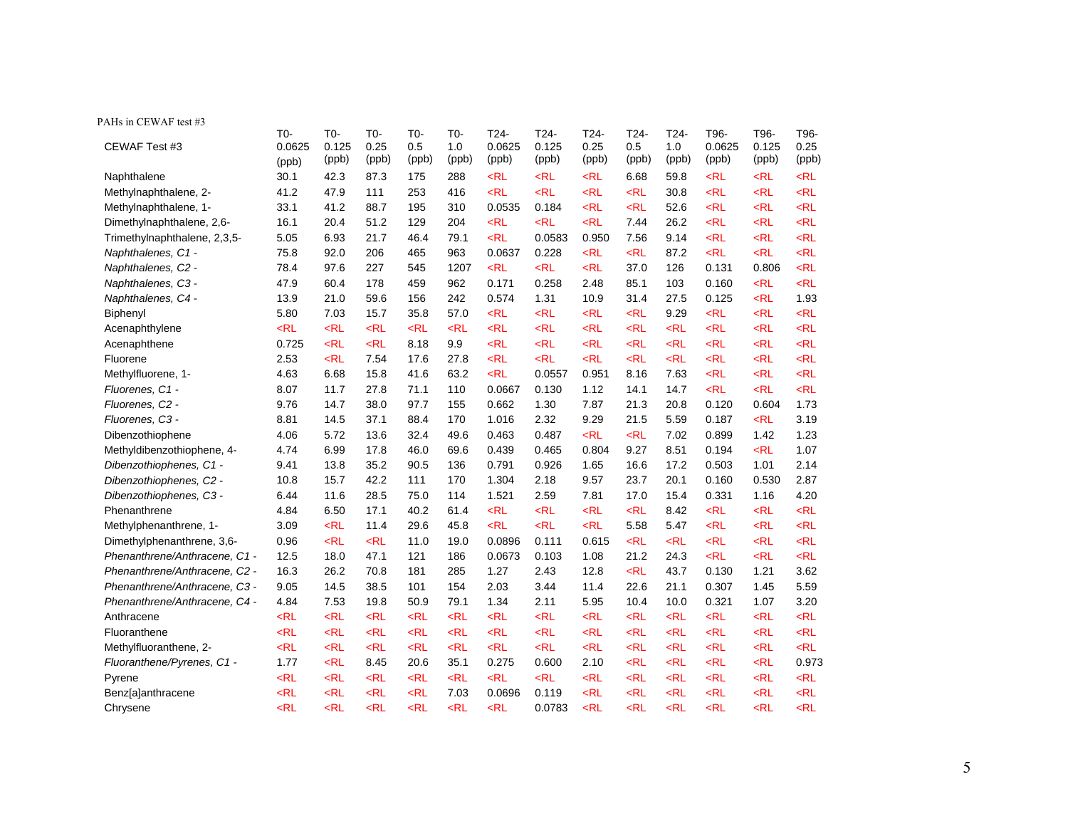PAHs in CEWAF test #3

| CEWAF Test #3 | T0-0.0625 (ppb) | T0-0.125 (ppb) | T0-0.25 (ppb) | T0-0.5 (ppb) | T0-1.0 (ppb) | T24-0.0625 (ppb) | T24-0.125 (ppb) | T24-0.25 (ppb) | T24-0.5 (ppb) | T24-1.0 (ppb) | T96-0.0625 (ppb) | T96-0.125 (ppb) | T96-0.25 (ppb) |
|---|---|---|---|---|---|---|---|---|---|---|---|---|---|
| Naphthalene | 30.1 | 42.3 | 87.3 | 175 | 288 | <RL | <RL | <RL | 6.68 | 59.8 | <RL | <RL | <RL |
| Methylnaphthalene, 2- | 41.2 | 47.9 | 111 | 253 | 416 | <RL | <RL | <RL | <RL | 30.8 | <RL | <RL | <RL |
| Methylnaphthalene, 1- | 33.1 | 41.2 | 88.7 | 195 | 310 | 0.0535 | 0.184 | <RL | <RL | 52.6 | <RL | <RL | <RL |
| Dimethylnaphthalene, 2,6- | 16.1 | 20.4 | 51.2 | 129 | 204 | <RL | <RL | <RL | 7.44 | 26.2 | <RL | <RL | <RL |
| Trimethylnaphthalene, 2,3,5- | 5.05 | 6.93 | 21.7 | 46.4 | 79.1 | <RL | 0.0583 | 0.950 | 7.56 | 9.14 | <RL | <RL | <RL |
| *Naphthalenes, C1 -* | 75.8 | 92.0 | 206 | 465 | 963 | 0.0637 | 0.228 | <RL | <RL | 87.2 | <RL | <RL | <RL |
| *Naphthalenes, C2 -* | 78.4 | 97.6 | 227 | 545 | 1207 | <RL | <RL | <RL | 37.0 | 126 | 0.131 | 0.806 | <RL |
| *Naphthalenes, C3 -* | 47.9 | 60.4 | 178 | 459 | 962 | 0.171 | 0.258 | 2.48 | 85.1 | 103 | 0.160 | <RL | <RL |
| *Naphthalenes, C4 -* | 13.9 | 21.0 | 59.6 | 156 | 242 | 0.574 | 1.31 | 10.9 | 31.4 | 27.5 | 0.125 | <RL | 1.93 |
| Biphenyl | 5.80 | 7.03 | 15.7 | 35.8 | 57.0 | <RL | <RL | <RL | <RL | 9.29 | <RL | <RL | <RL |
| Acenaphthylene | <RL | <RL | <RL | <RL | <RL | <RL | <RL | <RL | <RL | <RL | <RL | <RL | <RL |
| Acenaphthene | 0.725 | <RL | <RL | 8.18 | 9.9 | <RL | <RL | <RL | <RL | <RL | <RL | <RL | <RL |
| Fluorene | 2.53 | <RL | 7.54 | 17.6 | 27.8 | <RL | <RL | <RL | <RL | <RL | <RL | <RL | <RL |
| Methylfluorene, 1- | 4.63 | 6.68 | 15.8 | 41.6 | 63.2 | <RL | 0.0557 | 0.951 | 8.16 | 7.63 | <RL | <RL | <RL |
| *Fluorenes, C1 -* | 8.07 | 11.7 | 27.8 | 71.1 | 110 | 0.0667 | 0.130 | 1.12 | 14.1 | 14.7 | <RL | <RL | <RL |
| *Fluorenes, C2 -* | 9.76 | 14.7 | 38.0 | 97.7 | 155 | 0.662 | 1.30 | 7.87 | 21.3 | 20.8 | 0.120 | 0.604 | 1.73 |
| *Fluorenes, C3 -* | 8.81 | 14.5 | 37.1 | 88.4 | 170 | 1.016 | 2.32 | 9.29 | 21.5 | 5.59 | 0.187 | <RL | 3.19 |
| Dibenzothiophene | 4.06 | 5.72 | 13.6 | 32.4 | 49.6 | 0.463 | 0.487 | <RL | <RL | 7.02 | 0.899 | 1.42 | 1.23 |
| Methyldibenzothiophene, 4- | 4.74 | 6.99 | 17.8 | 46.0 | 69.6 | 0.439 | 0.465 | 0.804 | 9.27 | 8.51 | 0.194 | <RL | 1.07 |
| *Dibenzothiophenes, C1 -* | 9.41 | 13.8 | 35.2 | 90.5 | 136 | 0.791 | 0.926 | 1.65 | 16.6 | 17.2 | 0.503 | 1.01 | 2.14 |
| *Dibenzothiophenes, C2 -* | 10.8 | 15.7 | 42.2 | 111 | 170 | 1.304 | 2.18 | 9.57 | 23.7 | 20.1 | 0.160 | 0.530 | 2.87 |
| *Dibenzothiophenes, C3 -* | 6.44 | 11.6 | 28.5 | 75.0 | 114 | 1.521 | 2.59 | 7.81 | 17.0 | 15.4 | 0.331 | 1.16 | 4.20 |
| Phenanthrene | 4.84 | 6.50 | 17.1 | 40.2 | 61.4 | <RL | <RL | <RL | <RL | 8.42 | <RL | <RL | <RL |
| Methylphenanthrene, 1- | 3.09 | <RL | 11.4 | 29.6 | 45.8 | <RL | <RL | <RL | 5.58 | 5.47 | <RL | <RL | <RL |
| Dimethylphenanthrene, 3,6- | 0.96 | <RL | <RL | 11.0 | 19.0 | 0.0896 | 0.111 | 0.615 | <RL | <RL | <RL | <RL | <RL |
| *Phenanthrene/Anthracene, C1 -* | 12.5 | 18.0 | 47.1 | 121 | 186 | 0.0673 | 0.103 | 1.08 | 21.2 | 24.3 | <RL | <RL | <RL |
| *Phenanthrene/Anthracene, C2 -* | 16.3 | 26.2 | 70.8 | 181 | 285 | 1.27 | 2.43 | 12.8 | <RL | 43.7 | 0.130 | 1.21 | 3.62 |
| *Phenanthrene/Anthracene, C3 -* | 9.05 | 14.5 | 38.5 | 101 | 154 | 2.03 | 3.44 | 11.4 | 22.6 | 21.1 | 0.307 | 1.45 | 5.59 |
| *Phenanthrene/Anthracene, C4 -* | 4.84 | 7.53 | 19.8 | 50.9 | 79.1 | 1.34 | 2.11 | 5.95 | 10.4 | 10.0 | 0.321 | 1.07 | 3.20 |
| Anthracene | <RL | <RL | <RL | <RL | <RL | <RL | <RL | <RL | <RL | <RL | <RL | <RL | <RL |
| Fluoranthene | <RL | <RL | <RL | <RL | <RL | <RL | <RL | <RL | <RL | <RL | <RL | <RL | <RL |
| Methylfluoranthene, 2- | <RL | <RL | <RL | <RL | <RL | <RL | <RL | <RL | <RL | <RL | <RL | <RL | <RL |
| *Fluoranthene/Pyrenes, C1 -* | 1.77 | <RL | 8.45 | 20.6 | 35.1 | 0.275 | 0.600 | 2.10 | <RL | <RL | <RL | <RL | 0.973 |
| Pyrene | <RL | <RL | <RL | <RL | <RL | <RL | <RL | <RL | <RL | <RL | <RL | <RL | <RL |
| Benz[a]anthracene | <RL | <RL | <RL | <RL | 7.03 | 0.0696 | 0.119 | <RL | <RL | <RL | <RL | <RL | <RL |
| Chrysene | <RL | <RL | <RL | <RL | <RL | <RL | 0.0783 | <RL | <RL | <RL | <RL | <RL | <RL |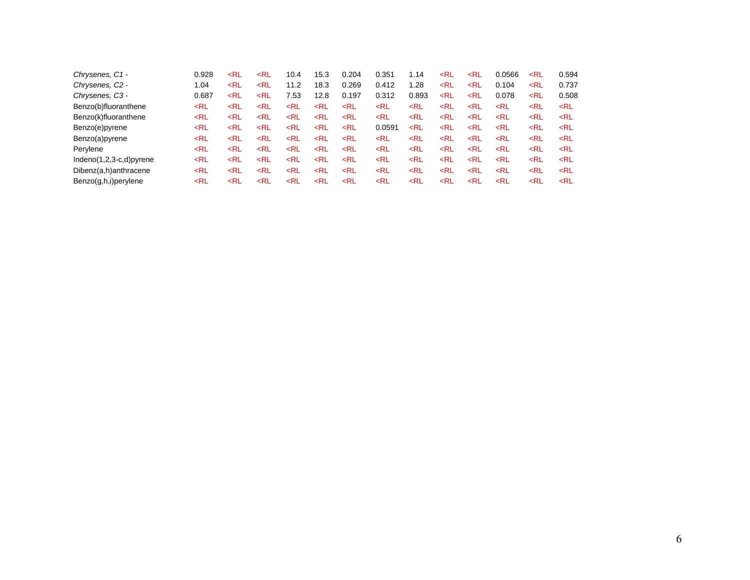| | | | | | | | | | | | | | |
|---|---|---|---|---|---|---|---|---|---|---|---|---|---|
| *Chrysenes, C1 -* | 0.928 | <RL | <RL | 10.4 | 15.3 | 0.204 | 0.351 | 1.14 | <RL | <RL | 0.0566 | <RL | 0.594 |
| *Chrysenes, C2 -* | 1.04 | <RL | <RL | 11.2 | 18.3 | 0.269 | 0.412 | 1.28 | <RL | <RL | 0.104 | <RL | 0.737 |
| *Chrysenes, C3 -* | 0.687 | <RL | <RL | 7.53 | 12.8 | 0.197 | 0.312 | 0.893 | <RL | <RL | 0.078 | <RL | 0.508 |
| Benzo(b)fluoranthene | <RL | <RL | <RL | <RL | <RL | <RL | <RL | <RL | <RL | <RL | <RL | <RL | <RL |
| Benzo(k)fluoranthene | <RL | <RL | <RL | <RL | <RL | <RL | <RL | <RL | <RL | <RL | <RL | <RL | <RL |
| Benzo(e)pyrene | <RL | <RL | <RL | <RL | <RL | <RL | 0.0591 | <RL | <RL | <RL | <RL | <RL | <RL |
| Benzo(a)pyrene | <RL | <RL | <RL | <RL | <RL | <RL | <RL | <RL | <RL | <RL | <RL | <RL | <RL |
| Perylene | <RL | <RL | <RL | <RL | <RL | <RL | <RL | <RL | <RL | <RL | <RL | <RL | <RL |
| Indeno(1,2,3-c,d)pyrene | <RL | <RL | <RL | <RL | <RL | <RL | <RL | <RL | <RL | <RL | <RL | <RL | <RL |
| Dibenz(a,h)anthracene | <RL | <RL | <RL | <RL | <RL | <RL | <RL | <RL | <RL | <RL | <RL | <RL | <RL |
| Benzo(g,h,i)perylene | <RL | <RL | <RL | <RL | <RL | <RL | <RL | <RL | <RL | <RL | <RL | <RL | <RL |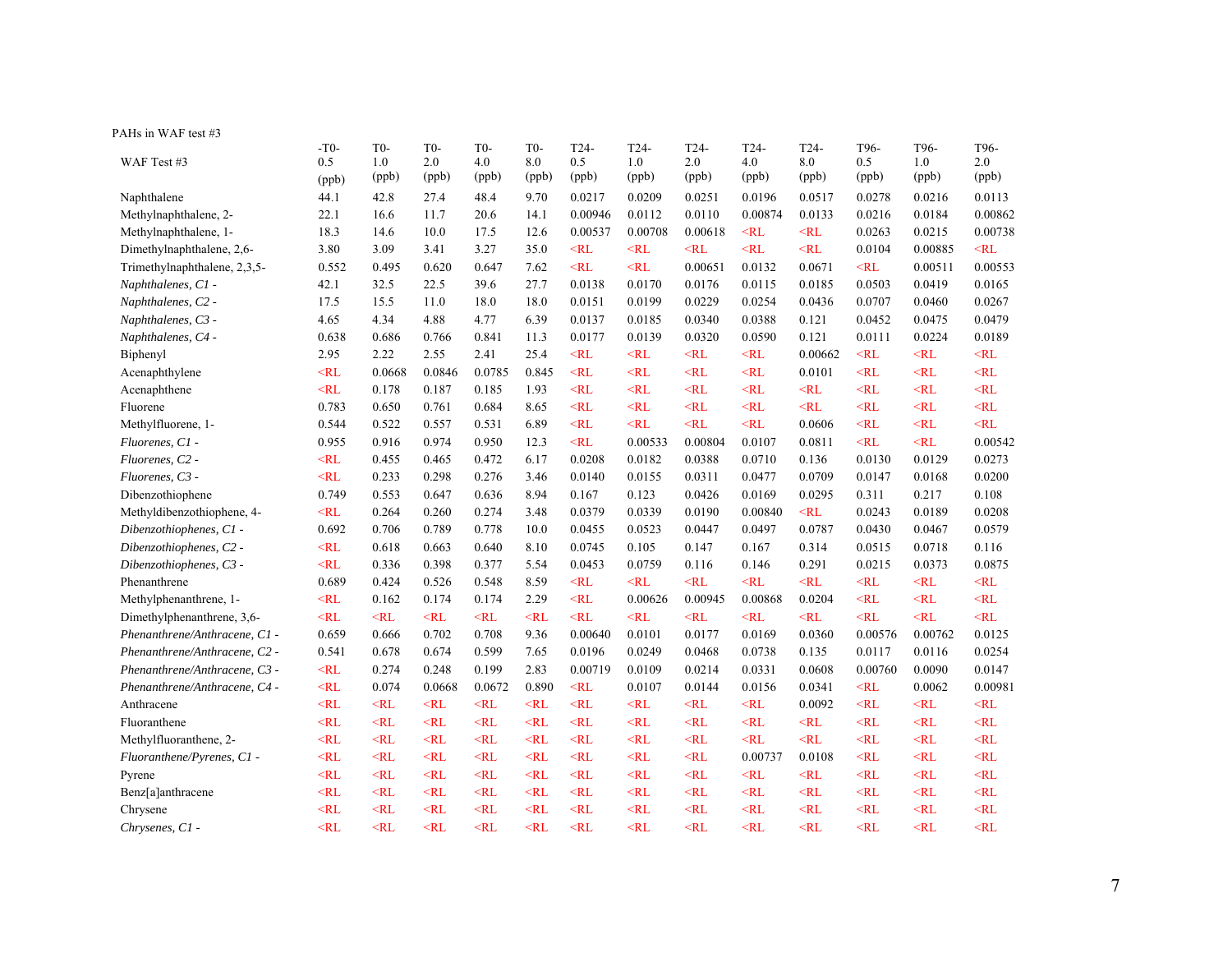PAHs in WAF test #3

| WAF Test #3 | -T0-0.5 (ppb) | T0-1.0 (ppb) | T0-2.0 (ppb) | T0-4.0 (ppb) | T0-8.0 (ppb) | T24-0.5 (ppb) | T24-1.0 (ppb) | T24-2.0 (ppb) | T24-4.0 (ppb) | T24-8.0 (ppb) | T96-0.5 (ppb) | T96-1.0 (ppb) | T96-2.0 (ppb) |
|---|---|---|---|---|---|---|---|---|---|---|---|---|---|
| Naphthalene | 44.1 | 42.8 | 27.4 | 48.4 | 9.70 | 0.0217 | 0.0209 | 0.0251 | 0.0196 | 0.0517 | 0.0278 | 0.0216 | 0.0113 |
| Methylnaphthalene, 2- | 22.1 | 16.6 | 11.7 | 20.6 | 14.1 | 0.00946 | 0.0112 | 0.0110 | 0.00874 | 0.0133 | 0.0216 | 0.0184 | 0.00862 |
| Methylnaphthalene, 1- | 18.3 | 14.6 | 10.0 | 17.5 | 12.6 | 0.00537 | 0.00708 | 0.00618 | <RL | <RL | 0.0263 | 0.0215 | 0.00738 |
| Dimethylnaphthalene, 2,6- | 3.80 | 3.09 | 3.41 | 3.27 | 35.0 | <RL | <RL | <RL | <RL | <RL | 0.0104 | 0.00885 | <RL |
| Trimethylnaphthalene, 2,3,5- | 0.552 | 0.495 | 0.620 | 0.647 | 7.62 | <RL | <RL | 0.00651 | 0.0132 | 0.0671 | <RL | 0.00511 | 0.00553 |
| *Naphthalenes, C1 -* | 42.1 | 32.5 | 22.5 | 39.6 | 27.7 | 0.0138 | 0.0170 | 0.0176 | 0.0115 | 0.0185 | 0.0503 | 0.0419 | 0.0165 |
| *Naphthalenes, C2 -* | 17.5 | 15.5 | 11.0 | 18.0 | 18.0 | 0.0151 | 0.0199 | 0.0229 | 0.0254 | 0.0436 | 0.0707 | 0.0460 | 0.0267 |
| *Naphthalenes, C3 -* | 4.65 | 4.34 | 4.88 | 4.77 | 6.39 | 0.0137 | 0.0185 | 0.0340 | 0.0388 | 0.121 | 0.0452 | 0.0475 | 0.0479 |
| *Naphthalenes, C4 -* | 0.638 | 0.686 | 0.766 | 0.841 | 11.3 | 0.0177 | 0.0139 | 0.0320 | 0.0590 | 0.121 | 0.0111 | 0.0224 | 0.0189 |
| Biphenyl | 2.95 | 2.22 | 2.55 | 2.41 | 25.4 | <RL | <RL | <RL | <RL | 0.00662 | <RL | <RL | <RL |
| Acenaphthylene | <RL | 0.0668 | 0.0846 | 0.0785 | 0.845 | <RL | <RL | <RL | <RL | 0.0101 | <RL | <RL | <RL |
| Acenaphthene | <RL | 0.178 | 0.187 | 0.185 | 1.93 | <RL | <RL | <RL | <RL | <RL | <RL | <RL | <RL |
| Fluorene | 0.783 | 0.650 | 0.761 | 0.684 | 8.65 | <RL | <RL | <RL | <RL | <RL | <RL | <RL | <RL |
| Methylfluorene, 1- | 0.544 | 0.522 | 0.557 | 0.531 | 6.89 | <RL | <RL | <RL | <RL | 0.0606 | <RL | <RL | <RL |
| *Fluorenes, C1 -* | 0.955 | 0.916 | 0.974 | 0.950 | 12.3 | <RL | 0.00533 | 0.00804 | 0.0107 | 0.0811 | <RL | <RL | 0.00542 |
| *Fluorenes, C2 -* | <RL | 0.455 | 0.465 | 0.472 | 6.17 | 0.0208 | 0.0182 | 0.0388 | 0.0710 | 0.136 | 0.0130 | 0.0129 | 0.0273 |
| *Fluorenes, C3 -* | <RL | 0.233 | 0.298 | 0.276 | 3.46 | 0.0140 | 0.0155 | 0.0311 | 0.0477 | 0.0709 | 0.0147 | 0.0168 | 0.0200 |
| Dibenzothiophene | 0.749 | 0.553 | 0.647 | 0.636 | 8.94 | 0.167 | 0.123 | 0.0426 | 0.0169 | 0.0295 | 0.311 | 0.217 | 0.108 |
| Methyldibenzothiophene, 4- | <RL | 0.264 | 0.260 | 0.274 | 3.48 | 0.0379 | 0.0339 | 0.0190 | 0.00840 | <RL | 0.0243 | 0.0189 | 0.0208 |
| *Dibenzothiophenes, C1 -* | 0.692 | 0.706 | 0.789 | 0.778 | 10.0 | 0.0455 | 0.0523 | 0.0447 | 0.0497 | 0.0787 | 0.0430 | 0.0467 | 0.0579 |
| *Dibenzothiophenes, C2 -* | <RL | 0.618 | 0.663 | 0.640 | 8.10 | 0.0745 | 0.105 | 0.147 | 0.167 | 0.314 | 0.0515 | 0.0718 | 0.116 |
| *Dibenzothiophenes, C3 -* | <RL | 0.336 | 0.398 | 0.377 | 5.54 | 0.0453 | 0.0759 | 0.116 | 0.146 | 0.291 | 0.0215 | 0.0373 | 0.0875 |
| Phenanthrene | 0.689 | 0.424 | 0.526 | 0.548 | 8.59 | <RL | <RL | <RL | <RL | <RL | <RL | <RL | <RL |
| Methylphenanthrene, 1- | <RL | 0.162 | 0.174 | 0.174 | 2.29 | <RL | 0.00626 | 0.00945 | 0.00868 | 0.0204 | <RL | <RL | <RL |
| Dimethylphenanthrene, 3,6- | <RL | <RL | <RL | <RL | <RL | <RL | <RL | <RL | <RL | <RL | <RL | <RL | <RL |
| *Phenanthrene/Anthracene, C1 -* | 0.659 | 0.666 | 0.702 | 0.708 | 9.36 | 0.00640 | 0.0101 | 0.0177 | 0.0169 | 0.0360 | 0.00576 | 0.00762 | 0.0125 |
| *Phenanthrene/Anthracene, C2 -* | 0.541 | 0.678 | 0.674 | 0.599 | 7.65 | 0.0196 | 0.0249 | 0.0468 | 0.0738 | 0.135 | 0.0117 | 0.0116 | 0.0254 |
| *Phenanthrene/Anthracene, C3 -* | <RL | 0.274 | 0.248 | 0.199 | 2.83 | 0.00719 | 0.0109 | 0.0214 | 0.0331 | 0.0608 | 0.00760 | 0.0090 | 0.0147 |
| *Phenanthrene/Anthracene, C4 -* | <RL | 0.074 | 0.0668 | 0.0672 | 0.890 | <RL | 0.0107 | 0.0144 | 0.0156 | 0.0341 | <RL | 0.0062 | 0.00981 |
| Anthracene | <RL | <RL | <RL | <RL | <RL | <RL | <RL | <RL | <RL | 0.0092 | <RL | <RL | <RL |
| Fluoranthene | <RL | <RL | <RL | <RL | <RL | <RL | <RL | <RL | <RL | <RL | <RL | <RL | <RL |
| Methylfluoranthene, 2- | <RL | <RL | <RL | <RL | <RL | <RL | <RL | <RL | <RL | <RL | <RL | <RL | <RL |
| *Fluoranthene/Pyrenes, C1 -* | <RL | <RL | <RL | <RL | <RL | <RL | <RL | <RL | 0.00737 | 0.0108 | <RL | <RL | <RL |
| Pyrene | <RL | <RL | <RL | <RL | <RL | <RL | <RL | <RL | <RL | <RL | <RL | <RL | <RL |
| Benz[a]anthracene | <RL | <RL | <RL | <RL | <RL | <RL | <RL | <RL | <RL | <RL | <RL | <RL | <RL |
| Chrysene | <RL | <RL | <RL | <RL | <RL | <RL | <RL | <RL | <RL | <RL | <RL | <RL | <RL |
| *Chrysenes, C1 -* | <RL | <RL | <RL | <RL | <RL | <RL | <RL | <RL | <RL | <RL | <RL | <RL | <RL |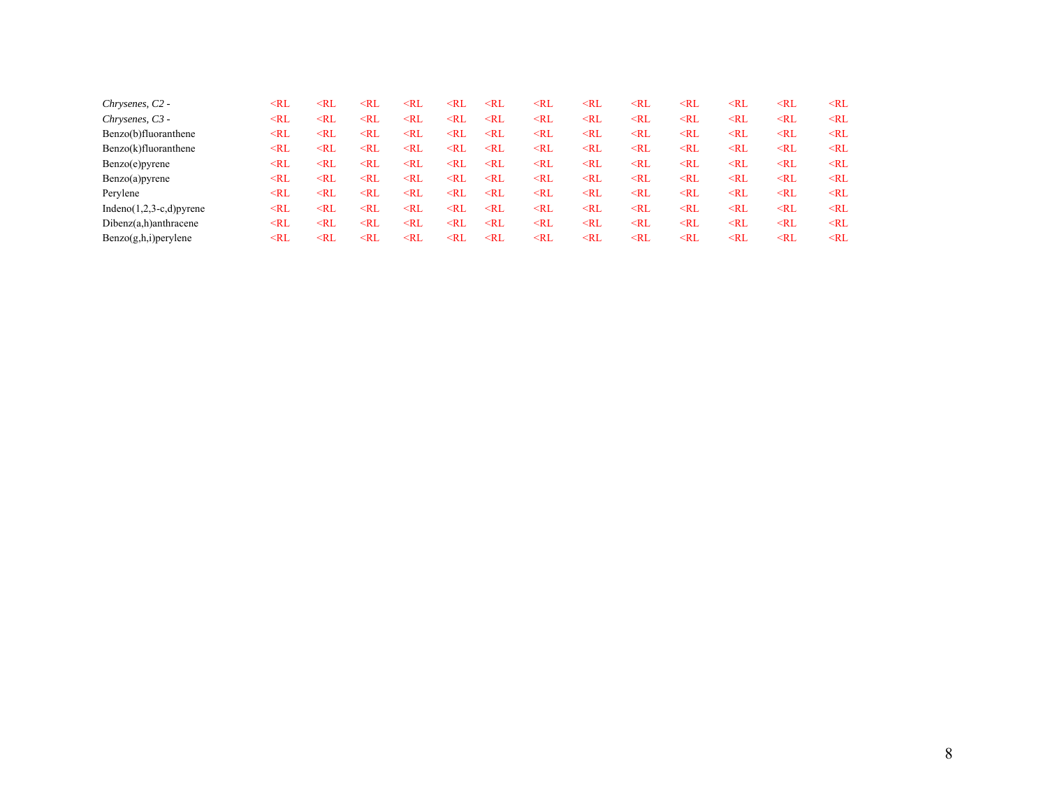| | | | | | | | | | | | | | |
|---|---|---|---|---|---|---|---|---|---|---|---|---|---|
| *Chrysenes, C2 -* | <RL | <RL | <RL | <RL | <RL | <RL | <RL | <RL | <RL | <RL | <RL | <RL | <RL |
| *Chrysenes, C3 -* | <RL | <RL | <RL | <RL | <RL | <RL | <RL | <RL | <RL | <RL | <RL | <RL | <RL |
| Benzo(b)fluoranthene | <RL | <RL | <RL | <RL | <RL | <RL | <RL | <RL | <RL | <RL | <RL | <RL | <RL |
| Benzo(k)fluoranthene | <RL | <RL | <RL | <RL | <RL | <RL | <RL | <RL | <RL | <RL | <RL | <RL | <RL |
| Benzo(e)pyrene | <RL | <RL | <RL | <RL | <RL | <RL | <RL | <RL | <RL | <RL | <RL | <RL | <RL |
| Benzo(a)pyrene | <RL | <RL | <RL | <RL | <RL | <RL | <RL | <RL | <RL | <RL | <RL | <RL | <RL |
| Perylene | <RL | <RL | <RL | <RL | <RL | <RL | <RL | <RL | <RL | <RL | <RL | <RL | <RL |
| Indeno(1,2,3-c,d)pyrene | <RL | <RL | <RL | <RL | <RL | <RL | <RL | <RL | <RL | <RL | <RL | <RL | <RL |
| Dibenz(a,h)anthracene | <RL | <RL | <RL | <RL | <RL | <RL | <RL | <RL | <RL | <RL | <RL | <RL | <RL |
| Benzo(g,h,i)perylene | <RL | <RL | <RL | <RL | <RL | <RL | <RL | <RL | <RL | <RL | <RL | <RL | <RL |